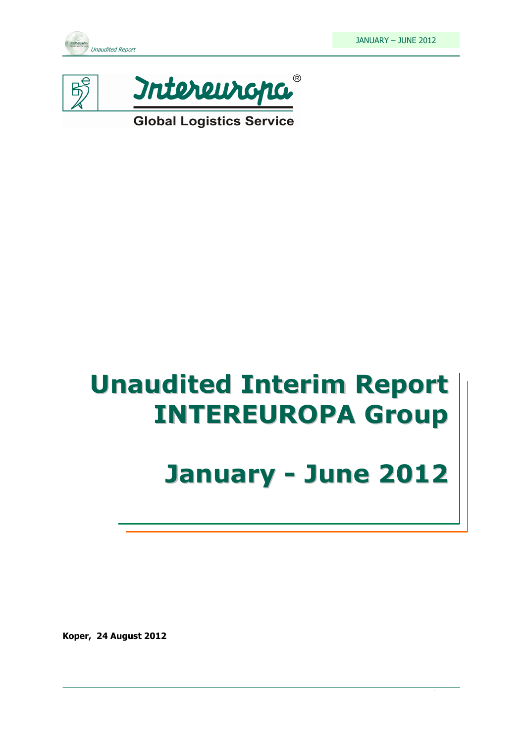Intereuropa®

Global Logistics Service

# Unaudited Interim Report INTEREUROPA Group

# January - June 2012

**Koper, 24 August 2012**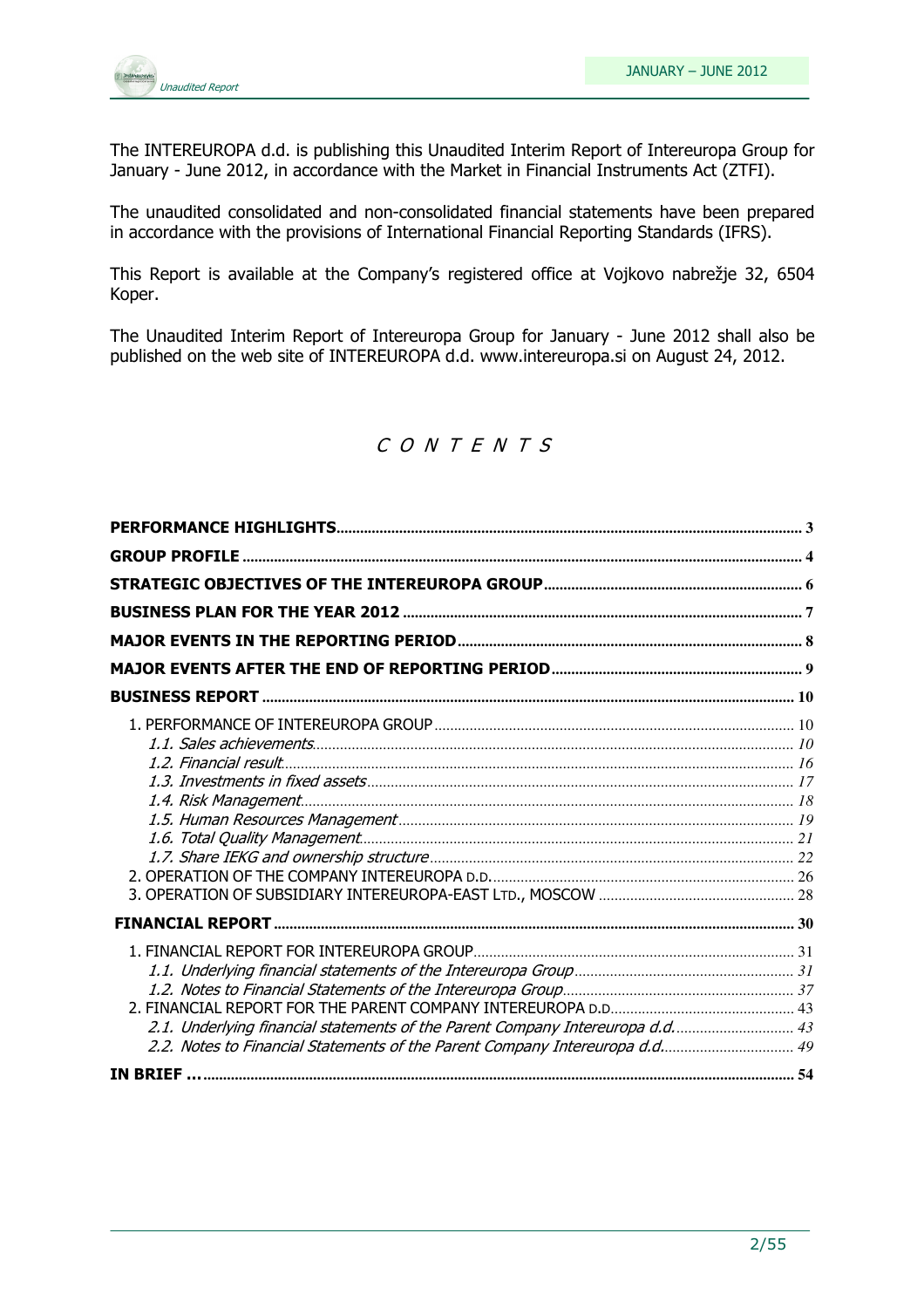The INTEREUROPA d.d. is publishing this Unaudited Interim Report of Intereuropa Group for January - June 2012, in accordance with the Market in Financial Instruments Act (ZTFI).

The unaudited consolidated and non-consolidated financial statements have been prepared in accordance with the provisions of International Financial Reporting Standards (IFRS).

This Report is available at the Company's registered office at Vojkovo nabrežje 32, 6504 Koper.

The Unaudited Interim Report of Intereuropa Group for January - June 2012 shall also be published on the web site of INTEREUROPA d.d. www.intereuropa.si on August 24, 2012.

# *C O N T E N T S*

**PERFORMANCE HIGHLIGHTS** ........ 3
**GROUP PROFILE** ........ 4
**STRATEGIC OBJECTIVES OF THE INTEREUROPA GROUP** ........ 6
**BUSINESS PLAN FOR THE YEAR 2012** ........ 7
**MAJOR EVENTS IN THE REPORTING PERIOD** ........ 8
**MAJOR EVENTS AFTER THE END OF REPORTING PERIOD** ........ 9
**BUSINESS REPORT** ........ 10

- 1. PERFORMANCE OF INTEREUROPA GROUP ........ 10
  - *1.1. Sales achievements* ........ 10
  - *1.2. Financial result* ........ 16
  - *1.3. Investments in fixed assets* ........ 17
  - *1.4. Risk Management* ........ 18
  - *1.5. Human Resources Management* ........ 19
  - *1.6. Total Quality Management* ........ 21
  - *1.7. Share IEKG and ownership structure* ........ 22
- 2. OPERATION OF THE COMPANY INTEREUROPA D.D. ........ 26
- 3. OPERATION OF SUBSIDIARY INTEREUROPA-EAST LTD., MOSCOW ........ 28

**FINANCIAL REPORT** ........ 30

- 1. FINANCIAL REPORT FOR INTEREUROPA GROUP ........ 31
  - *1.1. Underlying financial statements of the Intereuropa Group* ........ 31
  - *1.2. Notes to Financial Statements of the Intereuropa Group* ........ 37
- 2. FINANCIAL REPORT FOR THE PARENT COMPANY INTEREUROPA D.D. ........ 43
  - *2.1. Underlying financial statements of the Parent Company Intereuropa d.d.* ........ 43
  - *2.2. Notes to Financial Statements of the Parent Company Intereuropa d.d.* ........ 49

**IN BRIEF …** ........ 54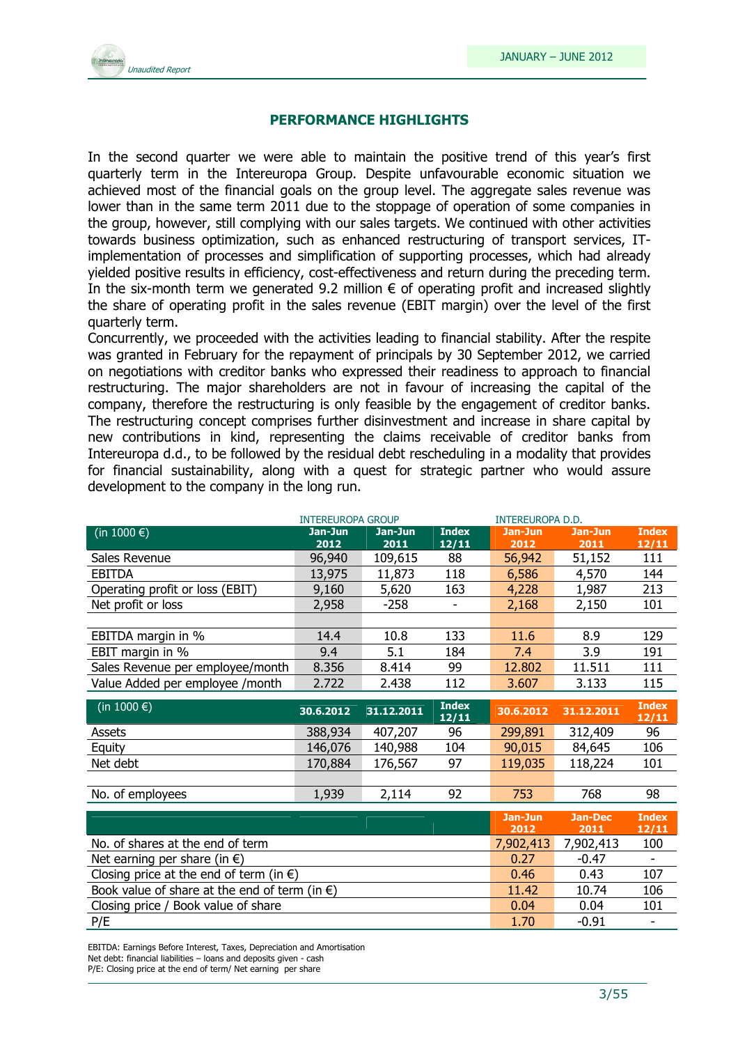## PERFORMANCE HIGHLIGHTS

In the second quarter we were able to maintain the positive trend of this year's first quarterly term in the Intereuropa Group. Despite unfavourable economic situation we achieved most of the financial goals on the group level. The aggregate sales revenue was lower than in the same term 2011 due to the stoppage of operation of some companies in the group, however, still complying with our sales targets. We continued with other activities towards business optimization, such as enhanced restructuring of transport services, IT-implementation of processes and simplification of supporting processes, which had already yielded positive results in efficiency, cost-effectiveness and return during the preceding term. In the six-month term we generated 9.2 million € of operating profit and increased slightly the share of operating profit in the sales revenue (EBIT margin) over the level of the first quarterly term.

Concurrently, we proceeded with the activities leading to financial stability. After the respite was granted in February for the repayment of principals by 30 September 2012, we carried on negotiations with creditor banks who expressed their readiness to approach to financial restructuring. The major shareholders are not in favour of increasing the capital of the company, therefore the restructuring is only feasible by the engagement of creditor banks. The restructuring concept comprises further disinvestment and increase in share capital by new contributions in kind, representing the claims receivable of creditor banks from Intereuropa d.d., to be followed by the residual debt rescheduling in a modality that provides for financial sustainability, along with a quest for strategic partner who would assure development to the company in the long run.

| | INTEREUROPA GROUP | | | INTEREUROPA D.D. | | |
|---|---|---|---|---|---|---|
| (in 1000 €) | Jan-Jun 2012 | Jan-Jun 2011 | Index 12/11 | Jan-Jun 2012 | Jan-Jun 2011 | Index 12/11 |
| Sales Revenue | 96,940 | 109,615 | 88 | 56,942 | 51,152 | 111 |
| EBITDA | 13,975 | 11,873 | 118 | 6,586 | 4,570 | 144 |
| Operating profit or loss (EBIT) | 9,160 | 5,620 | 163 | 4,228 | 1,987 | 213 |
| Net profit or loss | 2,958 | -258 | - | 2,168 | 2,150 | 101 |
| | | | | | | |
| EBITDA margin in % | 14.4 | 10.8 | 133 | 11.6 | 8.9 | 129 |
| EBIT margin in % | 9.4 | 5.1 | 184 | 7.4 | 3.9 | 191 |
| Sales Revenue per employee/month | 8.356 | 8.414 | 99 | 12.802 | 11.511 | 111 |
| Value Added per employee /month | 2.722 | 2.438 | 112 | 3.607 | 3.133 | 115 |

| (in 1000 €) | 30.6.2012 | 31.12.2011 | Index 12/11 | 30.6.2012 | 31.12.2011 | Index 12/11 |
|---|---|---|---|---|---|---|
| Assets | 388,934 | 407,207 | 96 | 299,891 | 312,409 | 96 |
| Equity | 146,076 | 140,988 | 104 | 90,015 | 84,645 | 106 |
| Net debt | 170,884 | 176,567 | 97 | 119,035 | 118,224 | 101 |
| | | | | | | |
| No. of employees | 1,939 | 2,114 | 92 | 753 | 768 | 98 |

| | Jan-Jun 2012 | Jan-Dec 2011 | Index 12/11 |
|---|---|---|---|
| No. of shares at the end of term | 7,902,413 | 7,902,413 | 100 |
| Net earning per share (in €) | 0.27 | -0.47 | - |
| Closing price at the end of term (in €) | 0.46 | 0.43 | 107 |
| Book value of share at the end of term (in €) | 11.42 | 10.74 | 106 |
| Closing price / Book value of share | 0.04 | 0.04 | 101 |
| P/E | 1.70 | -0.91 | - |

EBITDA: Earnings Before Interest, Taxes, Depreciation and Amortisation
Net debt: financial liabilities – loans and deposits given - cash
P/E: Closing price at the end of term/ Net earning per share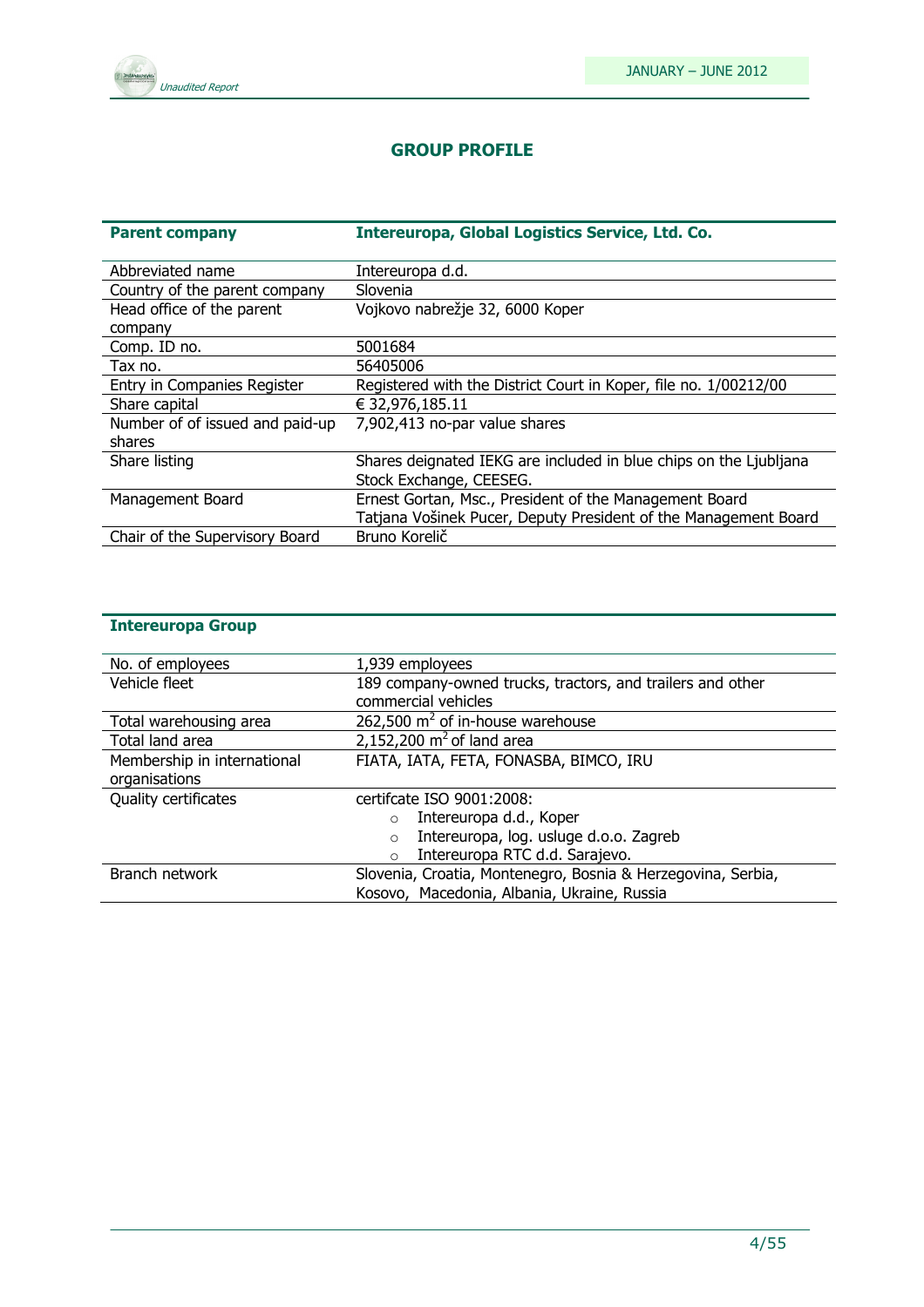# GROUP PROFILE

| **Parent company** | **Intereuropa, Global Logistics Service, Ltd. Co.** |
|---|---|
| Abbreviated name | Intereuropa d.d. |
| Country of the parent company | Slovenia |
| Head office of the parent company | Vojkovo nabrežje 32, 6000 Koper |
| Comp. ID no. | 5001684 |
| Tax no. | 56405006 |
| Entry in Companies Register | Registered with the District Court in Koper, file no. 1/00212/00 |
| Share capital | € 32,976,185.11 |
| Number of of issued and paid-up shares | 7,902,413 no-par value shares |
| Share listing | Shares deignated IEKG are included in blue chips on the Ljubljana Stock Exchange, CEESEG. |
| Management Board | Ernest Gortan, Msc., President of the Management Board<br>Tatjana Vošinek Pucer, Deputy President of the Management Board |
| Chair of the Supervisory Board | Bruno Korelič |

| **Intereuropa Group** | |
|---|---|
| No. of employees | 1,939 employees |
| Vehicle fleet | 189 company-owned trucks, tractors, and trailers and other commercial vehicles |
| Total warehousing area | 262,500 m$^2$ of in-house warehouse |
| Total land area | 2,152,200 m$^2$ of land area |
| Membership in international organisations | FIATA, IATA, FETA, FONASBA, BIMCO, IRU |
| Quality certificates | certifcate ISO 9001:2008:<br>○ Intereuropa d.d., Koper<br>○ Intereuropa, log. usluge d.o.o. Zagreb<br>○ Intereuropa RTC d.d. Sarajevo. |
| Branch network | Slovenia, Croatia, Montenegro, Bosnia & Herzegovina, Serbia, Kosovo, Macedonia, Albania, Ukraine, Russia |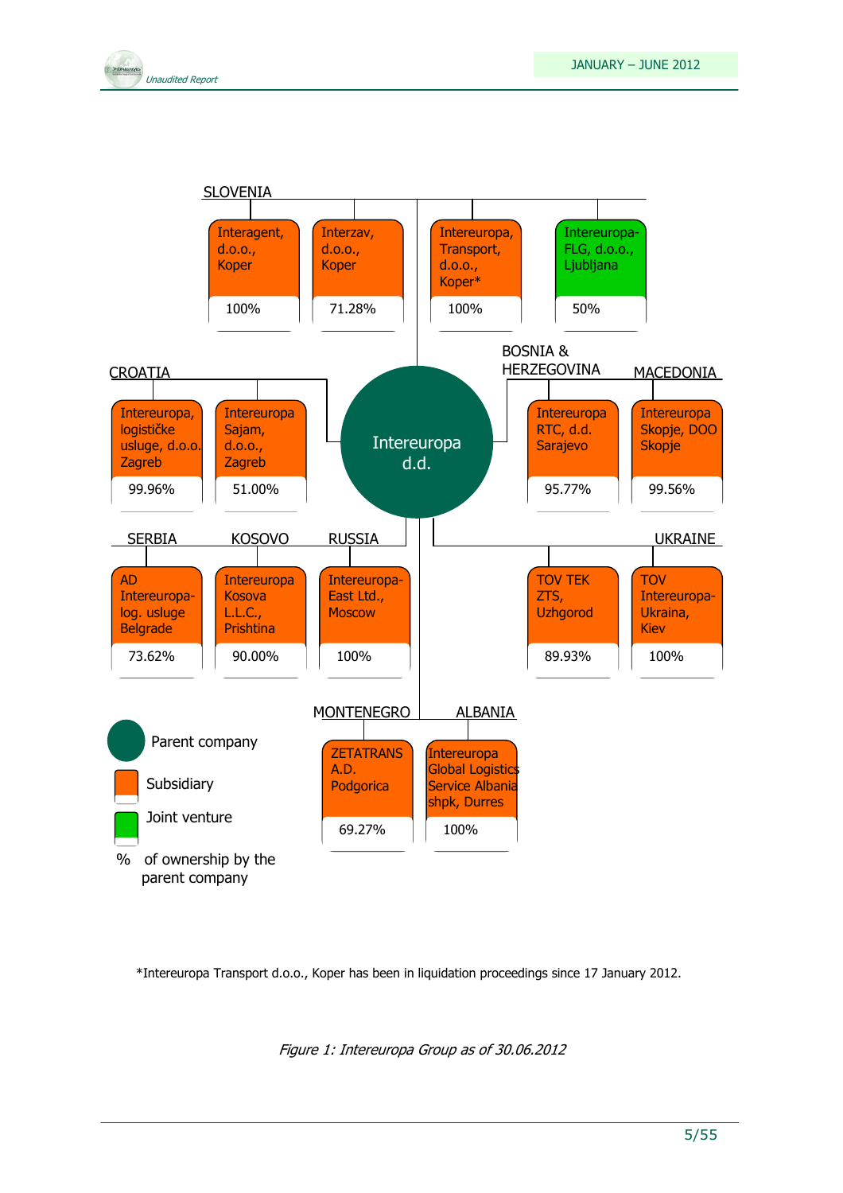**Intereuropa d.d.**

**SLOVENIA**

| Company | Ownership |
|---|---|
| Interagent, d.o.o., Koper | 100% |
| Interzav, d.o.o., Koper | 71.28% |
| Intereuropa, Transport, d.o.o., Koper* | 100% |
| Intereuropa-FLG, d.o.o., Ljubljana | 50% |

**CROATIA**

| Company | Ownership |
|---|---|
| Intereuropa, logističke usluge, d.o.o. Zagreb | 99.96% |
| Intereuropa Sajam, d.o.o., Zagreb | 51.00% |

**BOSNIA & HERZEGOVINA**

| Company | Ownership |
|---|---|
| Intereuropa RTC, d.d. Sarajevo | 95.77% |

**MACEDONIA**

| Company | Ownership |
|---|---|
| Intereuropa Skopje, DOO Skopje | 99.56% |

**SERBIA**

| Company | Ownership |
|---|---|
| AD Intereuropa-log. usluge Belgrade | 73.62% |

**KOSOVO**

| Company | Ownership |
|---|---|
| Intereuropa Kosova L.L.C., Prishtina | 90.00% |

**RUSSIA**

| Company | Ownership |
|---|---|
| Intereuropa-East Ltd., Moscow | 100% |

**UKRAINE**

| Company | Ownership |
|---|---|
| TOV TEK ZTS, Uzhgorod | 89.93% |
| TOV Intereuropa-Ukraina, Kiev | 100% |

**MONTENEGRO**

| Company | Ownership |
|---|---|
| ZETATRANS A.D. Podgorica | 69.27% |

**ALBANIA**

| Company | Ownership |
|---|---|
| Intereuropa Global Logistics Service Albania shpk, Durres | 100% |

Legend:
- Parent company
- Subsidiary
- Joint venture
- % of ownership by the parent company

*Intereuropa Transport d.o.o., Koper has been in liquidation proceedings since 17 January 2012.

*Figure 1: Intereuropa Group as of 30.06.2012*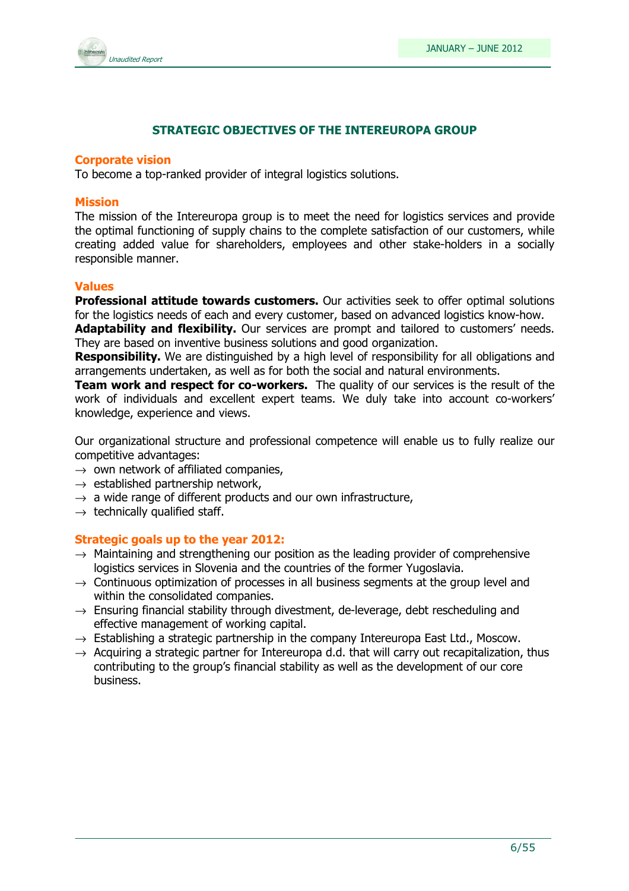## STRATEGIC OBJECTIVES OF THE INTEREUROPA GROUP

### Corporate vision

To become a top-ranked provider of integral logistics solutions.

### Mission

The mission of the Intereuropa group is to meet the need for logistics services and provide the optimal functioning of supply chains to the complete satisfaction of our customers, while creating added value for shareholders, employees and other stake-holders in a socially responsible manner.

### Values

**Professional attitude towards customers.** Our activities seek to offer optimal solutions for the logistics needs of each and every customer, based on advanced logistics know-how.
**Adaptability and flexibility.** Our services are prompt and tailored to customers' needs. They are based on inventive business solutions and good organization.
**Responsibility.** We are distinguished by a high level of responsibility for all obligations and arrangements undertaken, as well as for both the social and natural environments.
**Team work and respect for co-workers.** The quality of our services is the result of the work of individuals and excellent expert teams. We duly take into account co-workers' knowledge, experience and views.

Our organizational structure and professional competence will enable us to fully realize our competitive advantages:

- → own network of affiliated companies,
- → established partnership network,
- → a wide range of different products and our own infrastructure,
- → technically qualified staff.

### Strategic goals up to the year 2012:

- → Maintaining and strengthening our position as the leading provider of comprehensive logistics services in Slovenia and the countries of the former Yugoslavia.
- → Continuous optimization of processes in all business segments at the group level and within the consolidated companies.
- → Ensuring financial stability through divestment, de-leverage, debt rescheduling and effective management of working capital.
- → Establishing a strategic partnership in the company Intereuropa East Ltd., Moscow.
- → Acquiring a strategic partner for Intereuropa d.d. that will carry out recapitalization, thus contributing to the group's financial stability as well as the development of our core business.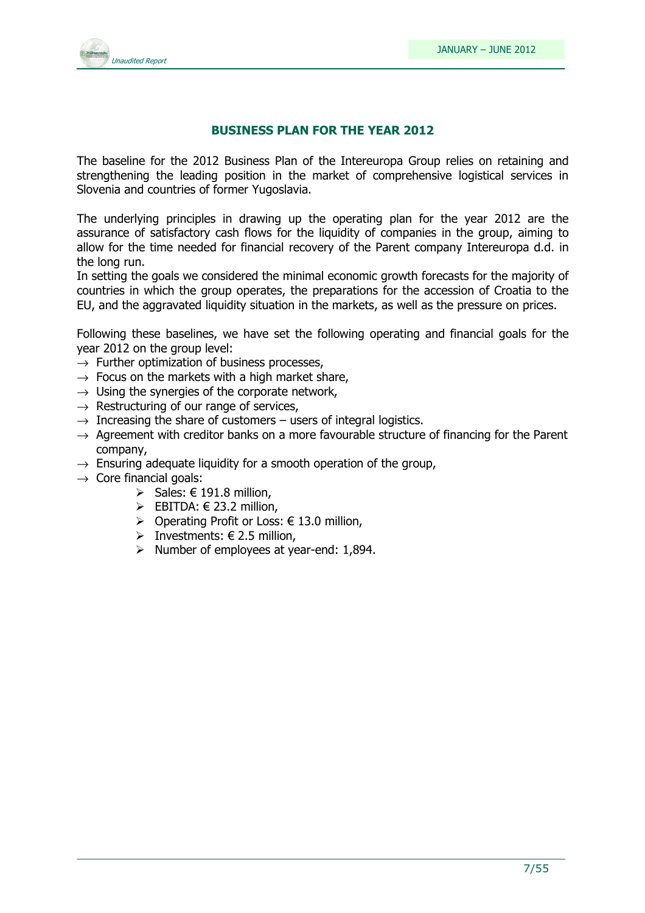## BUSINESS PLAN FOR THE YEAR 2012

The baseline for the 2012 Business Plan of the Intereuropa Group relies on retaining and strengthening the leading position in the market of comprehensive logistical services in Slovenia and countries of former Yugoslavia.

The underlying principles in drawing up the operating plan for the year 2012 are the assurance of satisfactory cash flows for the liquidity of companies in the group, aiming to allow for the time needed for financial recovery of the Parent company Intereuropa d.d. in the long run.
In setting the goals we considered the minimal economic growth forecasts for the majority of countries in which the group operates, the preparations for the accession of Croatia to the EU, and the aggravated liquidity situation in the markets, as well as the pressure on prices.

Following these baselines, we have set the following operating and financial goals for the year 2012 on the group level:

- Further optimization of business processes,
- Focus on the markets with a high market share,
- Using the synergies of the corporate network,
- Restructuring of our range of services,
- Increasing the share of customers – users of integral logistics.
- Agreement with creditor banks on a more favourable structure of financing for the Parent company,
- Ensuring adequate liquidity for a smooth operation of the group,
- Core financial goals:
    - Sales: € 191.8 million,
    - EBITDA: € 23.2 million,
    - Operating Profit or Loss: € 13.0 million,
    - Investments: € 2.5 million,
    - Number of employees at year-end: 1,894.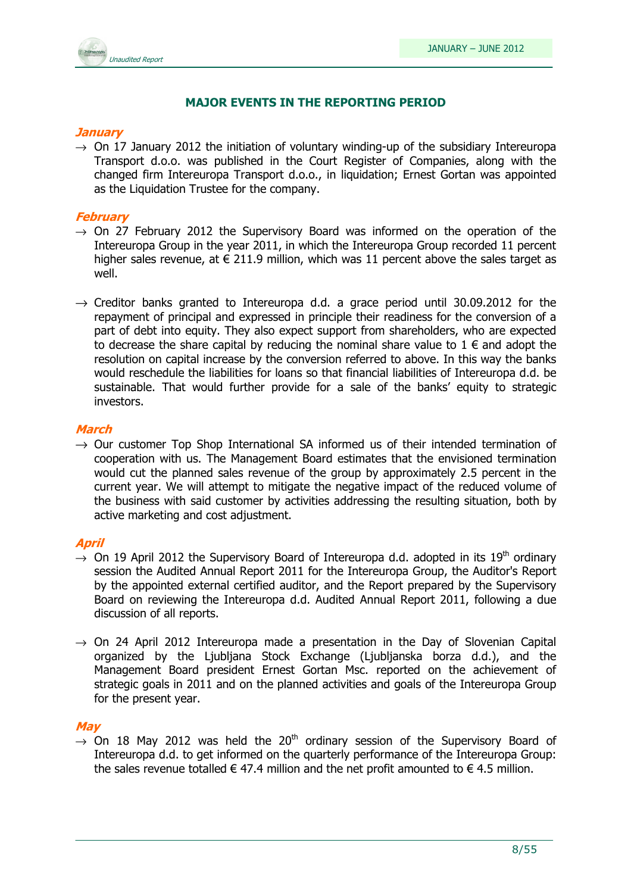## MAJOR EVENTS IN THE REPORTING PERIOD

### *January*

→ On 17 January 2012 the initiation of voluntary winding-up of the subsidiary Intereuropa Transport d.o.o. was published in the Court Register of Companies, along with the changed firm Intereuropa Transport d.o.o., in liquidation; Ernest Gortan was appointed as the Liquidation Trustee for the company.

### *February*

→ On 27 February 2012 the Supervisory Board was informed on the operation of the Intereuropa Group in the year 2011, in which the Intereuropa Group recorded 11 percent higher sales revenue, at € 211.9 million, which was 11 percent above the sales target as well.

→ Creditor banks granted to Intereuropa d.d. a grace period until 30.09.2012 for the repayment of principal and expressed in principle their readiness for the conversion of a part of debt into equity. They also expect support from shareholders, who are expected to decrease the share capital by reducing the nominal share value to 1 € and adopt the resolution on capital increase by the conversion referred to above. In this way the banks would reschedule the liabilities for loans so that financial liabilities of Intereuropa d.d. be sustainable. That would further provide for a sale of the banks' equity to strategic investors.

### *March*

→ Our customer Top Shop International SA informed us of their intended termination of cooperation with us. The Management Board estimates that the envisioned termination would cut the planned sales revenue of the group by approximately 2.5 percent in the current year. We will attempt to mitigate the negative impact of the reduced volume of the business with said customer by activities addressing the resulting situation, both by active marketing and cost adjustment.

### *April*

→ On 19 April 2012 the Supervisory Board of Intereuropa d.d. adopted in its 19th ordinary session the Audited Annual Report 2011 for the Intereuropa Group, the Auditor's Report by the appointed external certified auditor, and the Report prepared by the Supervisory Board on reviewing the Intereuropa d.d. Audited Annual Report 2011, following a due discussion of all reports.

→ On 24 April 2012 Intereuropa made a presentation in the Day of Slovenian Capital organized by the Ljubljana Stock Exchange (Ljubljanska borza d.d.), and the Management Board president Ernest Gortan Msc. reported on the achievement of strategic goals in 2011 and on the planned activities and goals of the Intereuropa Group for the present year.

### *May*

→ On 18 May 2012 was held the 20th ordinary session of the Supervisory Board of Intereuropa d.d. to get informed on the quarterly performance of the Intereuropa Group: the sales revenue totalled € 47.4 million and the net profit amounted to € 4.5 million.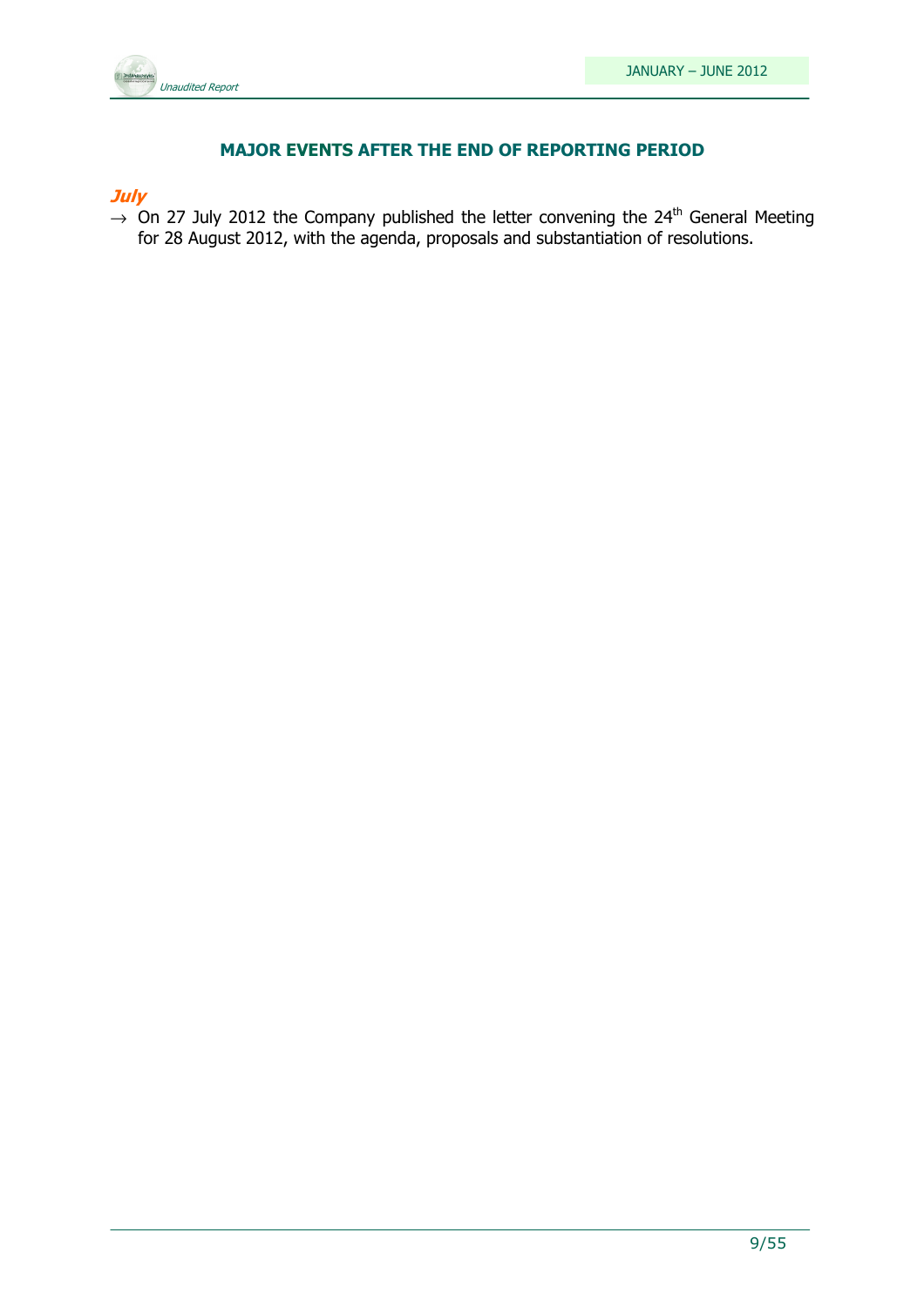## MAJOR EVENTS AFTER THE END OF REPORTING PERIOD

***July***

→ On 27 July 2012 the Company published the letter convening the 24th General Meeting for 28 August 2012, with the agenda, proposals and substantiation of resolutions.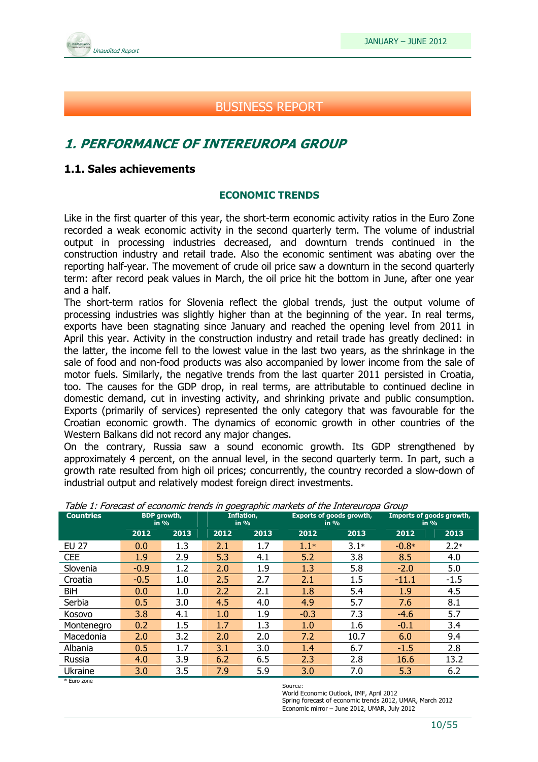# BUSINESS REPORT

## *1. PERFORMANCE OF INTEREUROPA GROUP*

### 1.1. Sales achievements

**ECONOMIC TRENDS**

Like in the first quarter of this year, the short-term economic activity ratios in the Euro Zone recorded a weak economic activity in the second quarterly term. The volume of industrial output in processing industries decreased, and downturn trends continued in the construction industry and retail trade. Also the economic sentiment was abating over the reporting half-year. The movement of crude oil price saw a downturn in the second quarterly term: after record peak values in March, the oil price hit the bottom in June, after one year and a half.

The short-term ratios for Slovenia reflect the global trends, just the output volume of processing industries was slightly higher than at the beginning of the year. In real terms, exports have been stagnating since January and reached the opening level from 2011 in April this year. Activity in the construction industry and retail trade has greatly declined: in the latter, the income fell to the lowest value in the last two years, as the shrinkage in the sale of food and non-food products was also accompanied by lower income from the sale of motor fuels. Similarly, the negative trends from the last quarter 2011 persisted in Croatia, too. The causes for the GDP drop, in real terms, are attributable to continued decline in domestic demand, cut in investing activity, and shrinking private and public consumption. Exports (primarily of services) represented the only category that was favourable for the Croatian economic growth. The dynamics of economic growth in other countries of the Western Balkans did not record any major changes.

On the contrary, Russia saw a sound economic growth. Its GDP strengthened by approximately 4 percent, on the annual level, in the second quarterly term. In part, such a growth rate resulted from high oil prices; concurrently, the country recorded a slow-down of industrial output and relatively modest foreign direct investments.

*Table 1: Forecast of economic trends in goegraphic markets of the Intereuropa Group*

| Countries | BDP growth, in % | | Inflation, in % | | Exports of goods growth, in % | | Imports of goods growth, in % | |
|---|---|---|---|---|---|---|---|---|
| | 2012 | 2013 | 2012 | 2013 | 2012 | 2013 | 2012 | 2013 |
| EU 27 | 0.0 | 1.3 | 2.1 | 1.7 | 1.1* | 3.1* | -0.8* | 2.2* |
| CEE | 1.9 | 2.9 | 5.3 | 4.1 | 5.2 | 3.8 | 8.5 | 4.0 |
| Slovenia | -0.9 | 1.2 | 2.0 | 1.9 | 1.3 | 5.8 | -2.0 | 5.0 |
| Croatia | -0.5 | 1.0 | 2.5 | 2.7 | 2.1 | 1.5 | -11.1 | -1.5 |
| BiH | 0.0 | 1.0 | 2.2 | 2.1 | 1.8 | 5.4 | 1.9 | 4.5 |
| Serbia | 0.5 | 3.0 | 4.5 | 4.0 | 4.9 | 5.7 | 7.6 | 8.1 |
| Kosovo | 3.8 | 4.1 | 1.0 | 1.9 | -0.3 | 7.3 | -4.6 | 5.7 |
| Montenegro | 0.2 | 1.5 | 1.7 | 1.3 | 1.0 | 1.6 | -0.1 | 3.4 |
| Macedonia | 2.0 | 3.2 | 2.0 | 2.0 | 7.2 | 10.7 | 6.0 | 9.4 |
| Albania | 0.5 | 1.7 | 3.1 | 3.0 | 1.4 | 6.7 | -1.5 | 2.8 |
| Russia | 4.0 | 3.9 | 6.2 | 6.5 | 2.3 | 2.8 | 16.6 | 13.2 |
| Ukraine | 3.0 | 3.5 | 7.9 | 5.9 | 3.0 | 7.0 | 5.3 | 6.2 |

\* Euro zone

Source:
World Economic Outlook, IMF, April 2012
Spring forecast of economic trends 2012, UMAR, March 2012
Economic mirror – June 2012, UMAR, July 2012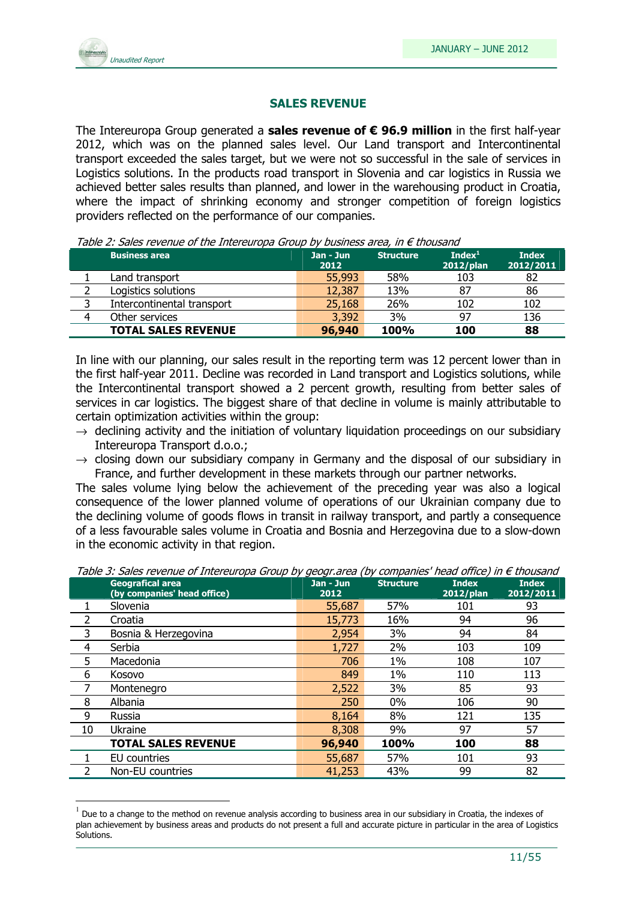## SALES REVENUE

The Intereuropa Group generated a **sales revenue of € 96.9 million** in the first half-year 2012, which was on the planned sales level. Our Land transport and Intercontinental transport exceeded the sales target, but we were not so successful in the sale of services in Logistics solutions. In the products road transport in Slovenia and car logistics in Russia we achieved better sales results than planned, and lower in the warehousing product in Croatia, where the impact of shrinking economy and stronger competition of foreign logistics providers reflected on the performance of our companies.

*Table 2: Sales revenue of the Intereuropa Group by business area, in € thousand*

| | Business area | Jan - Jun 2012 | Structure | Index[1] 2012/plan | Index 2012/2011 |
|---|---|---|---|---|---|
| 1 | Land transport | 55,993 | 58% | 103 | 82 |
| 2 | Logistics solutions | 12,387 | 13% | 87 | 86 |
| 3 | Intercontinental transport | 25,168 | 26% | 102 | 102 |
| 4 | Other services | 3,392 | 3% | 97 | 136 |
| | **TOTAL SALES REVENUE** | **96,940** | **100%** | **100** | **88** |

In line with our planning, our sales result in the reporting term was 12 percent lower than in the first half-year 2011. Decline was recorded in Land transport and Logistics solutions, while the Intercontinental transport showed a 2 percent growth, resulting from better sales of services in car logistics. The biggest share of that decline in volume is mainly attributable to certain optimization activities within the group:

- → declining activity and the initiation of voluntary liquidation proceedings on our subsidiary Intereuropa Transport d.o.o.;
- → closing down our subsidiary company in Germany and the disposal of our subsidiary in France, and further development in these markets through our partner networks.

The sales volume lying below the achievement of the preceding year was also a logical consequence of the lower planned volume of operations of our Ukrainian company due to the declining volume of goods flows in transit in railway transport, and partly a consequence of a less favourable sales volume in Croatia and Bosnia and Herzegovina due to a slow-down in the economic activity in that region.

*Table 3: Sales revenue of Intereuropa Group by geogr.area (by companies' head office) in € thousand*

| | Geografical area (by companies' head office) | Jan - Jun 2012 | Structure | Index 2012/plan | Index 2012/2011 |
|---|---|---|---|---|---|
| 1 | Slovenia | 55,687 | 57% | 101 | 93 |
| 2 | Croatia | 15,773 | 16% | 94 | 96 |
| 3 | Bosnia & Herzegovina | 2,954 | 3% | 94 | 84 |
| 4 | Serbia | 1,727 | 2% | 103 | 109 |
| 5 | Macedonia | 706 | 1% | 108 | 107 |
| 6 | Kosovo | 849 | 1% | 110 | 113 |
| 7 | Montenegro | 2,522 | 3% | 85 | 93 |
| 8 | Albania | 250 | 0% | 106 | 90 |
| 9 | Russia | 8,164 | 8% | 121 | 135 |
| 10 | Ukraine | 8,308 | 9% | 97 | 57 |
| | **TOTAL SALES REVENUE** | **96,940** | **100%** | **100** | **88** |
| 1 | EU countries | 55,687 | 57% | 101 | 93 |
| 2 | Non-EU countries | 41,253 | 43% | 99 | 82 |

[1] Due to a change to the method on revenue analysis according to business area in our subsidiary in Croatia, the indexes of plan achievement by business areas and products do not present a full and accurate picture in particular in the area of Logistics Solutions.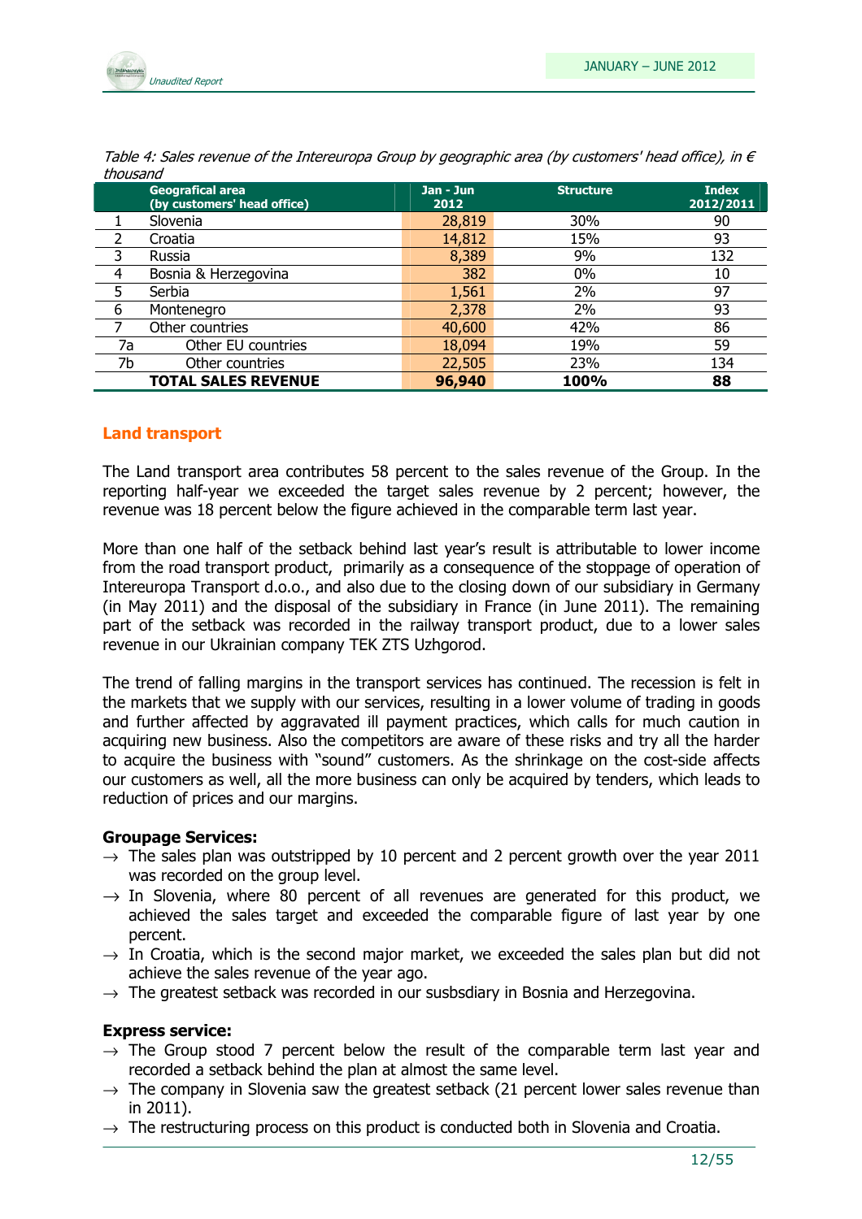*Table 4: Sales revenue of the Intereuropa Group by geographic area (by customers' head office), in € thousand*

| | Geografical area (by customers' head office) | Jan - Jun 2012 | Structure | Index 2012/2011 |
|---|---|---|---|---|
| 1 | Slovenia | 28,819 | 30% | 90 |
| 2 | Croatia | 14,812 | 15% | 93 |
| 3 | Russia | 8,389 | 9% | 132 |
| 4 | Bosnia & Herzegovina | 382 | 0% | 10 |
| 5 | Serbia | 1,561 | 2% | 97 |
| 6 | Montenegro | 2,378 | 2% | 93 |
| 7 | Other countries | 40,600 | 42% | 86 |
| 7a | Other EU countries | 18,094 | 19% | 59 |
| 7b | Other countries | 22,505 | 23% | 134 |
| | **TOTAL SALES REVENUE** | **96,940** | **100%** | **88** |

## Land transport

The Land transport area contributes 58 percent to the sales revenue of the Group. In the reporting half-year we exceeded the target sales revenue by 2 percent; however, the revenue was 18 percent below the figure achieved in the comparable term last year.

More than one half of the setback behind last year's result is attributable to lower income from the road transport product, primarily as a consequence of the stoppage of operation of Intereuropa Transport d.o.o., and also due to the closing down of our subsidiary in Germany (in May 2011) and the disposal of the subsidiary in France (in June 2011). The remaining part of the setback was recorded in the railway transport product, due to a lower sales revenue in our Ukrainian company TEK ZTS Uzhgorod.

The trend of falling margins in the transport services has continued. The recession is felt in the markets that we supply with our services, resulting in a lower volume of trading in goods and further affected by aggravated ill payment practices, which calls for much caution in acquiring new business. Also the competitors are aware of these risks and try all the harder to acquire the business with "sound" customers. As the shrinkage on the cost-side affects our customers as well, all the more business can only be acquired by tenders, which leads to reduction of prices and our margins.

**Groupage Services:**

- → The sales plan was outstripped by 10 percent and 2 percent growth over the year 2011 was recorded on the group level.
- → In Slovenia, where 80 percent of all revenues are generated for this product, we achieved the sales target and exceeded the comparable figure of last year by one percent.
- → In Croatia, which is the second major market, we exceeded the sales plan but did not achieve the sales revenue of the year ago.
- → The greatest setback was recorded in our susbsdiary in Bosnia and Herzegovina.

**Express service:**

- → The Group stood 7 percent below the result of the comparable term last year and recorded a setback behind the plan at almost the same level.
- → The company in Slovenia saw the greatest setback (21 percent lower sales revenue than in 2011).
- → The restructuring process on this product is conducted both in Slovenia and Croatia.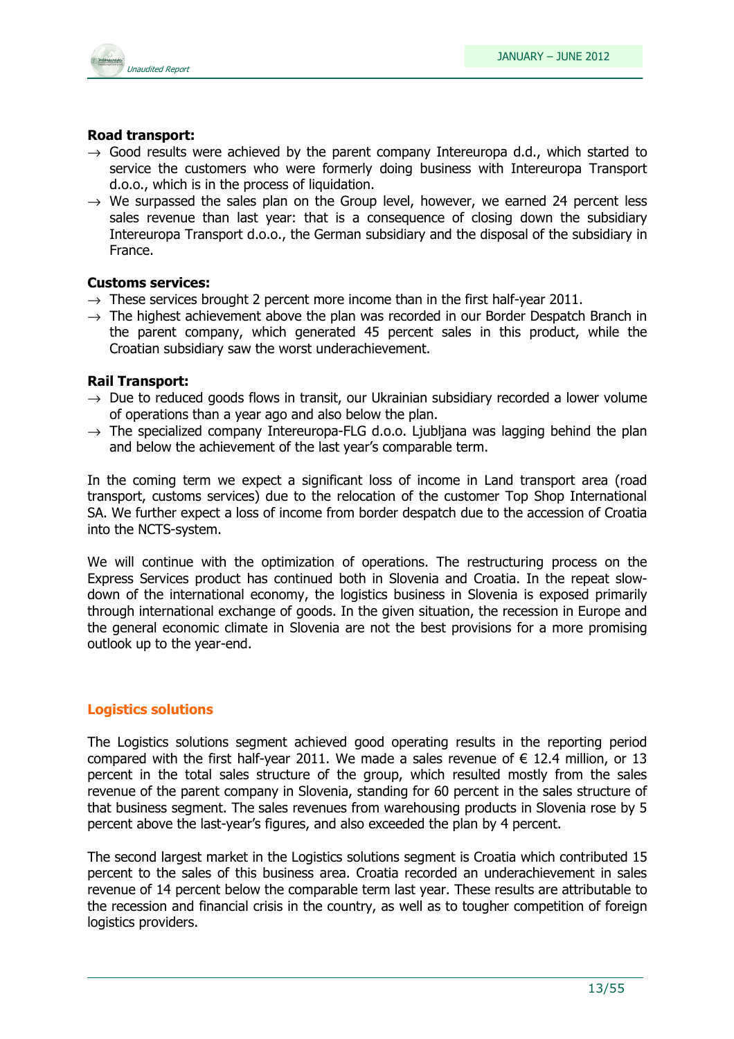**Road transport:**

- → Good results were achieved by the parent company Intereuropa d.d., which started to service the customers who were formerly doing business with Intereuropa Transport d.o.o., which is in the process of liquidation.
- → We surpassed the sales plan on the Group level, however, we earned 24 percent less sales revenue than last year: that is a consequence of closing down the subsidiary Intereuropa Transport d.o.o., the German subsidiary and the disposal of the subsidiary in France.

**Customs services:**

- → These services brought 2 percent more income than in the first half-year 2011.
- → The highest achievement above the plan was recorded in our Border Despatch Branch in the parent company, which generated 45 percent sales in this product, while the Croatian subsidiary saw the worst underachievement.

**Rail Transport:**

- → Due to reduced goods flows in transit, our Ukrainian subsidiary recorded a lower volume of operations than a year ago and also below the plan.
- → The specialized company Intereuropa-FLG d.o.o. Ljubljana was lagging behind the plan and below the achievement of the last year's comparable term.

In the coming term we expect a significant loss of income in Land transport area (road transport, customs services) due to the relocation of the customer Top Shop International SA. We further expect a loss of income from border despatch due to the accession of Croatia into the NCTS-system.

We will continue with the optimization of operations. The restructuring process on the Express Services product has continued both in Slovenia and Croatia. In the repeat slow-down of the international economy, the logistics business in Slovenia is exposed primarily through international exchange of goods. In the given situation, the recession in Europe and the general economic climate in Slovenia are not the best provisions for a more promising outlook up to the year-end.

## Logistics solutions

The Logistics solutions segment achieved good operating results in the reporting period compared with the first half-year 2011. We made a sales revenue of € 12.4 million, or 13 percent in the total sales structure of the group, which resulted mostly from the sales revenue of the parent company in Slovenia, standing for 60 percent in the sales structure of that business segment. The sales revenues from warehousing products in Slovenia rose by 5 percent above the last-year's figures, and also exceeded the plan by 4 percent.

The second largest market in the Logistics solutions segment is Croatia which contributed 15 percent to the sales of this business area. Croatia recorded an underachievement in sales revenue of 14 percent below the comparable term last year. These results are attributable to the recession and financial crisis in the country, as well as to tougher competition of foreign logistics providers.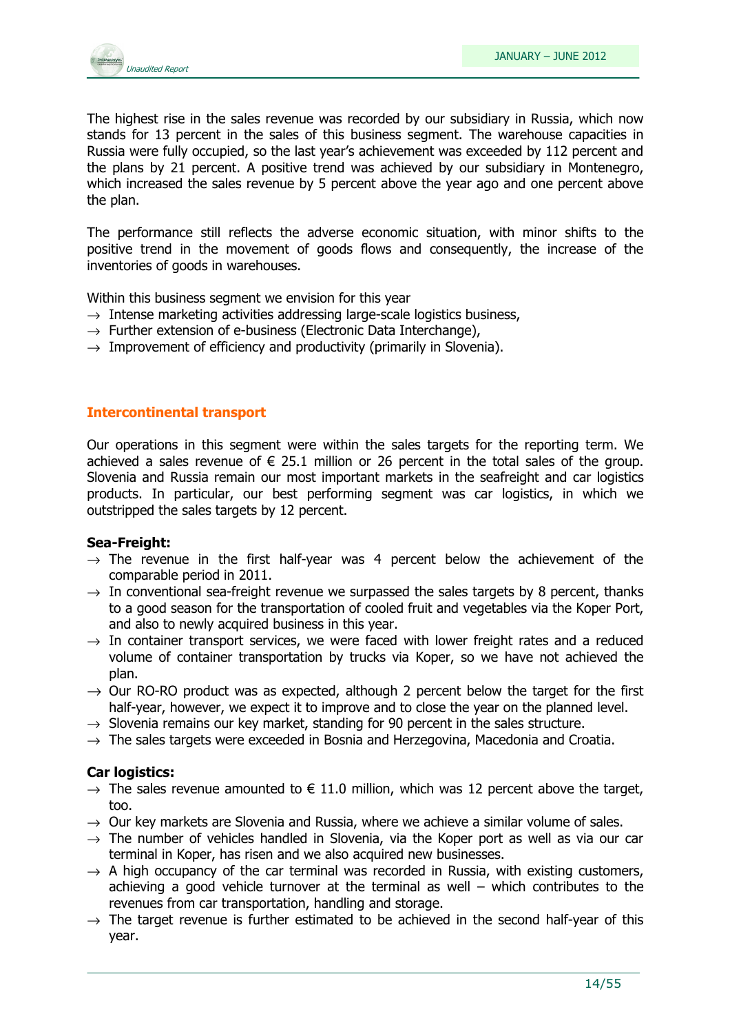The highest rise in the sales revenue was recorded by our subsidiary in Russia, which now stands for 13 percent in the sales of this business segment. The warehouse capacities in Russia were fully occupied, so the last year's achievement was exceeded by 112 percent and the plans by 21 percent. A positive trend was achieved by our subsidiary in Montenegro, which increased the sales revenue by 5 percent above the year ago and one percent above the plan.

The performance still reflects the adverse economic situation, with minor shifts to the positive trend in the movement of goods flows and consequently, the increase of the inventories of goods in warehouses.

Within this business segment we envision for this year

→ Intense marketing activities addressing large-scale logistics business,
→ Further extension of e-business (Electronic Data Interchange),
→ Improvement of efficiency and productivity (primarily in Slovenia).

## Intercontinental transport

Our operations in this segment were within the sales targets for the reporting term. We achieved a sales revenue of € 25.1 million or 26 percent in the total sales of the group. Slovenia and Russia remain our most important markets in the seafreight and car logistics products. In particular, our best performing segment was car logistics, in which we outstripped the sales targets by 12 percent.

**Sea-Freight:**

→ The revenue in the first half-year was 4 percent below the achievement of the comparable period in 2011.
→ In conventional sea-freight revenue we surpassed the sales targets by 8 percent, thanks to a good season for the transportation of cooled fruit and vegetables via the Koper Port, and also to newly acquired business in this year.
→ In container transport services, we were faced with lower freight rates and a reduced volume of container transportation by trucks via Koper, so we have not achieved the plan.
→ Our RO-RO product was as expected, although 2 percent below the target for the first half-year, however, we expect it to improve and to close the year on the planned level.
→ Slovenia remains our key market, standing for 90 percent in the sales structure.
→ The sales targets were exceeded in Bosnia and Herzegovina, Macedonia and Croatia.

**Car logistics:**

→ The sales revenue amounted to € 11.0 million, which was 12 percent above the target, too.
→ Our key markets are Slovenia and Russia, where we achieve a similar volume of sales.
→ The number of vehicles handled in Slovenia, via the Koper port as well as via our car terminal in Koper, has risen and we also acquired new businesses.
→ A high occupancy of the car terminal was recorded in Russia, with existing customers, achieving a good vehicle turnover at the terminal as well – which contributes to the revenues from car transportation, handling and storage.
→ The target revenue is further estimated to be achieved in the second half-year of this year.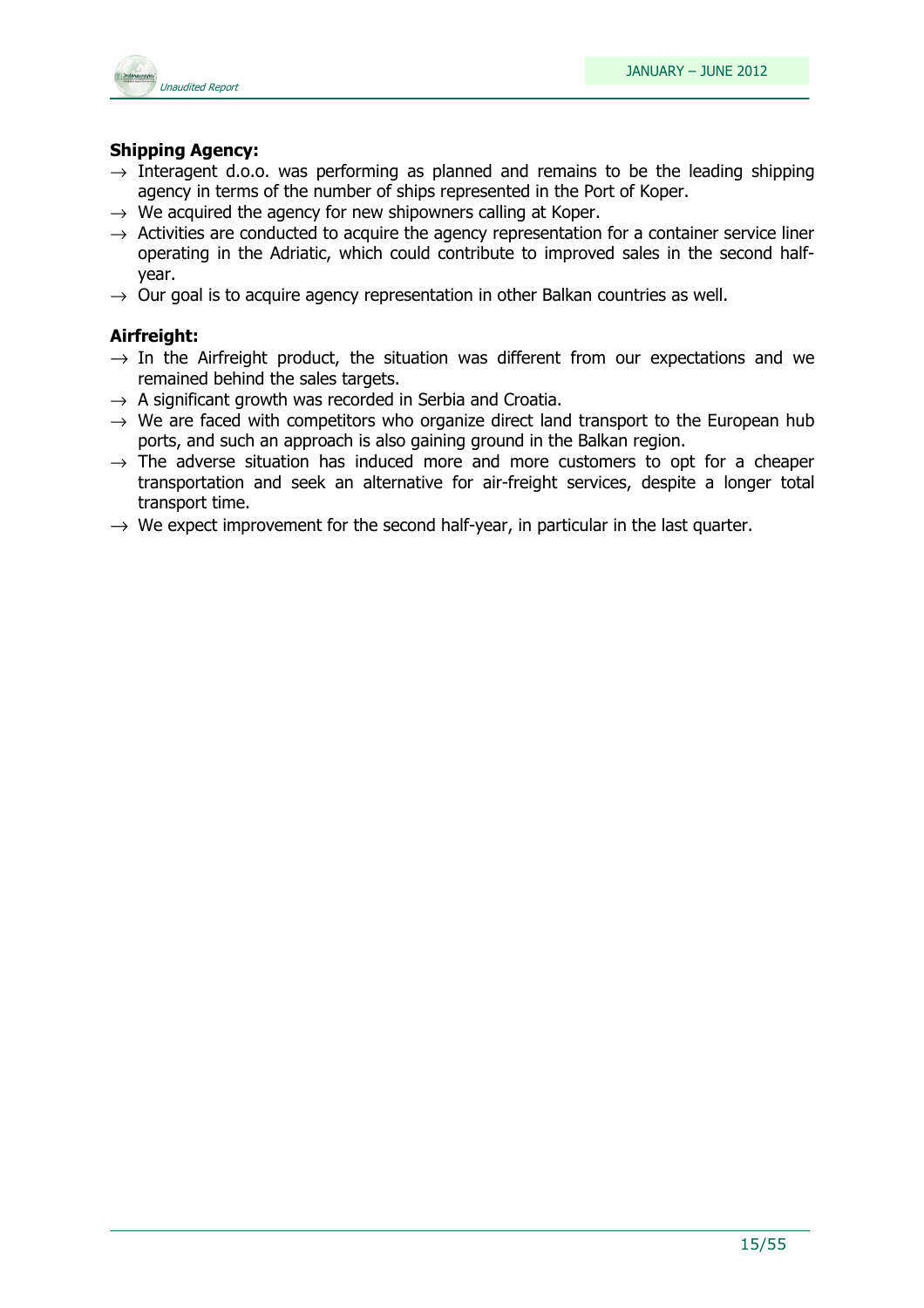**Shipping Agency:**

- → Interagent d.o.o. was performing as planned and remains to be the leading shipping agency in terms of the number of ships represented in the Port of Koper.
- → We acquired the agency for new shipowners calling at Koper.
- → Activities are conducted to acquire the agency representation for a container service liner operating in the Adriatic, which could contribute to improved sales in the second half-year.
- → Our goal is to acquire agency representation in other Balkan countries as well.

**Airfreight:**

- → In the Airfreight product, the situation was different from our expectations and we remained behind the sales targets.
- → A significant growth was recorded in Serbia and Croatia.
- → We are faced with competitors who organize direct land transport to the European hub ports, and such an approach is also gaining ground in the Balkan region.
- → The adverse situation has induced more and more customers to opt for a cheaper transportation and seek an alternative for air-freight services, despite a longer total transport time.
- → We expect improvement for the second half-year, in particular in the last quarter.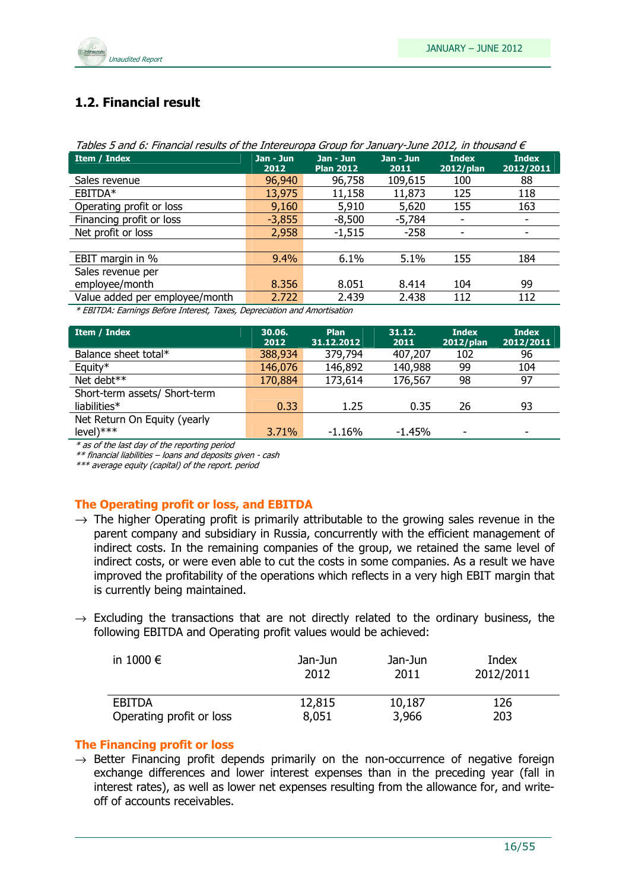## 1.2. Financial result

*Tables 5 and 6: Financial results of the Intereuropa Group for January-June 2012, in thousand €*

| Item / Index | Jan - Jun 2012 | Jan - Jun Plan 2012 | Jan - Jun 2011 | Index 2012/plan | Index 2012/2011 |
|---|---|---|---|---|---|
| Sales revenue | 96,940 | 96,758 | 109,615 | 100 | 88 |
| EBITDA* | 13,975 | 11,158 | 11,873 | 125 | 118 |
| Operating profit or loss | 9,160 | 5,910 | 5,620 | 155 | 163 |
| Financing profit or loss | -3,855 | -8,500 | -5,784 | - | - |
| Net profit or loss | 2,958 | -1,515 | -258 | - | - |
| | | | | | |
| EBIT margin in % | 9.4% | 6.1% | 5.1% | 155 | 184 |
| Sales revenue per employee/month | 8.356 | 8.051 | 8.414 | 104 | 99 |
| Value added per employee/month | 2.722 | 2.439 | 2.438 | 112 | 112 |

*\* EBITDA: Earnings Before Interest, Taxes, Depreciation and Amortisation*

| Item / Index | 30.06. 2012 | Plan 31.12.2012 | 31.12. 2011 | Index 2012/plan | Index 2012/2011 |
|---|---|---|---|---|---|
| Balance sheet total* | 388,934 | 379,794 | 407,207 | 102 | 96 |
| Equity* | 146,076 | 146,892 | 140,988 | 99 | 104 |
| Net debt** | 170,884 | 173,614 | 176,567 | 98 | 97 |
| Short-term assets/ Short-term liabilities* | 0.33 | 1.25 | 0.35 | 26 | 93 |
| Net Return On Equity (yearly level)*** | 3.71% | -1.16% | -1.45% | - | - |

*\* as of the last day of the reporting period*
*\*\* financial liabilities – loans and deposits given - cash*
*\*\*\* average equity (capital) of the report. period*

### The Operating profit or loss, and EBITDA

→ The higher Operating profit is primarily attributable to the growing sales revenue in the parent company and subsidiary in Russia, concurrently with the efficient management of indirect costs. In the remaining companies of the group, we retained the same level of indirect costs, or were even able to cut the costs in some companies. As a result we have improved the profitability of the operations which reflects in a very high EBIT margin that is currently being maintained.

→ Excluding the transactions that are not directly related to the ordinary business, the following EBITDA and Operating profit values would be achieved:

| in 1000 € | Jan-Jun 2012 | Jan-Jun 2011 | Index 2012/2011 |
|---|---|---|---|
| EBITDA | 12,815 | 10,187 | 126 |
| Operating profit or loss | 8,051 | 3,966 | 203 |

### The Financing profit or loss

→ Better Financing profit depends primarily on the non-occurrence of negative foreign exchange differences and lower interest expenses than in the preceding year (fall in interest rates), as well as lower net expenses resulting from the allowance for, and write-off of accounts receivables.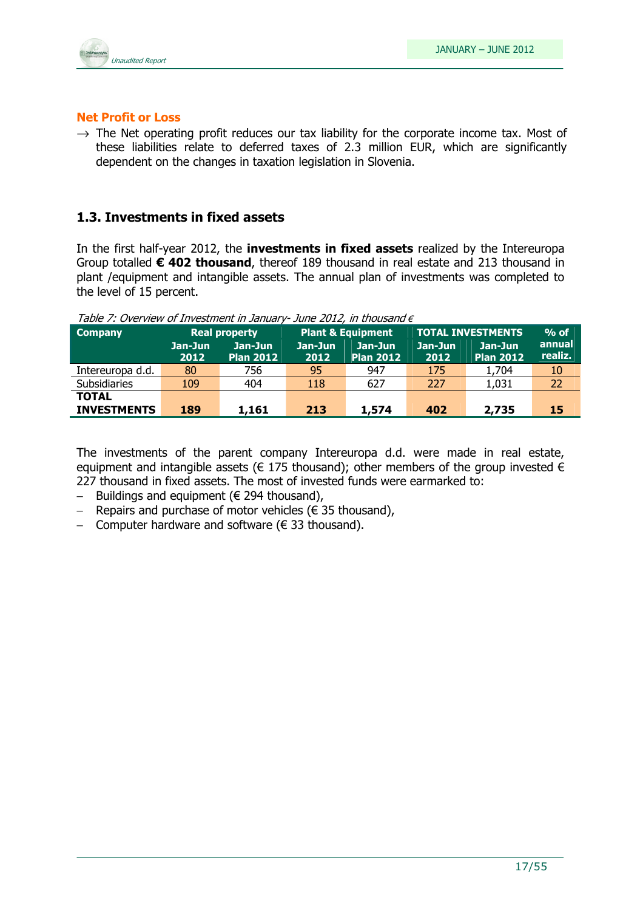### Net Profit or Loss

→ The Net operating profit reduces our tax liability for the corporate income tax. Most of these liabilities relate to deferred taxes of 2.3 million EUR, which are significantly dependent on the changes in taxation legislation in Slovenia.

## 1.3. Investments in fixed assets

In the first half-year 2012, the **investments in fixed assets** realized by the Intereuropa Group totalled **€ 402 thousand**, thereof 189 thousand in real estate and 213 thousand in plant /equipment and intangible assets. The annual plan of investments was completed to the level of 15 percent.

*Table 7: Overview of Investment in January- June 2012, in thousand €*

| Company | Real property | | Plant & Equipment | | TOTAL INVESTMENTS | | % of annual realiz. |
|---|---|---|---|---|---|---|---|
| | Jan-Jun 2012 | Jan-Jun Plan 2012 | Jan-Jun 2012 | Jan-Jun Plan 2012 | Jan-Jun 2012 | Jan-Jun Plan 2012 | |
| Intereuropa d.d. | 80 | 756 | 95 | 947 | 175 | 1,704 | 10 |
| Subsidiaries | 109 | 404 | 118 | 627 | 227 | 1,031 | 22 |
| **TOTAL INVESTMENTS** | **189** | **1,161** | **213** | **1,574** | **402** | **2,735** | **15** |

The investments of the parent company Intereuropa d.d. were made in real estate, equipment and intangible assets (€ 175 thousand); other members of the group invested € 227 thousand in fixed assets. The most of invested funds were earmarked to:

- Buildings and equipment (€ 294 thousand),
- Repairs and purchase of motor vehicles (€ 35 thousand),
- Computer hardware and software (€ 33 thousand).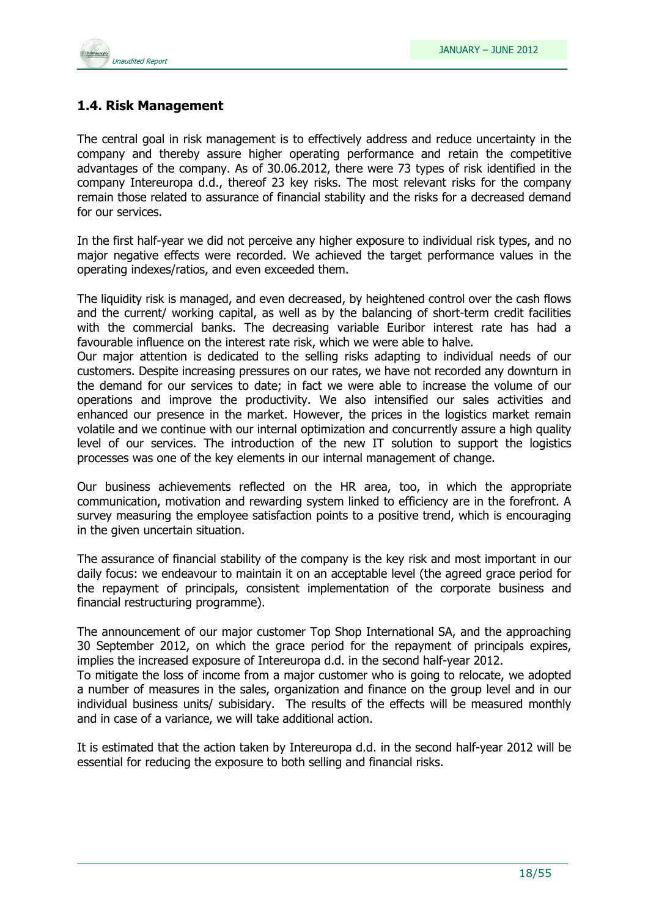## 1.4. Risk Management

The central goal in risk management is to effectively address and reduce uncertainty in the company and thereby assure higher operating performance and retain the competitive advantages of the company. As of 30.06.2012, there were 73 types of risk identified in the company Intereuropa d.d., thereof 23 key risks. The most relevant risks for the company remain those related to assurance of financial stability and the risks for a decreased demand for our services.

In the first half-year we did not perceive any higher exposure to individual risk types, and no major negative effects were recorded. We achieved the target performance values in the operating indexes/ratios, and even exceeded them.

The liquidity risk is managed, and even decreased, by heightened control over the cash flows and the current/ working capital, as well as by the balancing of short-term credit facilities with the commercial banks. The decreasing variable Euribor interest rate has had a favourable influence on the interest rate risk, which we were able to halve.

Our major attention is dedicated to the selling risks adapting to individual needs of our customers. Despite increasing pressures on our rates, we have not recorded any downturn in the demand for our services to date; in fact we were able to increase the volume of our operations and improve the productivity. We also intensified our sales activities and enhanced our presence in the market. However, the prices in the logistics market remain volatile and we continue with our internal optimization and concurrently assure a high quality level of our services. The introduction of the new IT solution to support the logistics processes was one of the key elements in our internal management of change.

Our business achievements reflected on the HR area, too, in which the appropriate communication, motivation and rewarding system linked to efficiency are in the forefront. A survey measuring the employee satisfaction points to a positive trend, which is encouraging in the given uncertain situation.

The assurance of financial stability of the company is the key risk and most important in our daily focus: we endeavour to maintain it on an acceptable level (the agreed grace period for the repayment of principals, consistent implementation of the corporate business and financial restructuring programme).

The announcement of our major customer Top Shop International SA, and the approaching 30 September 2012, on which the grace period for the repayment of principals expires, implies the increased exposure of Intereuropa d.d. in the second half-year 2012.

To mitigate the loss of income from a major customer who is going to relocate, we adopted a number of measures in the sales, organization and finance on the group level and in our individual business units/ subisidary. The results of the effects will be measured monthly and in case of a variance, we will take additional action.

It is estimated that the action taken by Intereuropa d.d. in the second half-year 2012 will be essential for reducing the exposure to both selling and financial risks.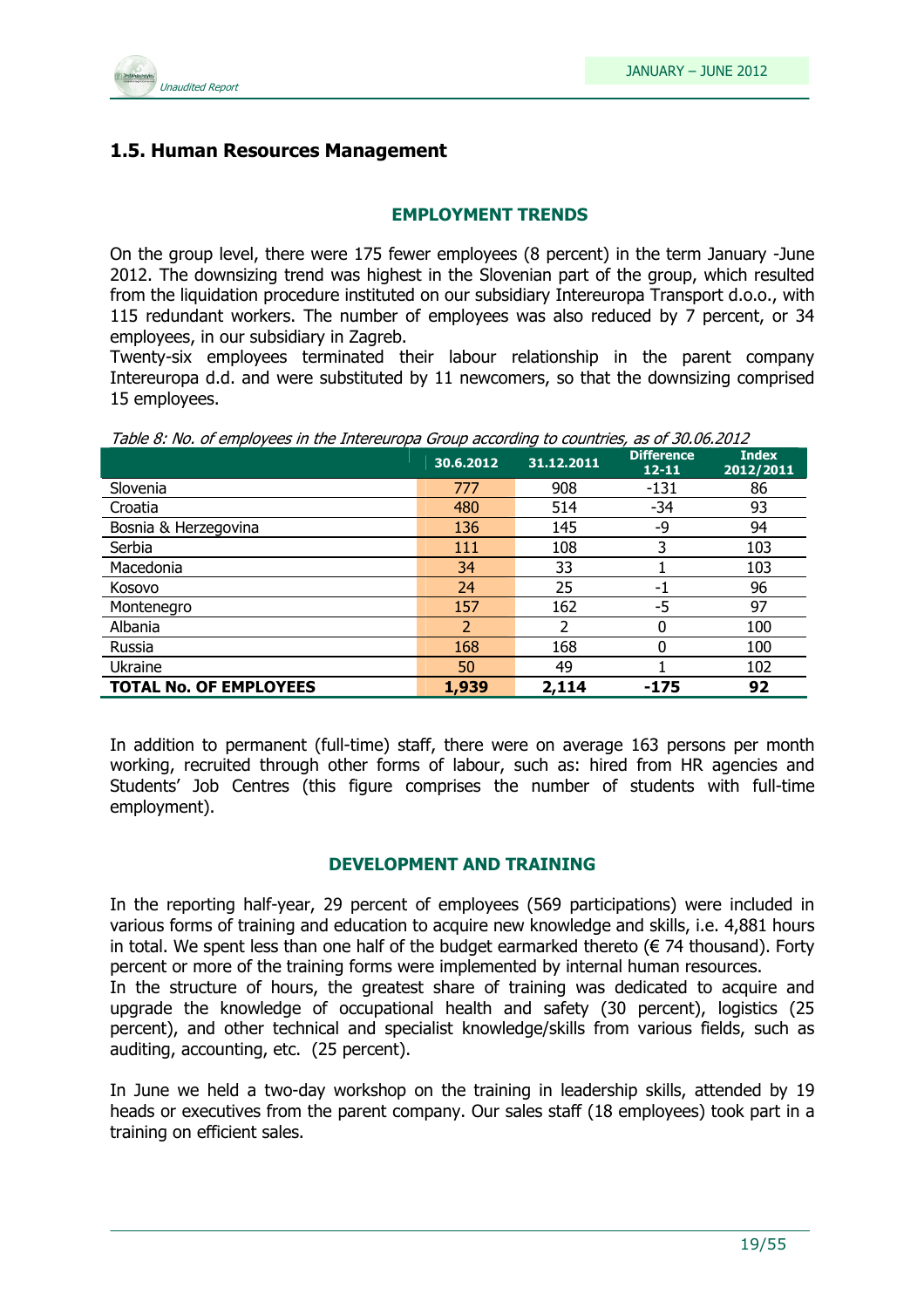## 1.5. Human Resources Management

### EMPLOYMENT TRENDS

On the group level, there were 175 fewer employees (8 percent) in the term January -June 2012. The downsizing trend was highest in the Slovenian part of the group, which resulted from the liquidation procedure instituted on our subsidiary Intereuropa Transport d.o.o., with 115 redundant workers. The number of employees was also reduced by 7 percent, or 34 employees, in our subsidiary in Zagreb.

Twenty-six employees terminated their labour relationship in the parent company Intereuropa d.d. and were substituted by 11 newcomers, so that the downsizing comprised 15 employees.

*Table 8: No. of employees in the Intereuropa Group according to countries, as of 30.06.2012*

| | 30.6.2012 | 31.12.2011 | Difference 12-11 | Index 2012/2011 |
|---|---|---|---|---|
| Slovenia | 777 | 908 | -131 | 86 |
| Croatia | 480 | 514 | -34 | 93 |
| Bosnia & Herzegovina | 136 | 145 | -9 | 94 |
| Serbia | 111 | 108 | 3 | 103 |
| Macedonia | 34 | 33 | 1 | 103 |
| Kosovo | 24 | 25 | -1 | 96 |
| Montenegro | 157 | 162 | -5 | 97 |
| Albania | 2 | 2 | 0 | 100 |
| Russia | 168 | 168 | 0 | 100 |
| Ukraine | 50 | 49 | 1 | 102 |
| **TOTAL No. OF EMPLOYEES** | **1,939** | **2,114** | **-175** | **92** |

In addition to permanent (full-time) staff, there were on average 163 persons per month working, recruited through other forms of labour, such as: hired from HR agencies and Students' Job Centres (this figure comprises the number of students with full-time employment).

### DEVELOPMENT AND TRAINING

In the reporting half-year, 29 percent of employees (569 participations) were included in various forms of training and education to acquire new knowledge and skills, i.e. 4,881 hours in total. We spent less than one half of the budget earmarked thereto (€ 74 thousand). Forty percent or more of the training forms were implemented by internal human resources.

In the structure of hours, the greatest share of training was dedicated to acquire and upgrade the knowledge of occupational health and safety (30 percent), logistics (25 percent), and other technical and specialist knowledge/skills from various fields, such as auditing, accounting, etc. (25 percent).

In June we held a two-day workshop on the training in leadership skills, attended by 19 heads or executives from the parent company. Our sales staff (18 employees) took part in a training on efficient sales.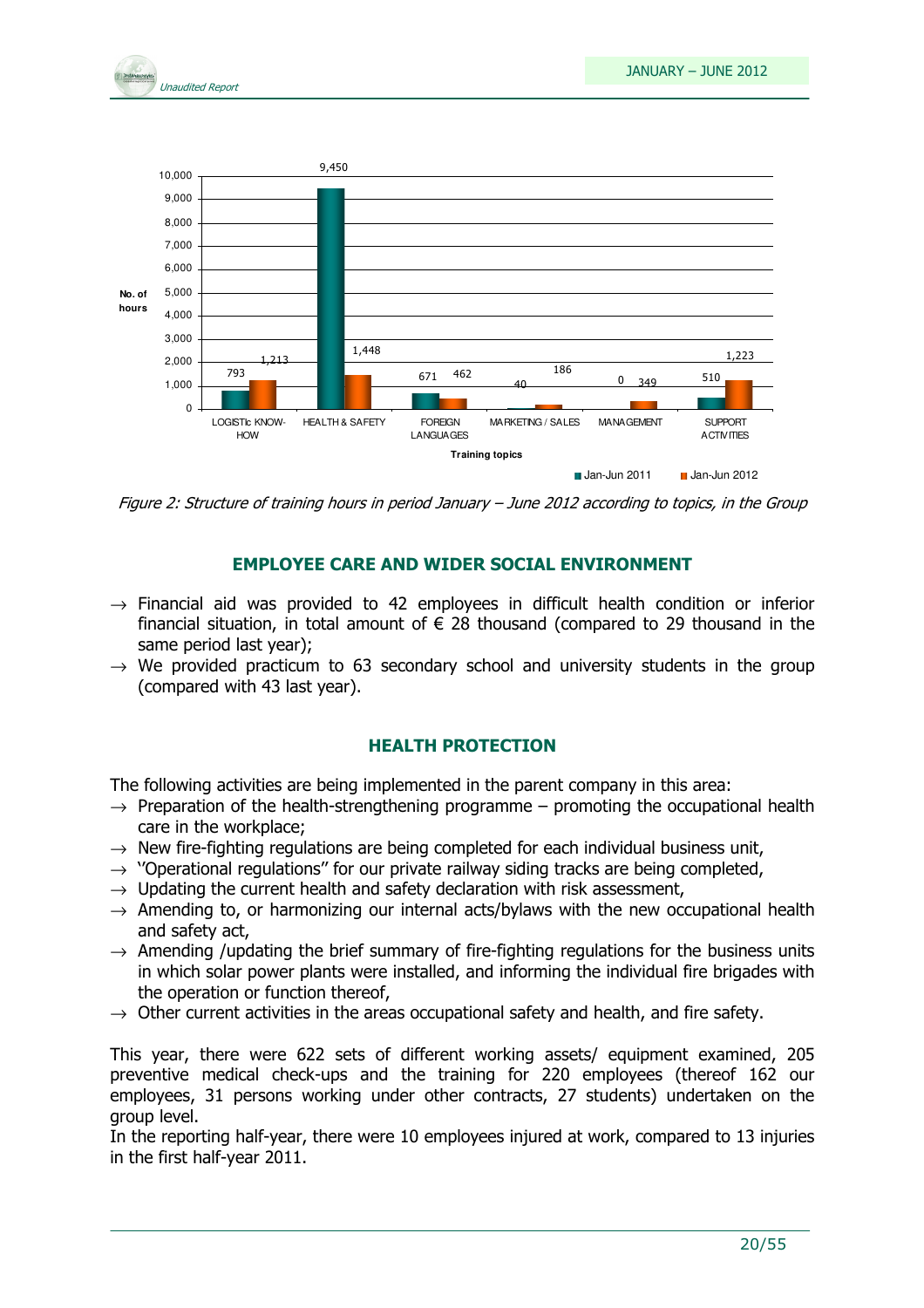| Training topics | Jan-Jun 2011 | Jan-Jun 2012 |
|---|---|---|
| LOGISTIc KNOW-HOW | 793 | 1,213 |
| HEALTH & SAFETY | 9,450 | 1,448 |
| FOREIGN LANGUAGES | 671 | 462 |
| MARKETING / SALES | 40 | 186 |
| MANAGEMENT | 0 | 349 |
| SUPPORT ACTIVITIES | 510 | 1,223 |

*Figure 2: Structure of training hours in period January – June 2012 according to topics, in the Group*

## EMPLOYEE CARE AND WIDER SOCIAL ENVIRONMENT

→ Financial aid was provided to 42 employees in difficult health condition or inferior financial situation, in total amount of € 28 thousand (compared to 29 thousand in the same period last year);

→ We provided practicum to 63 secondary school and university students in the group (compared with 43 last year).

## HEALTH PROTECTION

The following activities are being implemented in the parent company in this area:

→ Preparation of the health-strengthening programme – promoting the occupational health care in the workplace;

→ New fire-fighting regulations are being completed for each individual business unit,

→ "Operational regulations" for our private railway siding tracks are being completed,

→ Updating the current health and safety declaration with risk assessment,

→ Amending to, or harmonizing our internal acts/bylaws with the new occupational health and safety act,

→ Amending /updating the brief summary of fire-fighting regulations for the business units in which solar power plants were installed, and informing the individual fire brigades with the operation or function thereof,

→ Other current activities in the areas occupational safety and health, and fire safety.

This year, there were 622 sets of different working assets/ equipment examined, 205 preventive medical check-ups and the training for 220 employees (thereof 162 our employees, 31 persons working under other contracts, 27 students) undertaken on the group level.

In the reporting half-year, there were 10 employees injured at work, compared to 13 injuries in the first half-year 2011.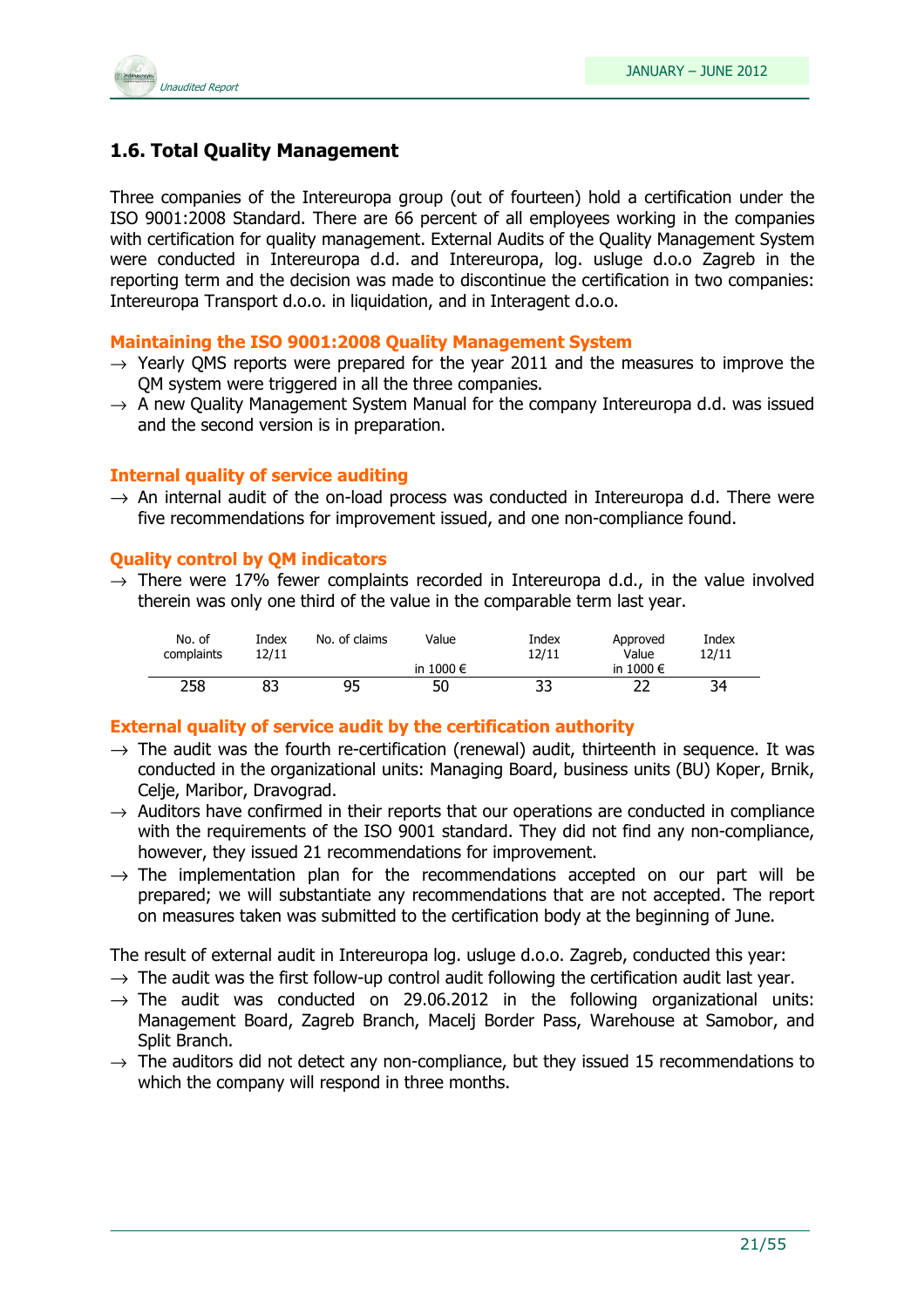## 1.6. Total Quality Management

Three companies of the Intereuropa group (out of fourteen) hold a certification under the ISO 9001:2008 Standard. There are 66 percent of all employees working in the companies with certification for quality management. External Audits of the Quality Management System were conducted in Intereuropa d.d. and Intereuropa, log. usluge d.o.o Zagreb in the reporting term and the decision was made to discontinue the certification in two companies: Intereuropa Transport d.o.o. in liquidation, and in Interagent d.o.o.

### Maintaining the ISO 9001:2008 Quality Management System

→ Yearly QMS reports were prepared for the year 2011 and the measures to improve the QM system were triggered in all the three companies.

→ A new Quality Management System Manual for the company Intereuropa d.d. was issued and the second version is in preparation.

### Internal quality of service auditing

→ An internal audit of the on-load process was conducted in Intereuropa d.d. There were five recommendations for improvement issued, and one non-compliance found.

### Quality control by QM indicators

→ There were 17% fewer complaints recorded in Intereuropa d.d., in the value involved therein was only one third of the value in the comparable term last year.

| No. of complaints | Index 12/11 | No. of claims | Value in 1000 € | Index 12/11 | Approved Value in 1000 € | Index 12/11 |
|---|---|---|---|---|---|---|
| 258 | 83 | 95 | 50 | 33 | 22 | 34 |

### External quality of service audit by the certification authority

→ The audit was the fourth re-certification (renewal) audit, thirteenth in sequence. It was conducted in the organizational units: Managing Board, business units (BU) Koper, Brnik, Celje, Maribor, Dravograd.

→ Auditors have confirmed in their reports that our operations are conducted in compliance with the requirements of the ISO 9001 standard. They did not find any non-compliance, however, they issued 21 recommendations for improvement.

→ The implementation plan for the recommendations accepted on our part will be prepared; we will substantiate any recommendations that are not accepted. The report on measures taken was submitted to the certification body at the beginning of June.

The result of external audit in Intereuropa log. usluge d.o.o. Zagreb, conducted this year:

→ The audit was the first follow-up control audit following the certification audit last year.

→ The audit was conducted on 29.06.2012 in the following organizational units: Management Board, Zagreb Branch, Macelj Border Pass, Warehouse at Samobor, and Split Branch.

→ The auditors did not detect any non-compliance, but they issued 15 recommendations to which the company will respond in three months.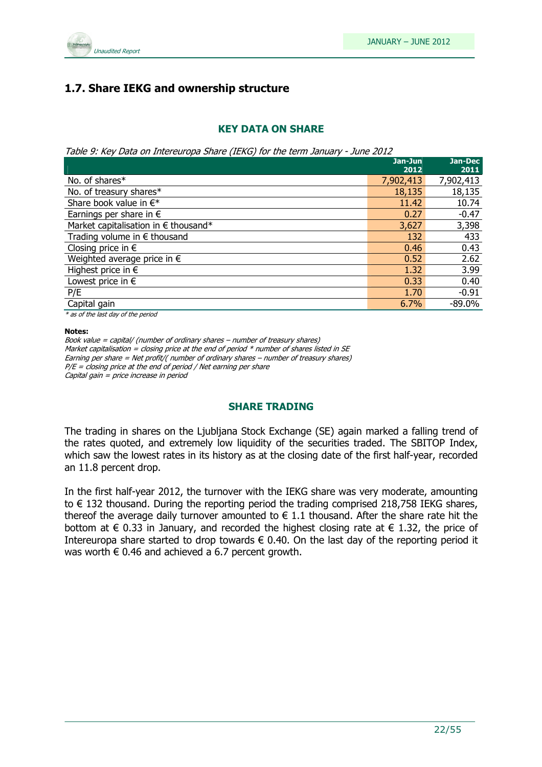## 1.7. Share IEKG and ownership structure

### KEY DATA ON SHARE

*Table 9: Key Data on Intereuropa Share (IEKG) for the term January - June 2012*

| | Jan-Jun 2012 | Jan-Dec 2011 |
|---|---|---|
| No. of shares* | 7,902,413 | 7,902,413 |
| No. of treasury shares* | 18,135 | 18,135 |
| Share book value in €* | 11.42 | 10.74 |
| Earnings per share in € | 0.27 | -0.47 |
| Market capitalisation in € thousand* | 3,627 | 3,398 |
| Trading volume in € thousand | 132 | 433 |
| Closing price in € | 0.46 | 0.43 |
| Weighted average price in € | 0.52 | 2.62 |
| Highest price in € | 1.32 | 3.99 |
| Lowest price in € | 0.33 | 0.40 |
| P/E | 1.70 | -0.91 |
| Capital gain | 6.7% | -89.0% |

*\* as of the last day of the period*

**Notes:**

*Book value = capital/ (number of ordinary shares – number of treasury shares)*
*Market capitalisation = closing price at the end of period * number of shares listed in SE*
*Earning per share = Net profit/( number of ordinary shares – number of treasury shares)*
*P/E = closing price at the end of period / Net earning per share*
*Capital gain = price increase in period*

### SHARE TRADING

The trading in shares on the Ljubljana Stock Exchange (SE) again marked a falling trend of the rates quoted, and extremely low liquidity of the securities traded. The SBITOP Index, which saw the lowest rates in its history as at the closing date of the first half-year, recorded an 11.8 percent drop.

In the first half-year 2012, the turnover with the IEKG share was very moderate, amounting to € 132 thousand. During the reporting period the trading comprised 218,758 IEKG shares, thereof the average daily turnover amounted to € 1.1 thousand. After the share rate hit the bottom at € 0.33 in January, and recorded the highest closing rate at € 1.32, the price of Intereuropa share started to drop towards € 0.40. On the last day of the reporting period it was worth € 0.46 and achieved a 6.7 percent growth.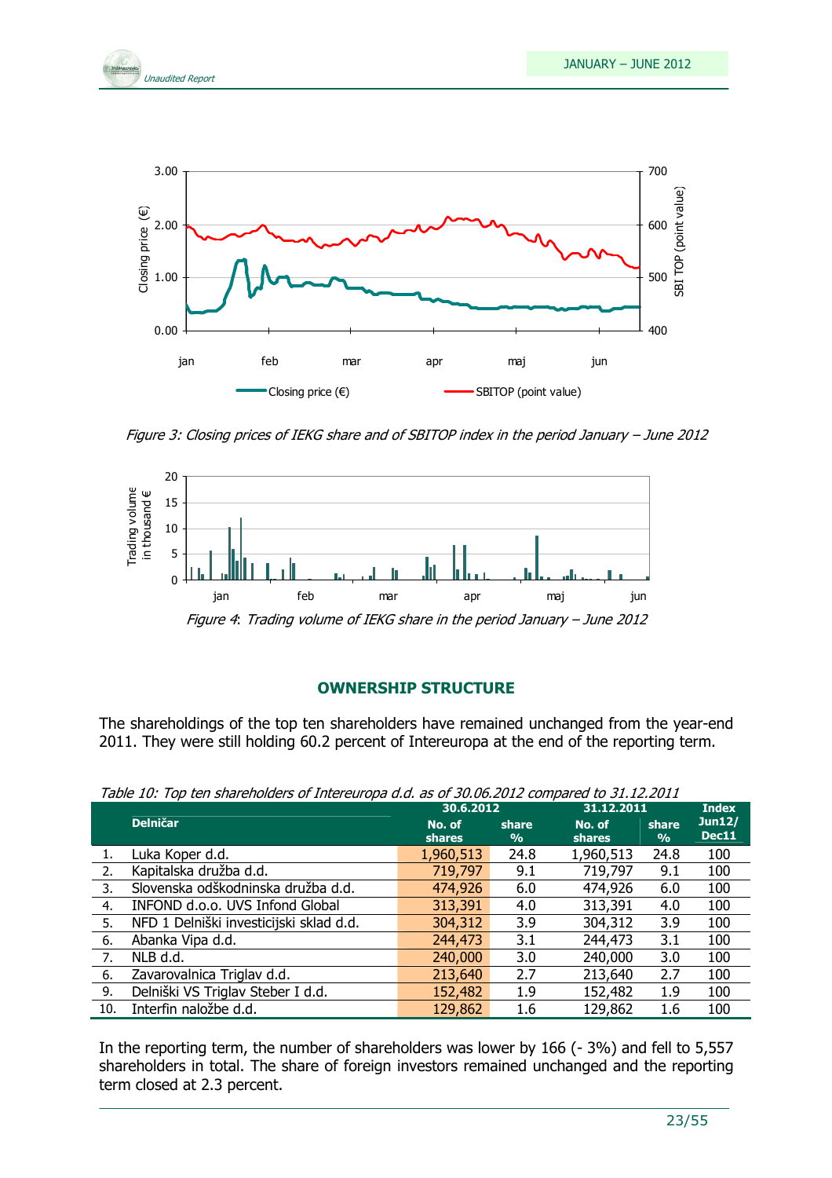Figure 3: *Closing prices of IEKG share and of SBITOP index in the period January – June 2012*

Figure 4: *Trading volume of IEKG share in the period January – June 2012*

## OWNERSHIP STRUCTURE

The shareholdings of the top ten shareholders have remained unchanged from the year-end 2011. They were still holding 60.2 percent of Intereuropa at the end of the reporting term.

*Table 10: Top ten shareholders of Intereuropa d.d. as of 30.06.2012 compared to 31.12.2011*

| | Delničar | 30.6.2012 | | 31.12.2011 | | Index |
|---|---|---|---|---|---|---|
| | | No. of shares | share % | No. of shares | share % | Jun12/ Dec11 |
| 1. | Luka Koper d.d. | 1,960,513 | 24.8 | 1,960,513 | 24.8 | 100 |
| 2. | Kapitalska družba d.d. | 719,797 | 9.1 | 719,797 | 9.1 | 100 |
| 3. | Slovenska odškodninska družba d.d. | 474,926 | 6.0 | 474,926 | 6.0 | 100 |
| 4. | INFOND d.o.o. UVS Infond Global | 313,391 | 4.0 | 313,391 | 4.0 | 100 |
| 5. | NFD 1 Delniški investicijski sklad d.d. | 304,312 | 3.9 | 304,312 | 3.9 | 100 |
| 6. | Abanka Vipa d.d. | 244,473 | 3.1 | 244,473 | 3.1 | 100 |
| 7. | NLB d.d. | 240,000 | 3.0 | 240,000 | 3.0 | 100 |
| 6. | Zavarovalnica Triglav d.d. | 213,640 | 2.7 | 213,640 | 2.7 | 100 |
| 9. | Delniški VS Triglav Steber I d.d. | 152,482 | 1.9 | 152,482 | 1.9 | 100 |
| 10. | Interfin naložbe d.d. | 129,862 | 1.6 | 129,862 | 1.6 | 100 |

In the reporting term, the number of shareholders was lower by 166 (- 3%) and fell to 5,557 shareholders in total. The share of foreign investors remained unchanged and the reporting term closed at 2.3 percent.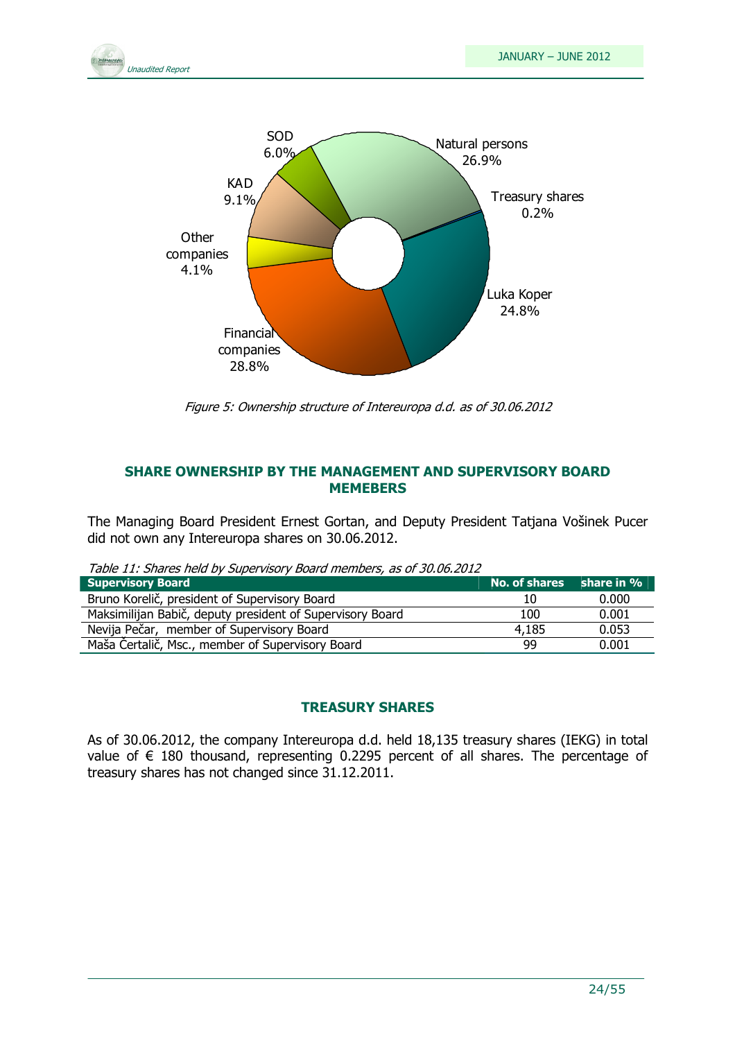SOD 6.0%

Natural persons 26.9%

Treasury shares 0.2%

Luka Koper 24.8%

Financial companies 28.8%

Other companies 4.1%

KAD 9.1%

*Figure 5: Ownership structure of Intereuropa d.d. as of 30.06.2012*

## SHARE OWNERSHIP BY THE MANAGEMENT AND SUPERVISORY BOARD MEMEBERS

The Managing Board President Ernest Gortan, and Deputy President Tatjana Vošinek Pucer did not own any Intereuropa shares on 30.06.2012.

*Table 11: Shares held by Supervisory Board members, as of 30.06.2012*

| Supervisory Board | No. of shares | share in % |
|---|---|---|
| Bruno Korelič, president of Supervisory Board | 10 | 0.000 |
| Maksimilijan Babič, deputy president of Supervisory Board | 100 | 0.001 |
| Nevija Pečar, member of Supervisory Board | 4,185 | 0.053 |
| Maša Čertalič, Msc., member of Supervisory Board | 99 | 0.001 |

## TREASURY SHARES

As of 30.06.2012, the company Intereuropa d.d. held 18,135 treasury shares (IEKG) in total value of € 180 thousand, representing 0.2295 percent of all shares. The percentage of treasury shares has not changed since 31.12.2011.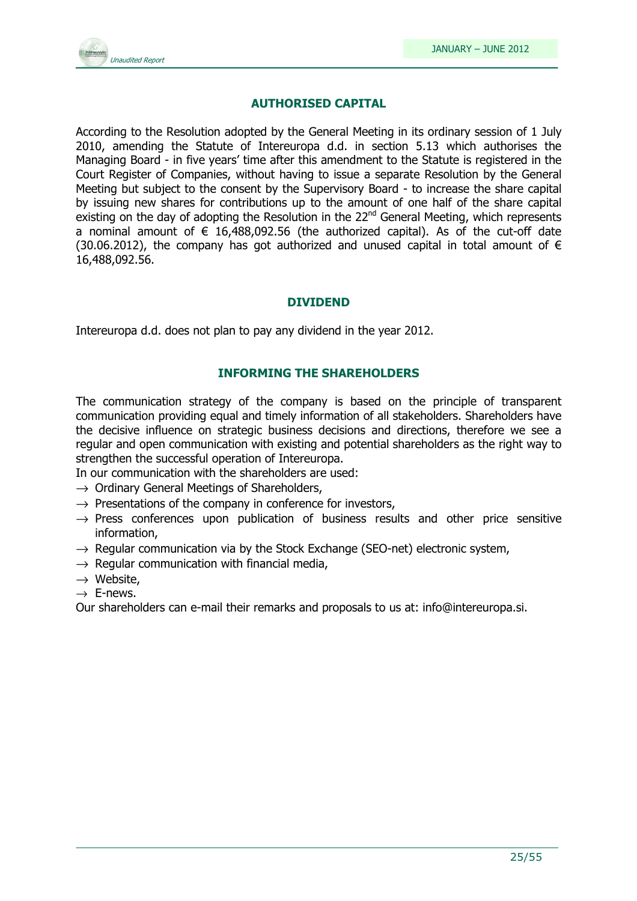## AUTHORISED CAPITAL

According to the Resolution adopted by the General Meeting in its ordinary session of 1 July 2010, amending the Statute of Intereuropa d.d. in section 5.13 which authorises the Managing Board - in five years' time after this amendment to the Statute is registered in the Court Register of Companies, without having to issue a separate Resolution by the General Meeting but subject to the consent by the Supervisory Board - to increase the share capital by issuing new shares for contributions up to the amount of one half of the share capital existing on the day of adopting the Resolution in the 22nd General Meeting, which represents a nominal amount of € 16,488,092.56 (the authorized capital). As of the cut-off date (30.06.2012), the company has got authorized and unused capital in total amount of € 16,488,092.56.

## DIVIDEND

Intereuropa d.d. does not plan to pay any dividend in the year 2012.

## INFORMING THE SHAREHOLDERS

The communication strategy of the company is based on the principle of transparent communication providing equal and timely information of all stakeholders. Shareholders have the decisive influence on strategic business decisions and directions, therefore we see a regular and open communication with existing and potential shareholders as the right way to strengthen the successful operation of Intereuropa.

In our communication with the shareholders are used:

- → Ordinary General Meetings of Shareholders,
- → Presentations of the company in conference for investors,
- → Press conferences upon publication of business results and other price sensitive information,
- → Regular communication via by the Stock Exchange (SEO-net) electronic system,
- → Regular communication with financial media,
- → Website,
- → E-news.

Our shareholders can e-mail their remarks and proposals to us at: info@intereuropa.si.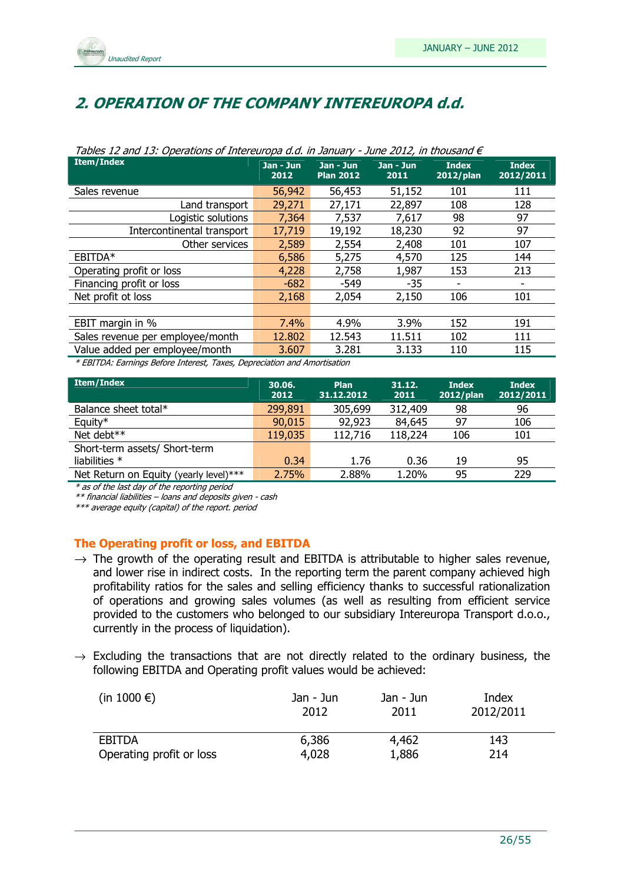## 2. OPERATION OF THE COMPANY INTEREUROPA d.d.

*Tables 12 and 13: Operations of Intereuropa d.d. in January - June 2012, in thousand €*

| Item/Index | Jan - Jun 2012 | Jan - Jun Plan 2012 | Jan - Jun 2011 | Index 2012/plan | Index 2012/2011 |
|---|---|---|---|---|---|
| Sales revenue | 56,942 | 56,453 | 51,152 | 101 | 111 |
| Land transport | 29,271 | 27,171 | 22,897 | 108 | 128 |
| Logistic solutions | 7,364 | 7,537 | 7,617 | 98 | 97 |
| Intercontinental transport | 17,719 | 19,192 | 18,230 | 92 | 97 |
| Other services | 2,589 | 2,554 | 2,408 | 101 | 107 |
| EBITDA* | 6,586 | 5,275 | 4,570 | 125 | 144 |
| Operating profit or loss | 4,228 | 2,758 | 1,987 | 153 | 213 |
| Financing profit or loss | -682 | -549 | -35 | - | - |
| Net profit ot loss | 2,168 | 2,054 | 2,150 | 106 | 101 |
| | | | | | |
| EBIT margin in % | 7.4% | 4.9% | 3.9% | 152 | 191 |
| Sales revenue per employee/month | 12.802 | 12.543 | 11.511 | 102 | 111 |
| Value added per employee/month | 3.607 | 3.281 | 3.133 | 110 | 115 |

*\* EBITDA: Earnings Before Interest, Taxes, Depreciation and Amortisation*

| Item/Index | 30.06. 2012 | Plan 31.12.2012 | 31.12. 2011 | Index 2012/plan | Index 2012/2011 |
|---|---|---|---|---|---|
| Balance sheet total* | 299,891 | 305,699 | 312,409 | 98 | 96 |
| Equity* | 90,015 | 92,923 | 84,645 | 97 | 106 |
| Net debt** | 119,035 | 112,716 | 118,224 | 106 | 101 |
| Short-term assets/ Short-term liabilities * | 0.34 | 1.76 | 0.36 | 19 | 95 |
| Net Return on Equity (yearly level)*** | 2.75% | 2.88% | 1.20% | 95 | 229 |

*\* as of the last day of the reporting period*
*\*\* financial liabilities – loans and deposits given - cash*
*\*\*\* average equity (capital) of the report. period*

### The Operating profit or loss, and EBITDA

→ The growth of the operating result and EBITDA is attributable to higher sales revenue, and lower rise in indirect costs. In the reporting term the parent company achieved high profitability ratios for the sales and selling efficiency thanks to successful rationalization of operations and growing sales volumes (as well as resulting from efficient service provided to the customers who belonged to our subsidiary Intereuropa Transport d.o.o., currently in the process of liquidation).

→ Excluding the transactions that are not directly related to the ordinary business, the following EBITDA and Operating profit values would be achieved:

| (in 1000 €) | Jan - Jun 2012 | Jan - Jun 2011 | Index 2012/2011 |
|---|---|---|---|
| EBITDA | 6,386 | 4,462 | 143 |
| Operating profit or loss | 4,028 | 1,886 | 214 |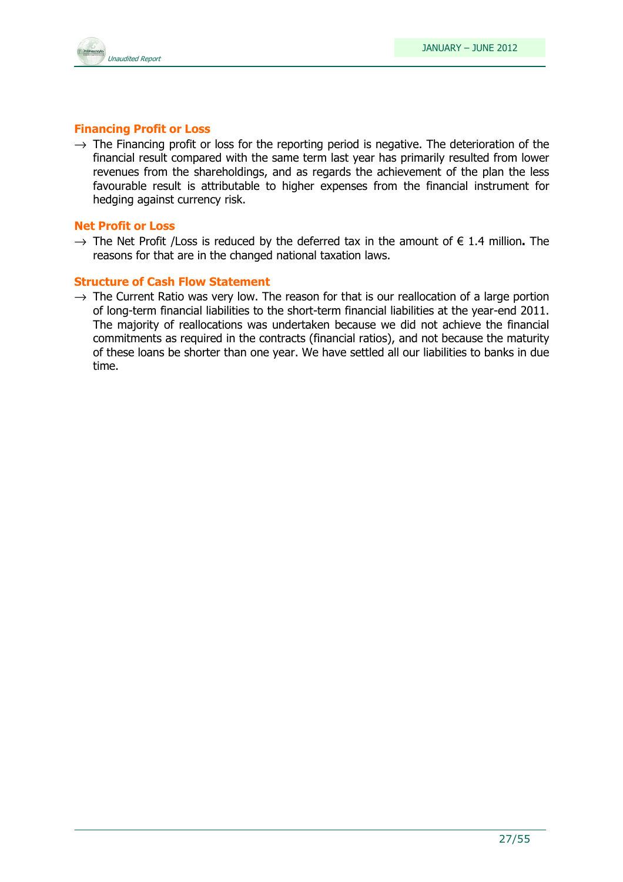### Financing Profit or Loss

→ The Financing profit or loss for the reporting period is negative. The deterioration of the financial result compared with the same term last year has primarily resulted from lower revenues from the shareholdings, and as regards the achievement of the plan the less favourable result is attributable to higher expenses from the financial instrument for hedging against currency risk.

### Net Profit or Loss

→ The Net Profit /Loss is reduced by the deferred tax in the amount of € 1.4 million**.** The reasons for that are in the changed national taxation laws.

### Structure of Cash Flow Statement

→ The Current Ratio was very low. The reason for that is our reallocation of a large portion of long-term financial liabilities to the short-term financial liabilities at the year-end 2011. The majority of reallocations was undertaken because we did not achieve the financial commitments as required in the contracts (financial ratios), and not because the maturity of these loans be shorter than one year. We have settled all our liabilities to banks in due time.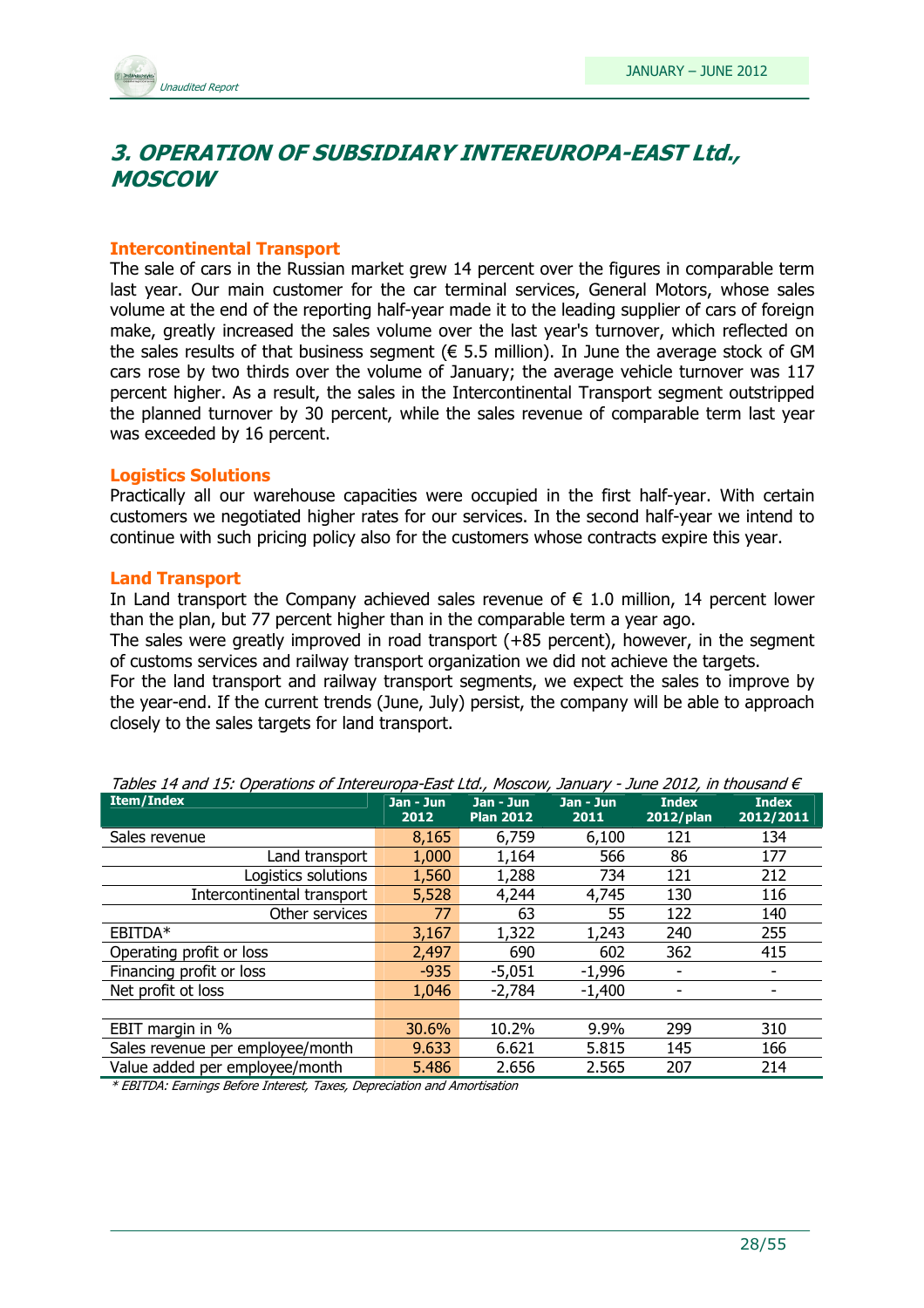# 3. OPERATION OF SUBSIDIARY INTEREUROPA-EAST Ltd., MOSCOW

### Intercontinental Transport

The sale of cars in the Russian market grew 14 percent over the figures in comparable term last year. Our main customer for the car terminal services, General Motors, whose sales volume at the end of the reporting half-year made it to the leading supplier of cars of foreign make, greatly increased the sales volume over the last year's turnover, which reflected on the sales results of that business segment (€ 5.5 million). In June the average stock of GM cars rose by two thirds over the volume of January; the average vehicle turnover was 117 percent higher. As a result, the sales in the Intercontinental Transport segment outstripped the planned turnover by 30 percent, while the sales revenue of comparable term last year was exceeded by 16 percent.

### Logistics Solutions

Practically all our warehouse capacities were occupied in the first half-year. With certain customers we negotiated higher rates for our services. In the second half-year we intend to continue with such pricing policy also for the customers whose contracts expire this year.

### Land Transport

In Land transport the Company achieved sales revenue of € 1.0 million, 14 percent lower than the plan, but 77 percent higher than in the comparable term a year ago.
The sales were greatly improved in road transport (+85 percent), however, in the segment of customs services and railway transport organization we did not achieve the targets.
For the land transport and railway transport segments, we expect the sales to improve by the year-end. If the current trends (June, July) persist, the company will be able to approach closely to the sales targets for land transport.

*Tables 14 and 15: Operations of Intereuropa-East Ltd., Moscow, January - June 2012, in thousand €*

| Item/Index | Jan - Jun 2012 | Jan - Jun Plan 2012 | Jan - Jun 2011 | Index 2012/plan | Index 2012/2011 |
|---|---|---|---|---|---|
| Sales revenue | 8,165 | 6,759 | 6,100 | 121 | 134 |
| Land transport | 1,000 | 1,164 | 566 | 86 | 177 |
| Logistics solutions | 1,560 | 1,288 | 734 | 121 | 212 |
| Intercontinental transport | 5,528 | 4,244 | 4,745 | 130 | 116 |
| Other services | 77 | 63 | 55 | 122 | 140 |
| EBITDA* | 3,167 | 1,322 | 1,243 | 240 | 255 |
| Operating profit or loss | 2,497 | 690 | 602 | 362 | 415 |
| Financing profit or loss | -935 | -5,051 | -1,996 | - | - |
| Net profit ot loss | 1,046 | -2,784 | -1,400 | - | - |
| | | | | | |
| EBIT margin in % | 30.6% | 10.2% | 9.9% | 299 | 310 |
| Sales revenue per employee/month | 9.633 | 6.621 | 5.815 | 145 | 166 |
| Value added per employee/month | 5.486 | 2.656 | 2.565 | 207 | 214 |

*\* EBITDA: Earnings Before Interest, Taxes, Depreciation and Amortisation*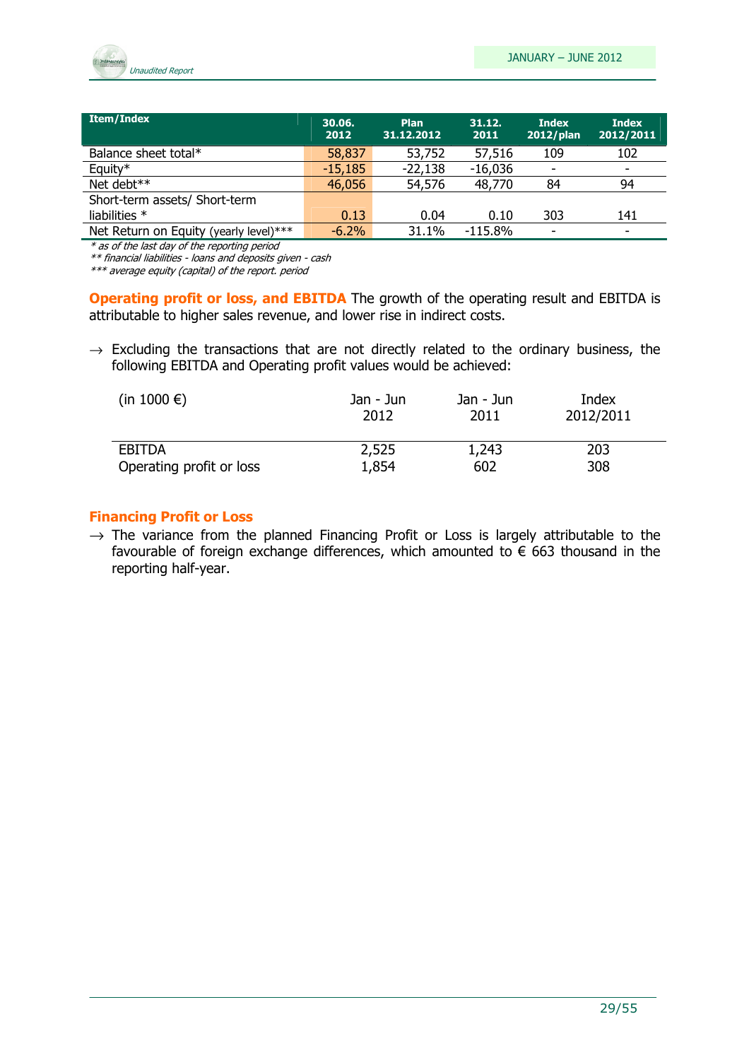| Item/Index | 30.06. 2012 | Plan 31.12.2012 | 31.12. 2011 | Index 2012/plan | Index 2012/2011 |
|---|---|---|---|---|---|
| Balance sheet total* | 58,837 | 53,752 | 57,516 | 109 | 102 |
| Equity* | -15,185 | -22,138 | -16,036 | - | - |
| Net debt** | 46,056 | 54,576 | 48,770 | 84 | 94 |
| Short-term assets/ Short-term liabilities * | 0.13 | 0.04 | 0.10 | 303 | 141 |
| Net Return on Equity (yearly level)*** | -6.2% | 31.1% | -115.8% | - | - |

*\* as of the last day of the reporting period*
*\*\* financial liabilities - loans and deposits given - cash*
*\*\*\* average equity (capital) of the report. period*

**Operating profit or loss, and EBITDA** The growth of the operating result and EBITDA is attributable to higher sales revenue, and lower rise in indirect costs.

→ Excluding the transactions that are not directly related to the ordinary business, the following EBITDA and Operating profit values would be achieved:

| (in 1000 €) | Jan - Jun 2012 | Jan - Jun 2011 | Index 2012/2011 |
|---|---|---|---|
| EBITDA | 2,525 | 1,243 | 203 |
| Operating profit or loss | 1,854 | 602 | 308 |

**Financing Profit or Loss**

→ The variance from the planned Financing Profit or Loss is largely attributable to the favourable of foreign exchange differences, which amounted to € 663 thousand in the reporting half-year.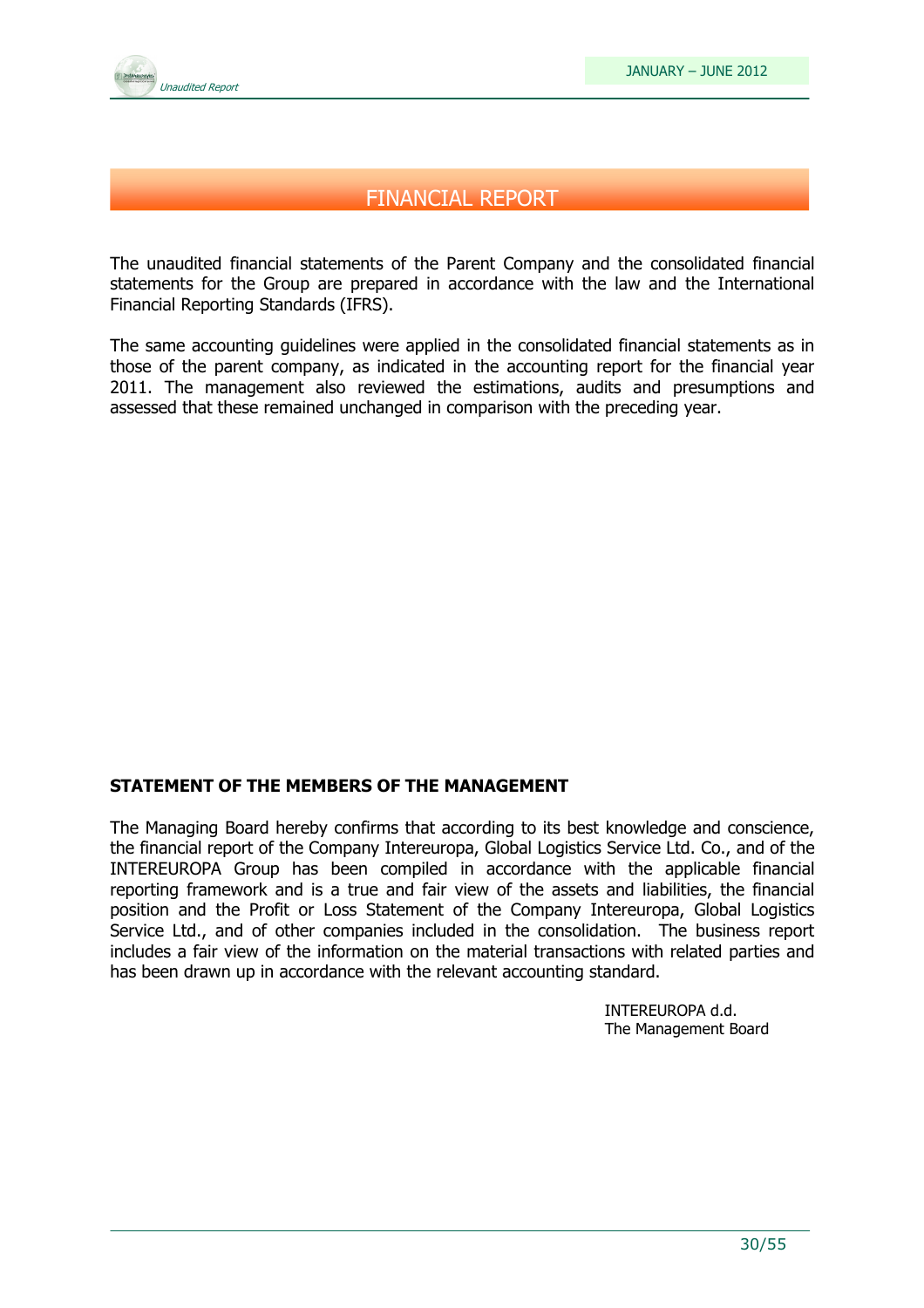# FINANCIAL REPORT

The unaudited financial statements of the Parent Company and the consolidated financial statements for the Group are prepared in accordance with the law and the International Financial Reporting Standards (IFRS).

The same accounting guidelines were applied in the consolidated financial statements as in those of the parent company, as indicated in the accounting report for the financial year 2011. The management also reviewed the estimations, audits and presumptions and assessed that these remained unchanged in comparison with the preceding year.

**STATEMENT OF THE MEMBERS OF THE MANAGEMENT**

The Managing Board hereby confirms that according to its best knowledge and conscience, the financial report of the Company Intereuropa, Global Logistics Service Ltd. Co., and of the INTEREUROPA Group has been compiled in accordance with the applicable financial reporting framework and is a true and fair view of the assets and liabilities, the financial position and the Profit or Loss Statement of the Company Intereuropa, Global Logistics Service Ltd., and of other companies included in the consolidation. The business report includes a fair view of the information on the material transactions with related parties and has been drawn up in accordance with the relevant accounting standard.

INTEREUROPA d.d.
The Management Board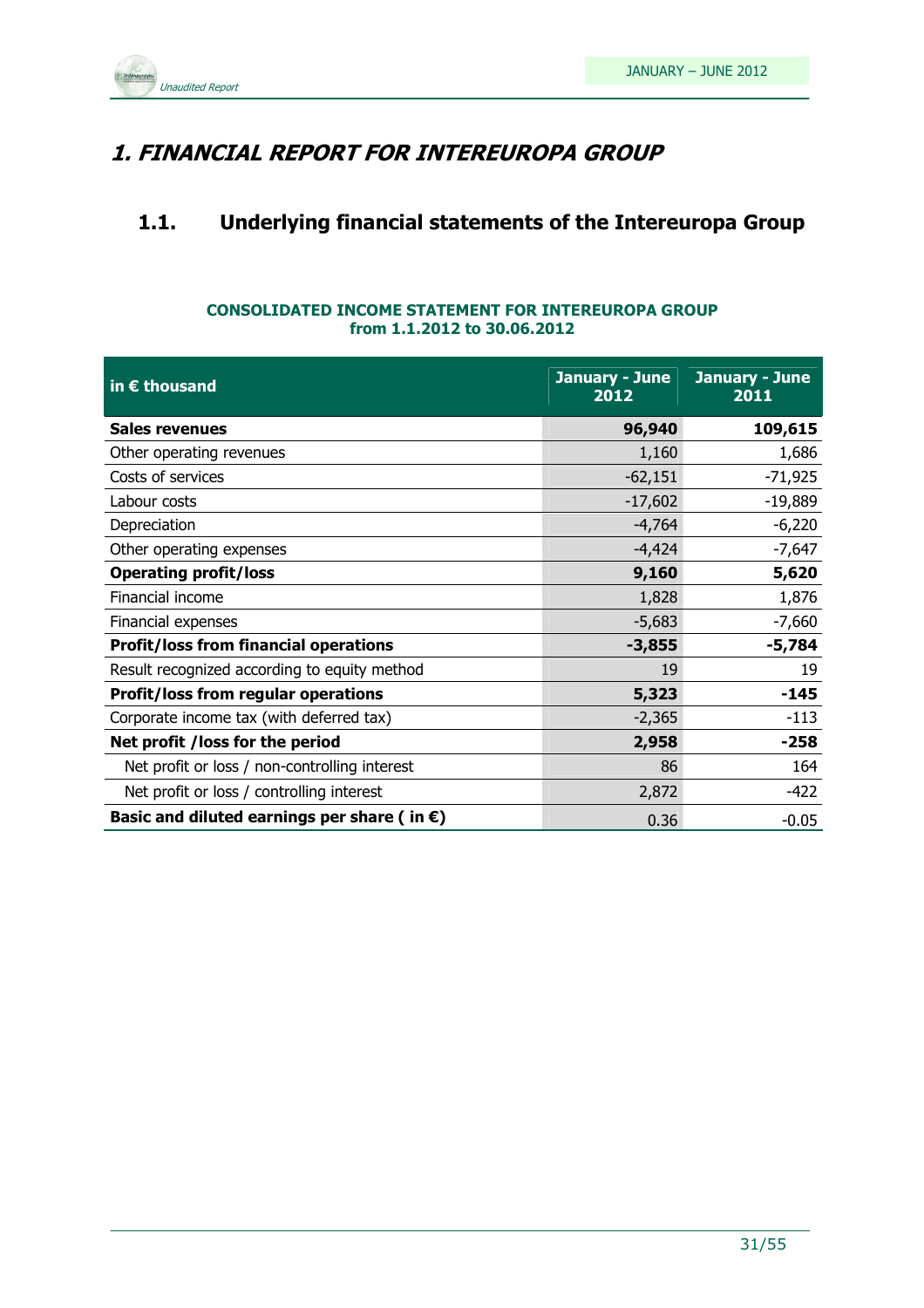# 1. FINANCIAL REPORT FOR INTEREUROPA GROUP

## 1.1. Underlying financial statements of the Intereuropa Group

**CONSOLIDATED INCOME STATEMENT FOR INTEREUROPA GROUP**
**from 1.1.2012 to 30.06.2012**

| in € thousand | January - June 2012 | January - June 2011 |
|---|---|---|
| **Sales revenues** | **96,940** | **109,615** |
| Other operating revenues | 1,160 | 1,686 |
| Costs of services | -62,151 | -71,925 |
| Labour costs | -17,602 | -19,889 |
| Depreciation | -4,764 | -6,220 |
| Other operating expenses | -4,424 | -7,647 |
| **Operating profit/loss** | **9,160** | **5,620** |
| Financial income | 1,828 | 1,876 |
| Financial expenses | -5,683 | -7,660 |
| **Profit/loss from financial operations** | **-3,855** | **-5,784** |
| Result recognized according to equity method | 19 | 19 |
| **Profit/loss from regular operations** | **5,323** | **-145** |
| Corporate income tax (with deferred tax) | -2,365 | -113 |
| **Net profit /loss for the period** | **2,958** | **-258** |
| Net profit or loss / non-controlling interest | 86 | 164 |
| Net profit or loss / controlling interest | 2,872 | -422 |
| **Basic and diluted earnings per share ( in €)** | 0.36 | -0.05 |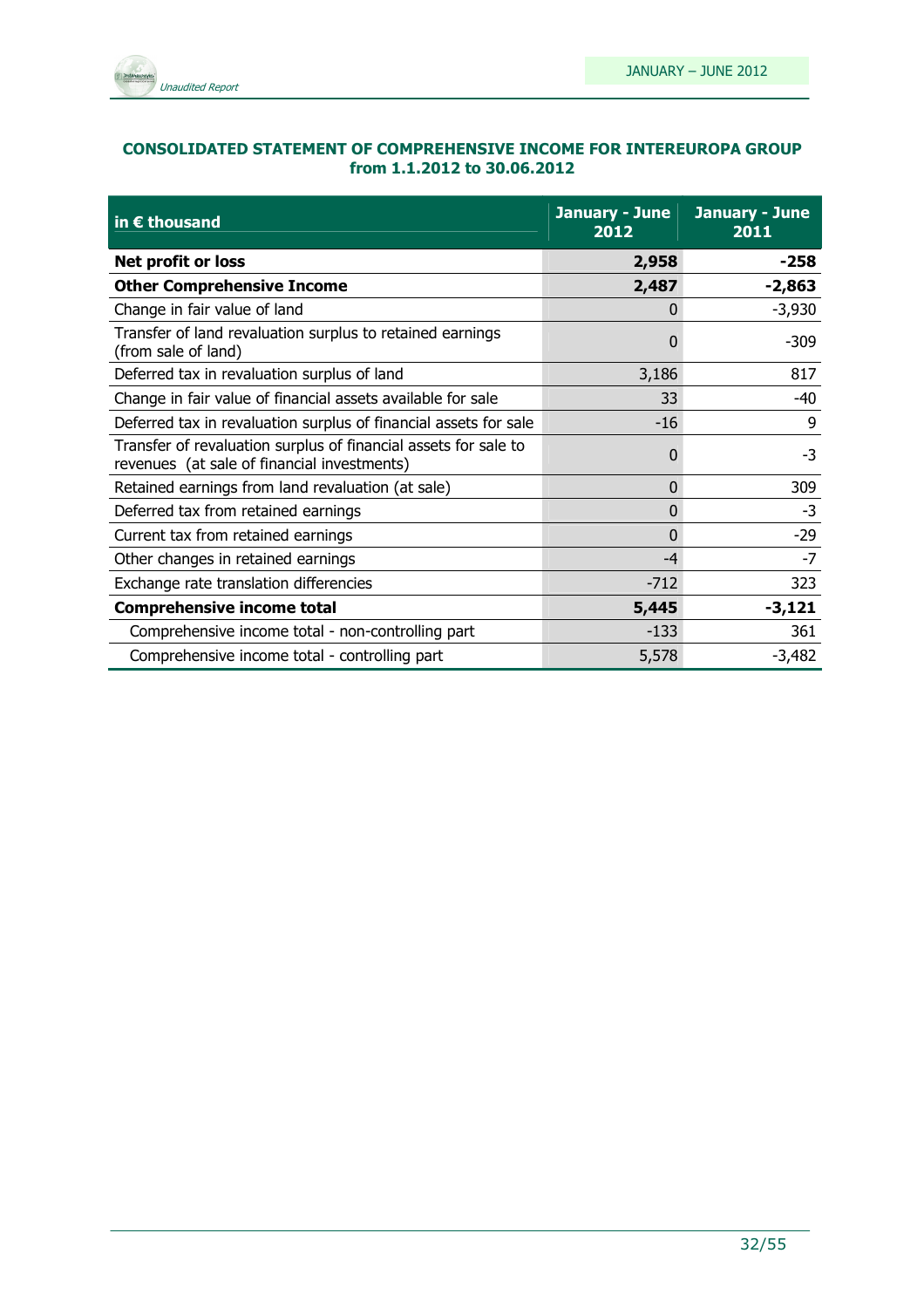**CONSOLIDATED STATEMENT OF COMPREHENSIVE INCOME FOR INTEREUROPA GROUP from 1.1.2012 to 30.06.2012**

| in € thousand | January - June 2012 | January - June 2011 |
|---|---|---|
| **Net profit or loss** | **2,958** | **-258** |
| **Other Comprehensive Income** | **2,487** | **-2,863** |
| Change in fair value of land | 0 | -3,930 |
| Transfer of land revaluation surplus to retained earnings (from sale of land) | 0 | -309 |
| Deferred tax in revaluation surplus of land | 3,186 | 817 |
| Change in fair value of financial assets available for sale | 33 | -40 |
| Deferred tax in revaluation surplus of financial assets for sale | -16 | 9 |
| Transfer of revaluation surplus of financial assets for sale to revenues (at sale of financial investments) | 0 | -3 |
| Retained earnings from land revaluation (at sale) | 0 | 309 |
| Deferred tax from retained earnings | 0 | -3 |
| Current tax from retained earnings | 0 | -29 |
| Other changes in retained earnings | -4 | -7 |
| Exchange rate translation differencies | -712 | 323 |
| **Comprehensive income total** | **5,445** | **-3,121** |
| Comprehensive income total - non-controlling part | -133 | 361 |
| Comprehensive income total - controlling part | 5,578 | -3,482 |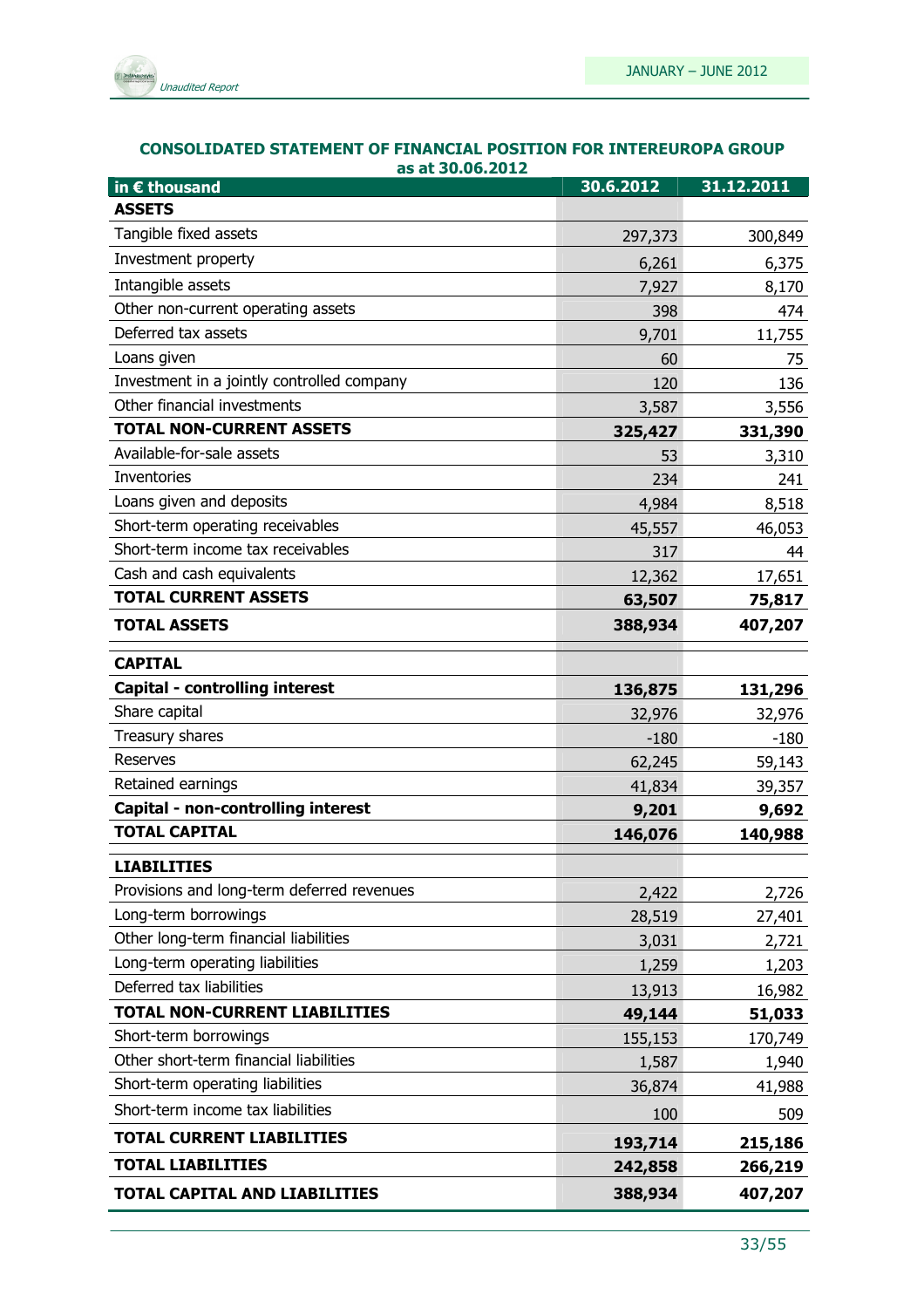**CONSOLIDATED STATEMENT OF FINANCIAL POSITION FOR INTEREUROPA GROUP as at 30.06.2012**

| in € thousand | 30.6.2012 | 31.12.2011 |
|---|---|---|
| **ASSETS** | | |
| Tangible fixed assets | 297,373 | 300,849 |
| Investment property | 6,261 | 6,375 |
| Intangible assets | 7,927 | 8,170 |
| Other non-current operating assets | 398 | 474 |
| Deferred tax assets | 9,701 | 11,755 |
| Loans given | 60 | 75 |
| Investment in a jointly controlled company | 120 | 136 |
| Other financial investments | 3,587 | 3,556 |
| **TOTAL NON-CURRENT ASSETS** | **325,427** | **331,390** |
| Available-for-sale assets | 53 | 3,310 |
| Inventories | 234 | 241 |
| Loans given and deposits | 4,984 | 8,518 |
| Short-term operating receivables | 45,557 | 46,053 |
| Short-term income tax receivables | 317 | 44 |
| Cash and cash equivalents | 12,362 | 17,651 |
| **TOTAL CURRENT ASSETS** | **63,507** | **75,817** |
| **TOTAL ASSETS** | **388,934** | **407,207** |
| **CAPITAL** | | |
| **Capital - controlling interest** | **136,875** | **131,296** |
| Share capital | 32,976 | 32,976 |
| Treasury shares | -180 | -180 |
| Reserves | 62,245 | 59,143 |
| Retained earnings | 41,834 | 39,357 |
| **Capital - non-controlling interest** | **9,201** | **9,692** |
| **TOTAL CAPITAL** | **146,076** | **140,988** |
| **LIABILITIES** | | |
| Provisions and long-term deferred revenues | 2,422 | 2,726 |
| Long-term borrowings | 28,519 | 27,401 |
| Other long-term financial liabilities | 3,031 | 2,721 |
| Long-term operating liabilities | 1,259 | 1,203 |
| Deferred tax liabilities | 13,913 | 16,982 |
| **TOTAL NON-CURRENT LIABILITIES** | **49,144** | **51,033** |
| Short-term borrowings | 155,153 | 170,749 |
| Other short-term financial liabilities | 1,587 | 1,940 |
| Short-term operating liabilities | 36,874 | 41,988 |
| Short-term income tax liabilities | 100 | 509 |
| **TOTAL CURRENT LIABILITIES** | **193,714** | **215,186** |
| **TOTAL LIABILITIES** | **242,858** | **266,219** |
| **TOTAL CAPITAL AND LIABILITIES** | **388,934** | **407,207** |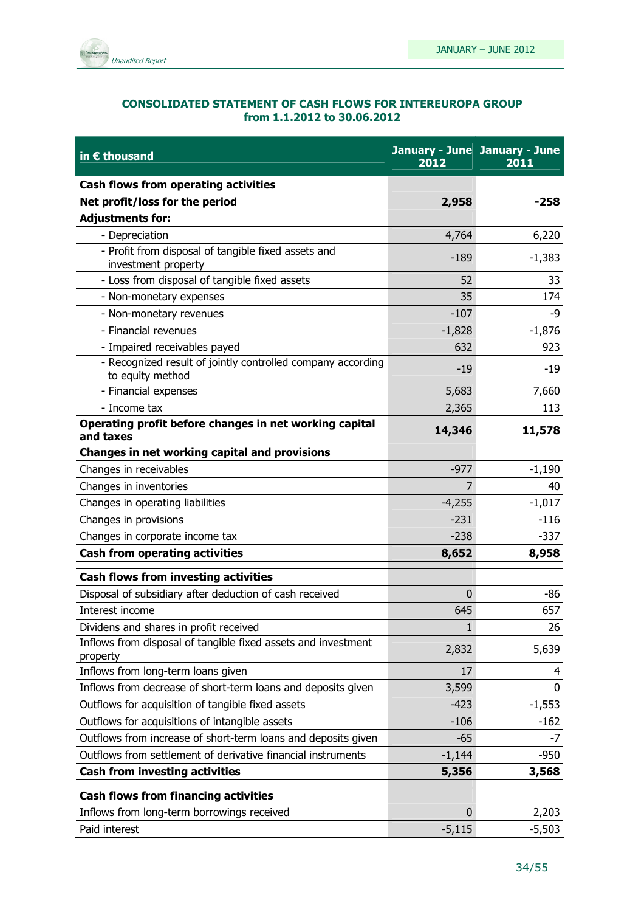**CONSOLIDATED STATEMENT OF CASH FLOWS FOR INTEREUROPA GROUP from 1.1.2012 to 30.06.2012**

| in € thousand | January - June 2012 | January - June 2011 |
|---|---|---|
| **Cash flows from operating activities** | | |
| **Net profit/loss for the period** | **2,958** | **-258** |
| **Adjustments for:** | | |
| - Depreciation | 4,764 | 6,220 |
| - Profit from disposal of tangible fixed assets and investment property | -189 | -1,383 |
| - Loss from disposal of tangible fixed assets | 52 | 33 |
| - Non-monetary expenses | 35 | 174 |
| - Non-monetary revenues | -107 | -9 |
| - Financial revenues | -1,828 | -1,876 |
| - Impaired receivables payed | 632 | 923 |
| - Recognized result of jointly controlled company according to equity method | -19 | -19 |
| - Financial expenses | 5,683 | 7,660 |
| - Income tax | 2,365 | 113 |
| **Operating profit before changes in net working capital and taxes** | **14,346** | **11,578** |
| **Changes in net working capital and provisions** | | |
| Changes in receivables | -977 | -1,190 |
| Changes in inventories | 7 | 40 |
| Changes in operating liabilities | -4,255 | -1,017 |
| Changes in provisions | -231 | -116 |
| Changes in corporate income tax | -238 | -337 |
| **Cash from operating activities** | **8,652** | **8,958** |
| **Cash flows from investing activities** | | |
| Disposal of subsidiary after deduction of cash received | 0 | -86 |
| Interest income | 645 | 657 |
| Dividens and shares in profit received | 1 | 26 |
| Inflows from disposal of tangible fixed assets and investment property | 2,832 | 5,639 |
| Inflows from long-term loans given | 17 | 4 |
| Inflows from decrease of short-term loans and deposits given | 3,599 | 0 |
| Outflows for acquisition of tangible fixed assets | -423 | -1,553 |
| Outflows for acquisitions of intangible assets | -106 | -162 |
| Outflows from increase of short-term loans and deposits given | -65 | -7 |
| Outflows from settlement of derivative financial instruments | -1,144 | -950 |
| **Cash from investing activities** | **5,356** | **3,568** |
| **Cash flows from financing activities** | | |
| Inflows from long-term borrowings received | 0 | 2,203 |
| Paid interest | -5,115 | -5,503 |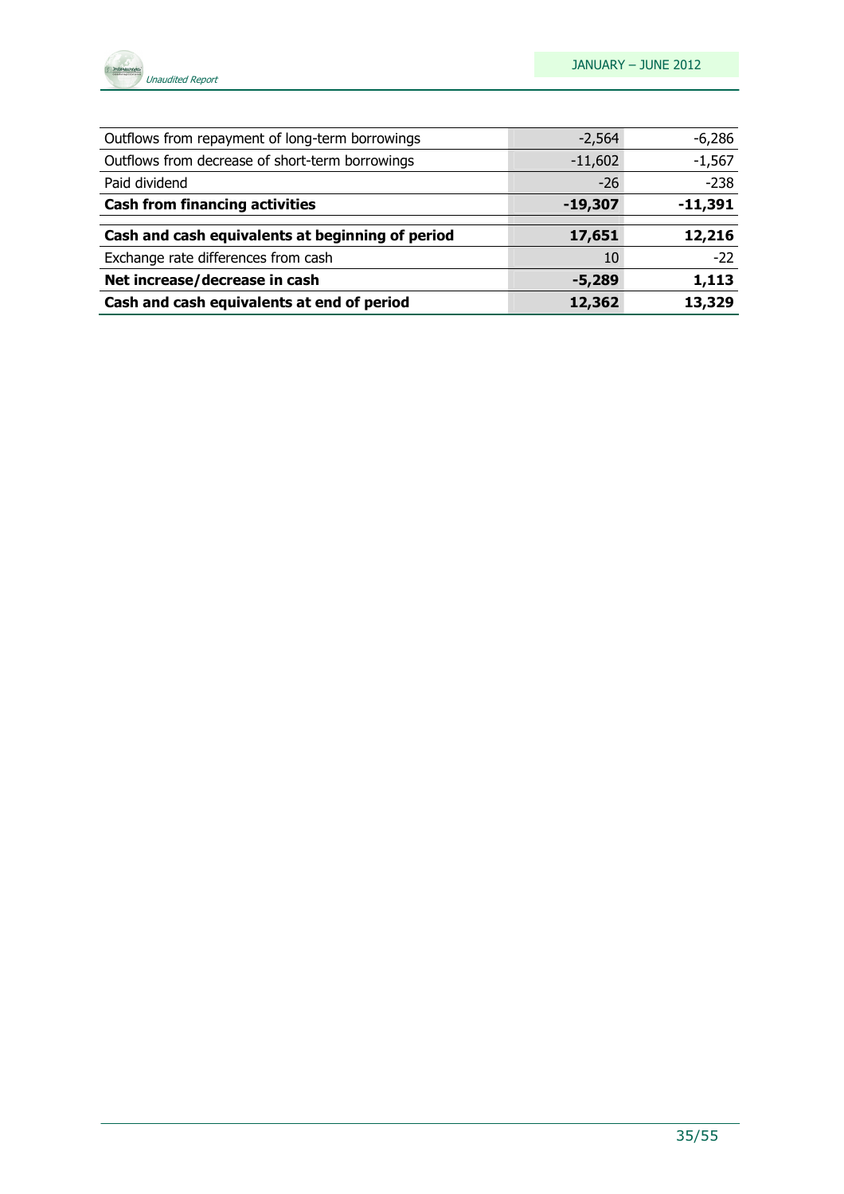| | | |
|---|---|---|
| Outflows from repayment of long-term borrowings | -2,564 | -6,286 |
| Outflows from decrease of short-term borrowings | -11,602 | -1,567 |
| Paid dividend | -26 | -238 |
| **Cash from financing activities** | **-19,307** | **-11,391** |
| **Cash and cash equivalents at beginning of period** | **17,651** | **12,216** |
| Exchange rate differences from cash | 10 | -22 |
| **Net increase/decrease in cash** | **-5,289** | **1,113** |
| **Cash and cash equivalents at end of period** | **12,362** | **13,329** |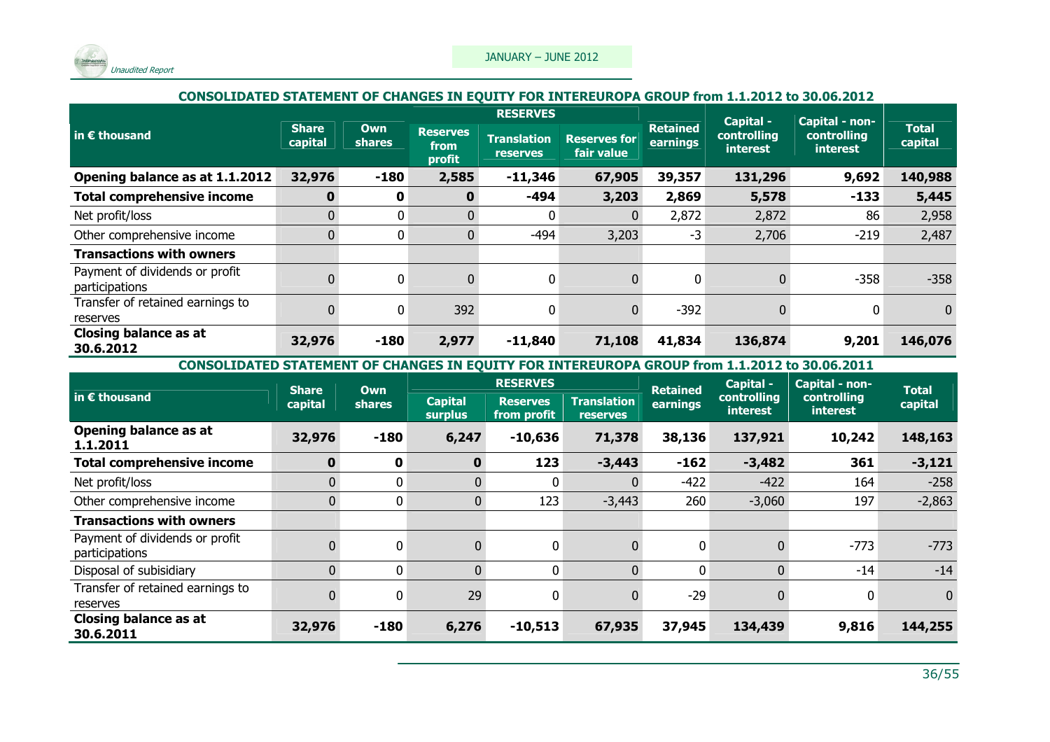## CONSOLIDATED STATEMENT OF CHANGES IN EQUITY FOR INTEREUROPA GROUP from 1.1.2012 to 30.06.2012

| in € thousand | Share capital | Own shares | RESERVES | | | Retained earnings | Capital - controlling interest | Capital - non-controlling interest | Total capital |
|---|---|---|---|---|---|---|---|---|---|
| | | | Reserves from profit | Translation reserves | Reserves for fair value | | | | |
| **Opening balance as at 1.1.2012** | **32,976** | **-180** | **2,585** | **-11,346** | **67,905** | **39,357** | **131,296** | **9,692** | **140,988** |
| **Total comprehensive income** | **0** | **0** | **0** | **-494** | **3,203** | **2,869** | **5,578** | **-133** | **5,445** |
| Net profit/loss | 0 | 0 | 0 | 0 | 0 | 2,872 | 2,872 | 86 | 2,958 |
| Other comprehensive income | 0 | 0 | 0 | -494 | 3,203 | -3 | 2,706 | -219 | 2,487 |
| **Transactions with owners** | | | | | | | | | |
| Payment of dividends or profit participations | 0 | 0 | 0 | 0 | 0 | 0 | 0 | -358 | -358 |
| Transfer of retained earnings to reserves | 0 | 0 | 392 | 0 | 0 | -392 | 0 | 0 | 0 |
| **Closing balance as at 30.6.2012** | **32,976** | **-180** | **2,977** | **-11,840** | **71,108** | **41,834** | **136,874** | **9,201** | **146,076** |

## CONSOLIDATED STATEMENT OF CHANGES IN EQUITY FOR INTEREUROPA GROUP from 1.1.2012 to 30.06.2011

| in € thousand | Share capital | Own shares | RESERVES | | | Retained earnings | Capital - controlling interest | Capital - non-controlling interest | Total capital |
|---|---|---|---|---|---|---|---|---|---|
| | | | Capital surplus | Reserves from profit | Translation reserves | | | | |
| **Opening balance as at 1.1.2011** | **32,976** | **-180** | **6,247** | **-10,636** | **71,378** | **38,136** | **137,921** | **10,242** | **148,163** |
| **Total comprehensive income** | **0** | **0** | **0** | **123** | **-3,443** | **-162** | **-3,482** | **361** | **-3,121** |
| Net profit/loss | 0 | 0 | 0 | 0 | 0 | -422 | -422 | 164 | -258 |
| Other comprehensive income | 0 | 0 | 0 | 123 | -3,443 | 260 | -3,060 | 197 | -2,863 |
| **Transactions with owners** | | | | | | | | | |
| Payment of dividends or profit participations | 0 | 0 | 0 | 0 | 0 | 0 | 0 | -773 | -773 |
| Disposal of subisidiary | 0 | 0 | 0 | 0 | 0 | 0 | 0 | -14 | -14 |
| Transfer of retained earnings to reserves | 0 | 0 | 29 | 0 | 0 | -29 | 0 | 0 | 0 |
| **Closing balance as at 30.6.2011** | **32,976** | **-180** | **6,276** | **-10,513** | **67,935** | **37,945** | **134,439** | **9,816** | **144,255** |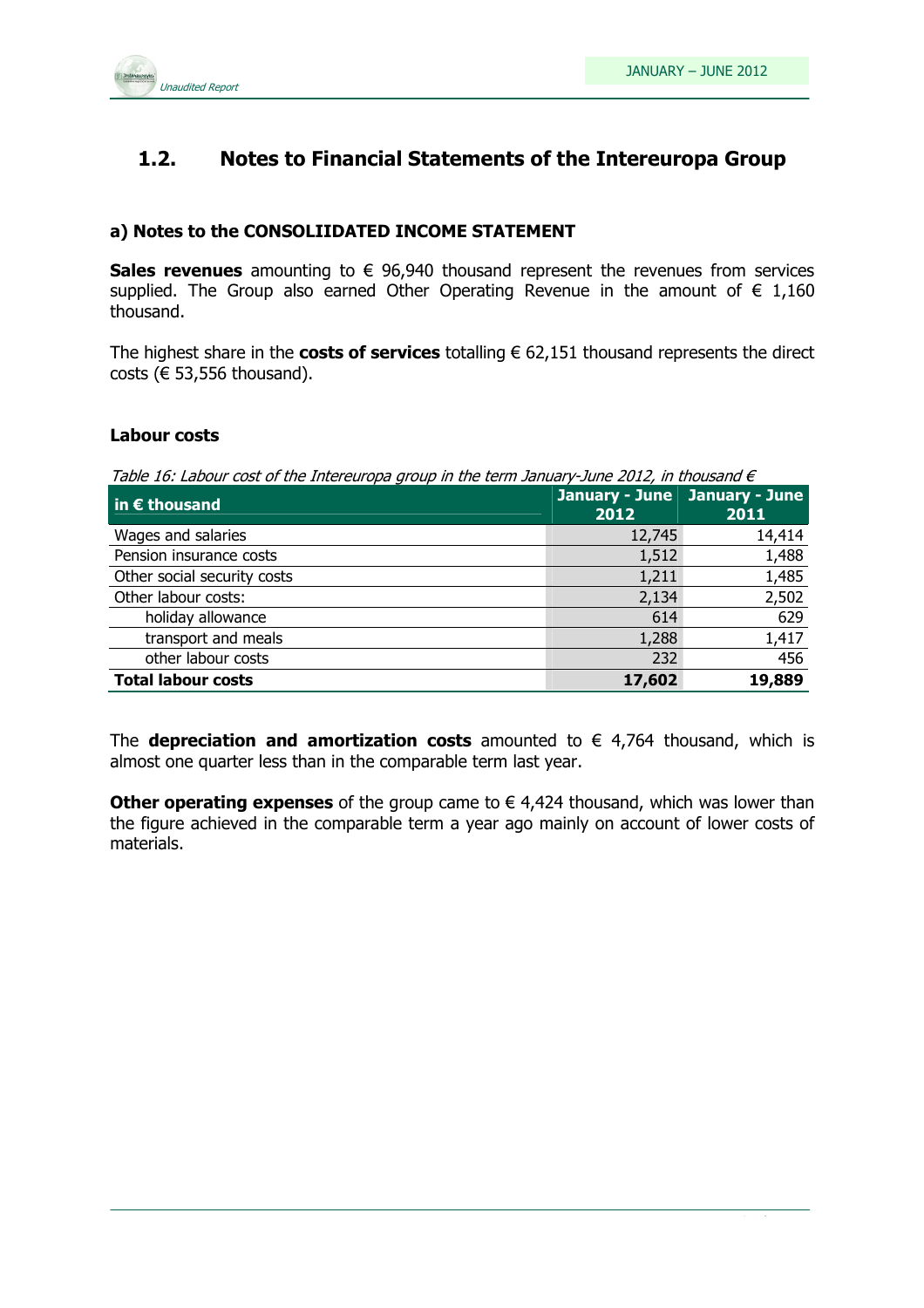## 1.2. Notes to Financial Statements of the Intereuropa Group

### a) Notes to the CONSOLIIDATED INCOME STATEMENT

**Sales revenues** amounting to € 96,940 thousand represent the revenues from services supplied. The Group also earned Other Operating Revenue in the amount of € 1,160 thousand.

The highest share in the **costs of services** totalling € 62,151 thousand represents the direct costs (€ 53,556 thousand).

### Labour costs

*Table 16: Labour cost of the Intereuropa group in the term January-June 2012, in thousand €*

| in € thousand | January - June 2012 | January - June 2011 |
|---|---|---|
| Wages and salaries | 12,745 | 14,414 |
| Pension insurance costs | 1,512 | 1,488 |
| Other social security costs | 1,211 | 1,485 |
| Other labour costs: | 2,134 | 2,502 |
| holiday allowance | 614 | 629 |
| transport and meals | 1,288 | 1,417 |
| other labour costs | 232 | 456 |
| **Total labour costs** | **17,602** | **19,889** |

The **depreciation and amortization costs** amounted to € 4,764 thousand, which is almost one quarter less than in the comparable term last year.

**Other operating expenses** of the group came to € 4,424 thousand, which was lower than the figure achieved in the comparable term a year ago mainly on account of lower costs of materials.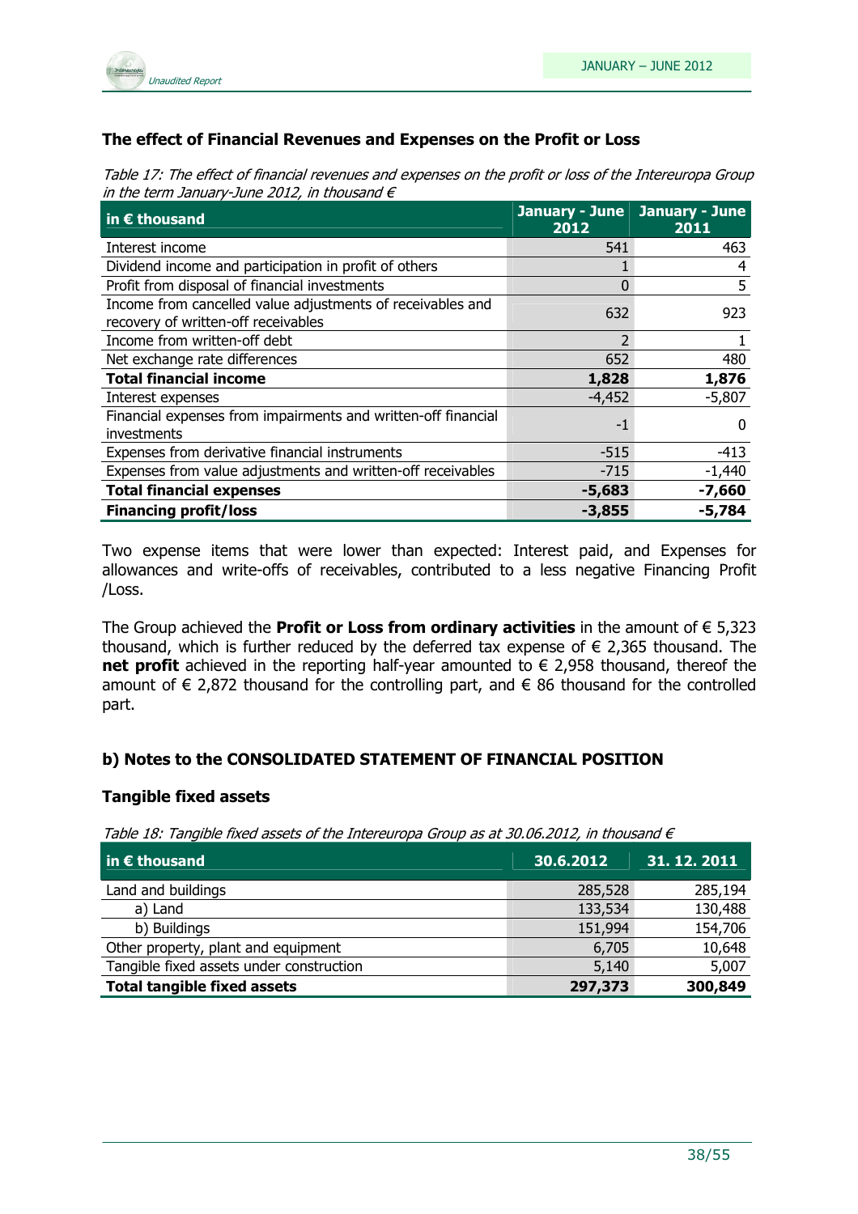### The effect of Financial Revenues and Expenses on the Profit or Loss

*Table 17: The effect of financial revenues and expenses on the profit or loss of the Intereuropa Group in the term January-June 2012, in thousand €*

| in € thousand | January - June 2012 | January - June 2011 |
|---|---|---|
| Interest income | 541 | 463 |
| Dividend income and participation in profit of others | 1 | 4 |
| Profit from disposal of financial investments | 0 | 5 |
| Income from cancelled value adjustments of receivables and recovery of written-off receivables | 632 | 923 |
| Income from written-off debt | 2 | 1 |
| Net exchange rate differences | 652 | 480 |
| **Total financial income** | **1,828** | **1,876** |
| Interest expenses | -4,452 | -5,807 |
| Financial expenses from impairments and written-off financial investments | -1 | 0 |
| Expenses from derivative financial instruments | -515 | -413 |
| Expenses from value adjustments and written-off receivables | -715 | -1,440 |
| **Total financial expenses** | **-5,683** | **-7,660** |
| **Financing profit/loss** | **-3,855** | **-5,784** |

Two expense items that were lower than expected: Interest paid, and Expenses for allowances and write-offs of receivables, contributed to a less negative Financing Profit /Loss.

The Group achieved the **Profit or Loss from ordinary activities** in the amount of € 5,323 thousand, which is further reduced by the deferred tax expense of € 2,365 thousand. The **net profit** achieved in the reporting half-year amounted to € 2,958 thousand, thereof the amount of € 2,872 thousand for the controlling part, and € 86 thousand for the controlled part.

### b) Notes to the CONSOLIDATED STATEMENT OF FINANCIAL POSITION

#### Tangible fixed assets

*Table 18: Tangible fixed assets of the Intereuropa Group as at 30.06.2012, in thousand €*

| in € thousand | 30.6.2012 | 31. 12. 2011 |
|---|---|---|
| Land and buildings | 285,528 | 285,194 |
| a) Land | 133,534 | 130,488 |
| b) Buildings | 151,994 | 154,706 |
| Other property, plant and equipment | 6,705 | 10,648 |
| Tangible fixed assets under construction | 5,140 | 5,007 |
| **Total tangible fixed assets** | **297,373** | **300,849** |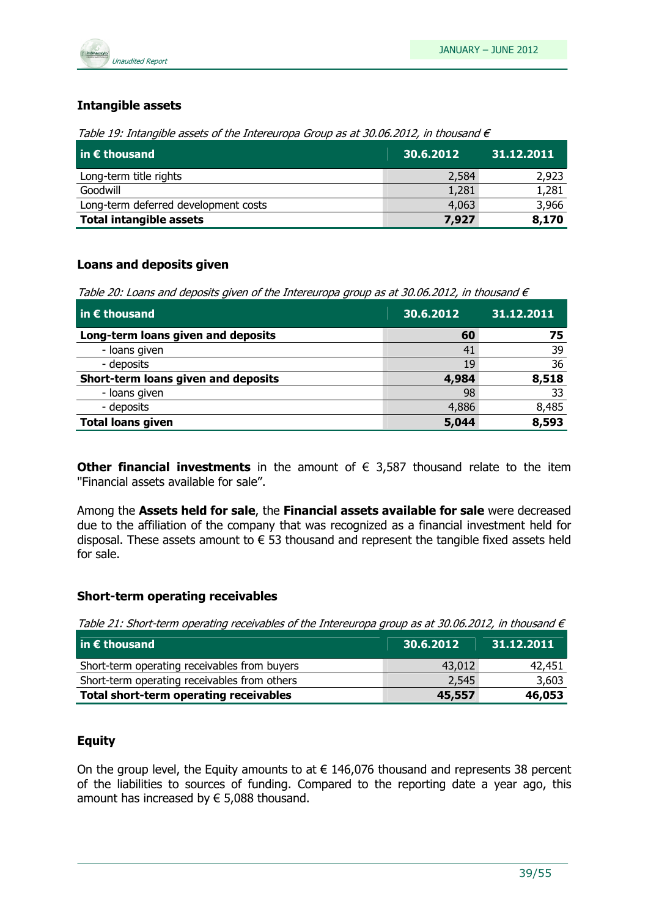### Intangible assets

*Table 19: Intangible assets of the Intereuropa Group as at 30.06.2012, in thousand €*

| in € thousand | 30.6.2012 | 31.12.2011 |
|---|---|---|
| Long-term title rights | 2,584 | 2,923 |
| Goodwill | 1,281 | 1,281 |
| Long-term deferred development costs | 4,063 | 3,966 |
| **Total intangible assets** | **7,927** | **8,170** |

### Loans and deposits given

*Table 20: Loans and deposits given of the Intereuropa group as at 30.06.2012, in thousand €*

| in € thousand | 30.6.2012 | 31.12.2011 |
|---|---|---|
| **Long-term loans given and deposits** | **60** | **75** |
| - loans given | 41 | 39 |
| - deposits | 19 | 36 |
| **Short-term loans given and deposits** | **4,984** | **8,518** |
| - loans given | 98 | 33 |
| - deposits | 4,886 | 8,485 |
| **Total loans given** | **5,044** | **8,593** |

**Other financial investments** in the amount of € 3,587 thousand relate to the item "Financial assets available for sale".

Among the **Assets held for sale**, the **Financial assets available for sale** were decreased due to the affiliation of the company that was recognized as a financial investment held for disposal. These assets amount to € 53 thousand and represent the tangible fixed assets held for sale.

### Short-term operating receivables

*Table 21: Short-term operating receivables of the Intereuropa group as at 30.06.2012, in thousand €*

| in € thousand | 30.6.2012 | 31.12.2011 |
|---|---|---|
| Short-term operating receivables from buyers | 43,012 | 42,451 |
| Short-term operating receivables from others | 2,545 | 3,603 |
| **Total short-term operating receivables** | **45,557** | **46,053** |

### Equity

On the group level, the Equity amounts to at € 146,076 thousand and represents 38 percent of the liabilities to sources of funding. Compared to the reporting date a year ago, this amount has increased by € 5,088 thousand.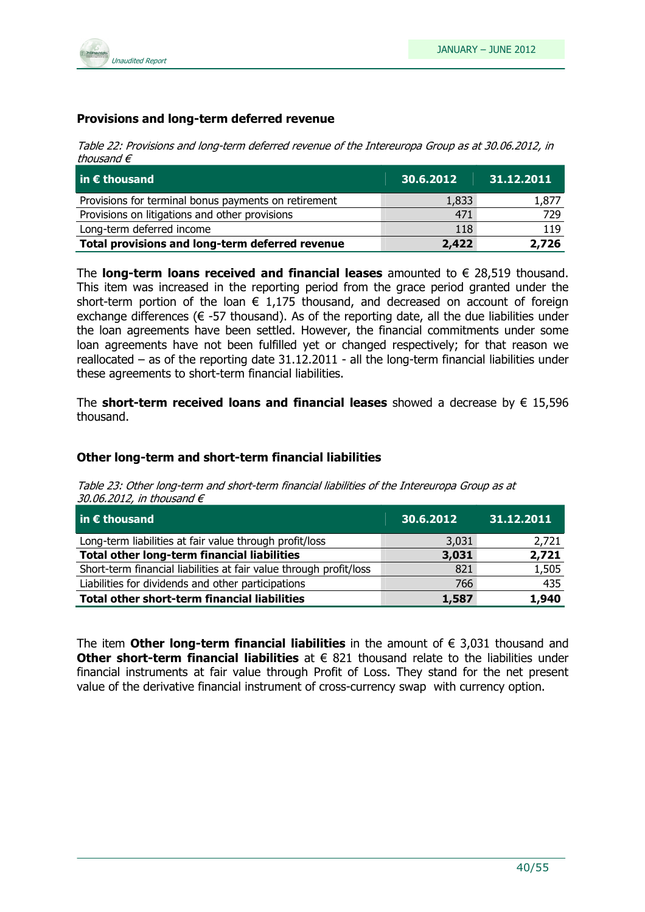### Provisions and long-term deferred revenue

*Table 22: Provisions and long-term deferred revenue of the Intereuropa Group as at 30.06.2012, in thousand €*

| in € thousand | 30.6.2012 | 31.12.2011 |
|---|---|---|
| Provisions for terminal bonus payments on retirement | 1,833 | 1,877 |
| Provisions on litigations and other provisions | 471 | 729 |
| Long-term deferred income | 118 | 119 |
| **Total provisions and long-term deferred revenue** | **2,422** | **2,726** |

The **long-term loans received and financial leases** amounted to € 28,519 thousand. This item was increased in the reporting period from the grace period granted under the short-term portion of the loan € 1,175 thousand, and decreased on account of foreign exchange differences (€ -57 thousand). As of the reporting date, all the due liabilities under the loan agreements have been settled. However, the financial commitments under some loan agreements have not been fulfilled yet or changed respectively; for that reason we reallocated – as of the reporting date 31.12.2011 - all the long-term financial liabilities under these agreements to short-term financial liabilities.

The **short-term received loans and financial leases** showed a decrease by € 15,596 thousand.

### Other long-term and short-term financial liabilities

*Table 23: Other long-term and short-term financial liabilities of the Intereuropa Group as at 30.06.2012, in thousand €*

| in € thousand | 30.6.2012 | 31.12.2011 |
|---|---|---|
| Long-term liabilities at fair value through profit/loss | 3,031 | 2,721 |
| **Total other long-term financial liabilities** | **3,031** | **2,721** |
| Short-term financial liabilities at fair value through profit/loss | 821 | 1,505 |
| Liabilities for dividends and other participations | 766 | 435 |
| **Total other short-term financial liabilities** | **1,587** | **1,940** |

The item **Other long-term financial liabilities** in the amount of € 3,031 thousand and **Other short-term financial liabilities** at € 821 thousand relate to the liabilities under financial instruments at fair value through Profit of Loss. They stand for the net present value of the derivative financial instrument of cross-currency swap with currency option.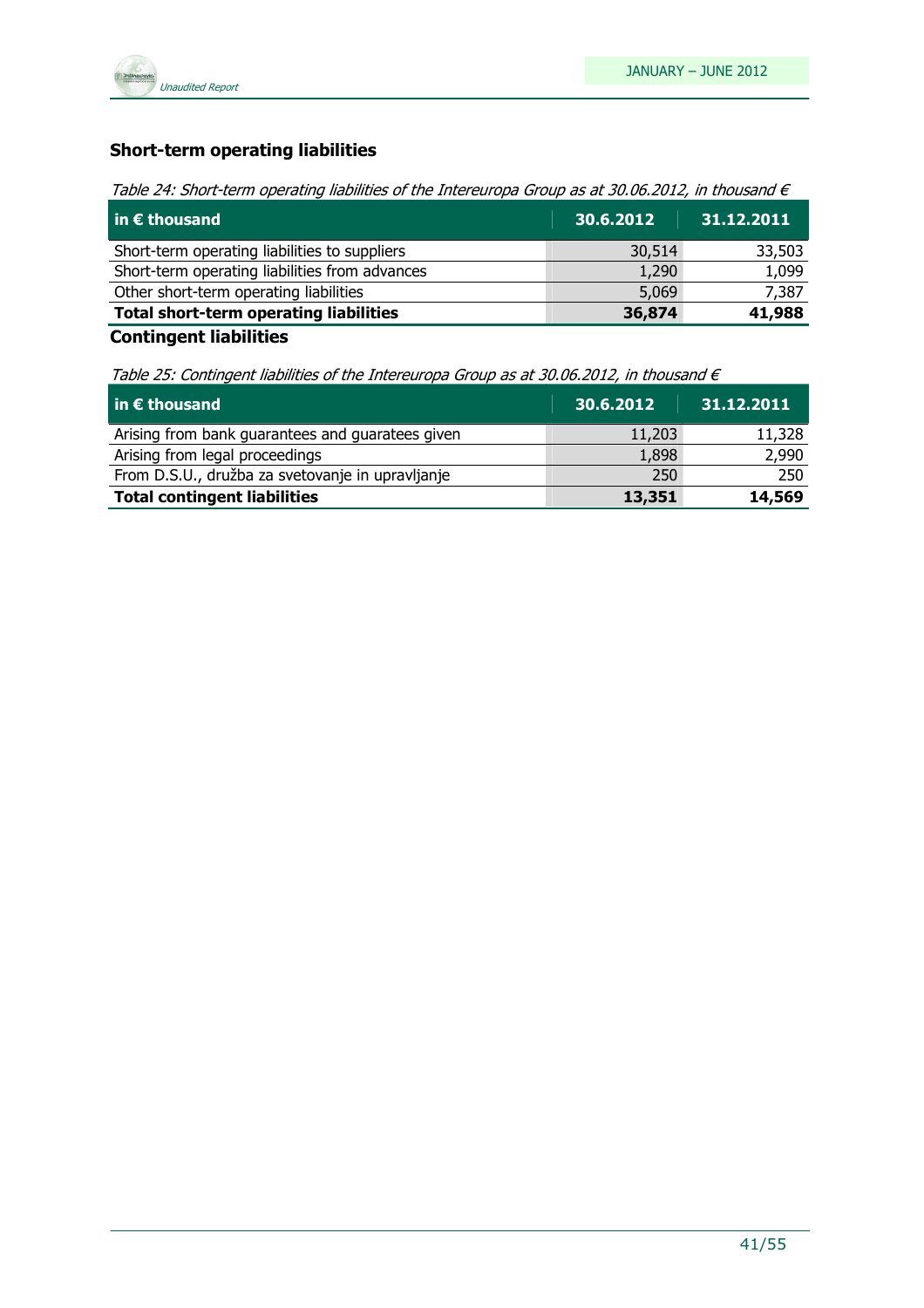## Short-term operating liabilities

*Table 24: Short-term operating liabilities of the Intereuropa Group as at 30.06.2012, in thousand €*

| in € thousand | 30.6.2012 | 31.12.2011 |
|---|---|---|
| Short-term operating liabilities to suppliers | 30,514 | 33,503 |
| Short-term operating liabilities from advances | 1,290 | 1,099 |
| Other short-term operating liabilities | 5,069 | 7,387 |
| **Total short-term operating liabilities** | **36,874** | **41,988** |

## Contingent liabilities

*Table 25: Contingent liabilities of the Intereuropa Group as at 30.06.2012, in thousand €*

| in € thousand | 30.6.2012 | 31.12.2011 |
|---|---|---|
| Arising from bank guarantees and guaratees given | 11,203 | 11,328 |
| Arising from legal proceedings | 1,898 | 2,990 |
| From D.S.U., družba za svetovanje in upravljanje | 250 | 250 |
| **Total contingent liabilities** | **13,351** | **14,569** |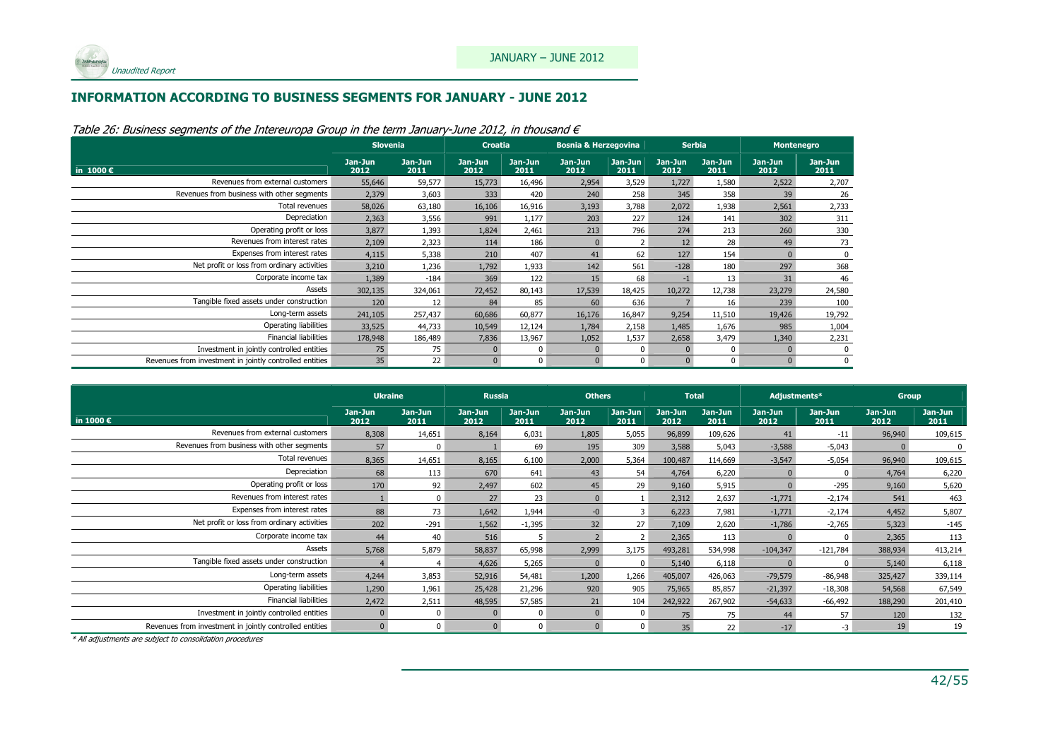## INFORMATION ACCORDING TO BUSINESS SEGMENTS FOR JANUARY - JUNE 2012

*Table 26: Business segments of the Intereuropa Group in the term January-June 2012, in thousand €*

| | Slovenia | | Croatia | | Bosnia & Herzegovina | | Serbia | | Montenegro | |
|---|---|---|---|---|---|---|---|---|---|---|
| in 1000 € | Jan-Jun 2012 | Jan-Jun 2011 | Jan-Jun 2012 | Jan-Jun 2011 | Jan-Jun 2012 | Jan-Jun 2011 | Jan-Jun 2012 | Jan-Jun 2011 | Jan-Jun 2012 | Jan-Jun 2011 |
| Revenues from external customers | 55,646 | 59,577 | 15,773 | 16,496 | 2,954 | 3,529 | 1,727 | 1,580 | 2,522 | 2,707 |
| Revenues from business with other segments | 2,379 | 3,603 | 333 | 420 | 240 | 258 | 345 | 358 | 39 | 26 |
| Total revenues | 58,026 | 63,180 | 16,106 | 16,916 | 3,193 | 3,788 | 2,072 | 1,938 | 2,561 | 2,733 |
| Depreciation | 2,363 | 3,556 | 991 | 1,177 | 203 | 227 | 124 | 141 | 302 | 311 |
| Operating profit or loss | 3,877 | 1,393 | 1,824 | 2,461 | 213 | 796 | 274 | 213 | 260 | 330 |
| Revenues from interest rates | 2,109 | 2,323 | 114 | 186 | 0 | 2 | 12 | 28 | 49 | 73 |
| Expenses from interest rates | 4,115 | 5,338 | 210 | 407 | 41 | 62 | 127 | 154 | 0 | 0 |
| Net profit or loss from ordinary activities | 3,210 | 1,236 | 1,792 | 1,933 | 142 | 561 | -128 | 180 | 297 | 368 |
| Corporate income tax | 1,389 | -184 | 369 | 122 | 15 | 68 | -1 | 13 | 31 | 46 |
| Assets | 302,135 | 324,061 | 72,452 | 80,143 | 17,539 | 18,425 | 10,272 | 12,738 | 23,279 | 24,580 |
| Tangible fixed assets under construction | 120 | 12 | 84 | 85 | 60 | 636 | 7 | 16 | 239 | 100 |
| Long-term assets | 241,105 | 257,437 | 60,686 | 60,877 | 16,176 | 16,847 | 9,254 | 11,510 | 19,426 | 19,792 |
| Operating liabilities | 33,525 | 44,733 | 10,549 | 12,124 | 1,784 | 2,158 | 1,485 | 1,676 | 985 | 1,004 |
| Financial liabilities | 178,948 | 186,489 | 7,836 | 13,967 | 1,052 | 1,537 | 2,658 | 3,479 | 1,340 | 2,231 |
| Investment in jointly controlled entities | 75 | 75 | 0 | 0 | 0 | 0 | 0 | 0 | 0 | 0 |
| Revenues from investment in jointly controlled entities | 35 | 22 | 0 | 0 | 0 | 0 | 0 | 0 | 0 | 0 |

| | Ukraine | | Russia | | Others | | Total | | Adjustments* | | Group | |
|---|---|---|---|---|---|---|---|---|---|---|---|---|
| in 1000 € | Jan-Jun 2012 | Jan-Jun 2011 | Jan-Jun 2012 | Jan-Jun 2011 | Jan-Jun 2012 | Jan-Jun 2011 | Jan-Jun 2012 | Jan-Jun 2011 | Jan-Jun 2012 | Jan-Jun 2011 | Jan-Jun 2012 | Jan-Jun 2011 |
| Revenues from external customers | 8,308 | 14,651 | 8,164 | 6,031 | 1,805 | 5,055 | 96,899 | 109,626 | 41 | -11 | 96,940 | 109,615 |
| Revenues from business with other segments | 57 | 0 | 1 | 69 | 195 | 309 | 3,588 | 5,043 | -3,588 | -5,043 | 0 | 0 |
| Total revenues | 8,365 | 14,651 | 8,165 | 6,100 | 2,000 | 5,364 | 100,487 | 114,669 | -3,547 | -5,054 | 96,940 | 109,615 |
| Depreciation | 68 | 113 | 670 | 641 | 43 | 54 | 4,764 | 6,220 | 0 | 0 | 4,764 | 6,220 |
| Operating profit or loss | 170 | 92 | 2,497 | 602 | 45 | 29 | 9,160 | 5,915 | 0 | -295 | 9,160 | 5,620 |
| Revenues from interest rates | 1 | 0 | 27 | 23 | 0 | 1 | 2,312 | 2,637 | -1,771 | -2,174 | 541 | 463 |
| Expenses from interest rates | 88 | 73 | 1,642 | 1,944 | -0 | 3 | 6,223 | 7,981 | -1,771 | -2,174 | 4,452 | 5,807 |
| Net profit or loss from ordinary activities | 202 | -291 | 1,562 | -1,395 | 32 | 27 | 7,109 | 2,620 | -1,786 | -2,765 | 5,323 | -145 |
| Corporate income tax | 44 | 40 | 516 | 5 | 2 | 2 | 2,365 | 113 | 0 | 0 | 2,365 | 113 |
| Assets | 5,768 | 5,879 | 58,837 | 65,998 | 2,999 | 3,175 | 493,281 | 534,998 | -104,347 | -121,784 | 388,934 | 413,214 |
| Tangible fixed assets under construction | 4 | 4 | 4,626 | 5,265 | 0 | 0 | 5,140 | 6,118 | 0 | 0 | 5,140 | 6,118 |
| Long-term assets | 4,244 | 3,853 | 52,916 | 54,481 | 1,200 | 1,266 | 405,007 | 426,063 | -79,579 | -86,948 | 325,427 | 339,114 |
| Operating liabilities | 1,290 | 1,961 | 25,428 | 21,296 | 920 | 905 | 75,965 | 85,857 | -21,397 | -18,308 | 54,568 | 67,549 |
| Financial liabilities | 2,472 | 2,511 | 48,595 | 57,585 | 21 | 104 | 242,922 | 267,902 | -54,633 | -66,492 | 188,290 | 201,410 |
| Investment in jointly controlled entities | 0 | 0 | 0 | 0 | 0 | 0 | 75 | 75 | 44 | 57 | 120 | 132 |
| Revenues from investment in jointly controlled entities | 0 | 0 | 0 | 0 | 0 | 0 | 35 | 22 | -17 | -3 | 19 | 19 |

\* All adjustments are subject to consolidation procedures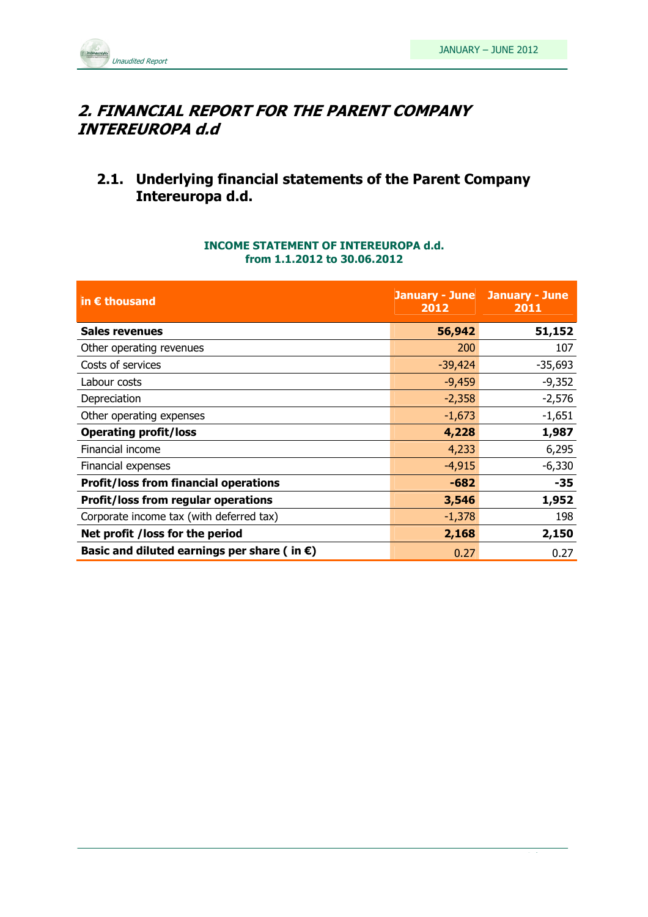## *2. FINANCIAL REPORT FOR THE PARENT COMPANY INTEREUROPA d.d*

### 2.1. Underlying financial statements of the Parent Company Intereuropa d.d.

**INCOME STATEMENT OF INTEREUROPA d.d.**
**from 1.1.2012 to 30.06.2012**

| in € thousand | January - June 2012 | January - June 2011 |
|---|---|---|
| **Sales revenues** | **56,942** | **51,152** |
| Other operating revenues | 200 | 107 |
| Costs of services | -39,424 | -35,693 |
| Labour costs | -9,459 | -9,352 |
| Depreciation | -2,358 | -2,576 |
| Other operating expenses | -1,673 | -1,651 |
| **Operating profit/loss** | **4,228** | **1,987** |
| Financial income | 4,233 | 6,295 |
| Financial expenses | -4,915 | -6,330 |
| **Profit/loss from financial operations** | **-682** | **-35** |
| **Profit/loss from regular operations** | **3,546** | **1,952** |
| Corporate income tax (with deferred tax) | -1,378 | 198 |
| **Net profit /loss for the period** | **2,168** | **2,150** |
| **Basic and diluted earnings per share ( in €)** | 0.27 | 0.27 |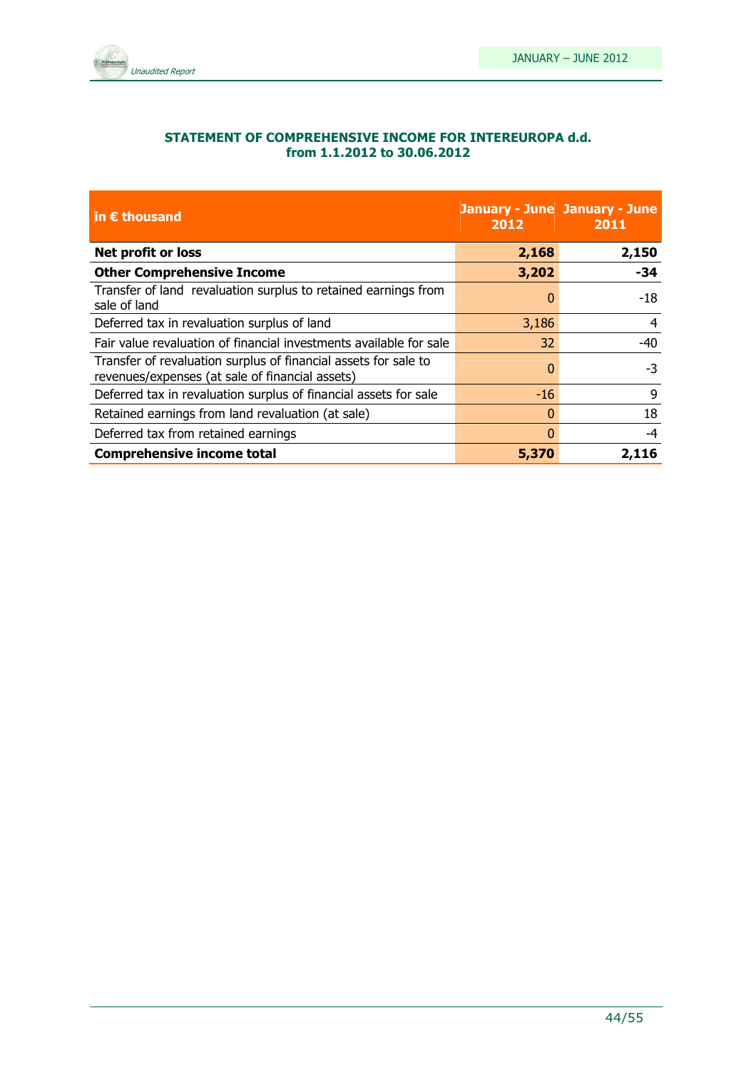**STATEMENT OF COMPREHENSIVE INCOME FOR INTEREUROPA d.d.**
**from 1.1.2012 to 30.06.2012**

| in € thousand | January - June 2012 | January - June 2011 |
|---|---|---|
| **Net profit or loss** | **2,168** | **2,150** |
| **Other Comprehensive Income** | **3,202** | **-34** |
| Transfer of land revaluation surplus to retained earnings from sale of land | 0 | -18 |
| Deferred tax in revaluation surplus of land | 3,186 | 4 |
| Fair value revaluation of financial investments available for sale | 32 | -40 |
| Transfer of revaluation surplus of financial assets for sale to revenues/expenses (at sale of financial assets) | 0 | -3 |
| Deferred tax in revaluation surplus of financial assets for sale | -16 | 9 |
| Retained earnings from land revaluation (at sale) | 0 | 18 |
| Deferred tax from retained earnings | 0 | -4 |
| **Comprehensive income total** | **5,370** | **2,116** |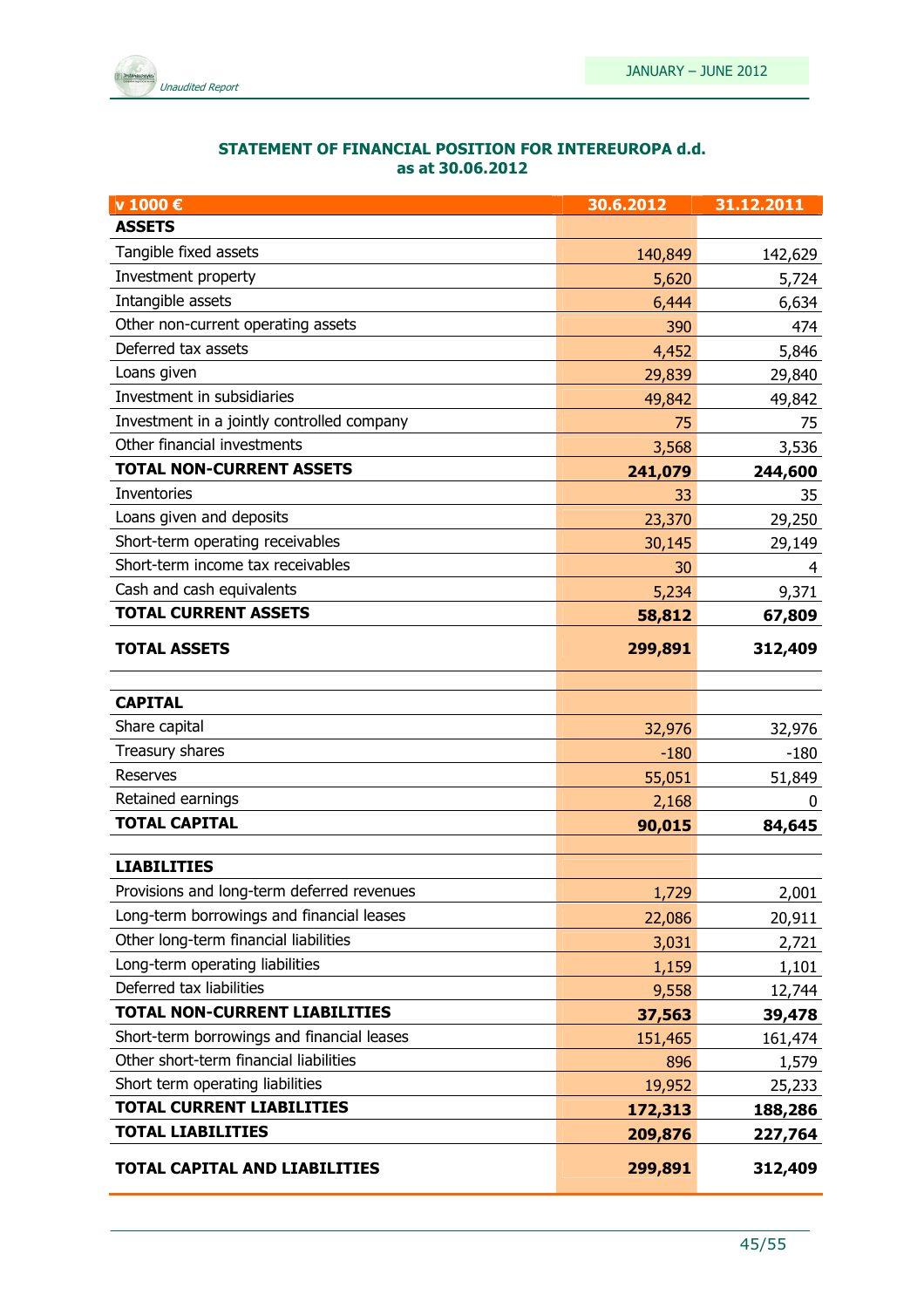### STATEMENT OF FINANCIAL POSITION FOR INTEREUROPA d.d.
### as at 30.06.2012

| v 1000 € | 30.6.2012 | 31.12.2011 |
|---|---|---|
| **ASSETS** | | |
| Tangible fixed assets | 140,849 | 142,629 |
| Investment property | 5,620 | 5,724 |
| Intangible assets | 6,444 | 6,634 |
| Other non-current operating assets | 390 | 474 |
| Deferred tax assets | 4,452 | 5,846 |
| Loans given | 29,839 | 29,840 |
| Investment in subsidiaries | 49,842 | 49,842 |
| Investment in a jointly controlled company | 75 | 75 |
| Other financial investments | 3,568 | 3,536 |
| **TOTAL NON-CURRENT ASSETS** | **241,079** | **244,600** |
| Inventories | 33 | 35 |
| Loans given and deposits | 23,370 | 29,250 |
| Short-term operating receivables | 30,145 | 29,149 |
| Short-term income tax receivables | 30 | 4 |
| Cash and cash equivalents | 5,234 | 9,371 |
| **TOTAL CURRENT ASSETS** | **58,812** | **67,809** |
| **TOTAL ASSETS** | **299,891** | **312,409** |
| | | |
| **CAPITAL** | | |
| Share capital | 32,976 | 32,976 |
| Treasury shares | -180 | -180 |
| Reserves | 55,051 | 51,849 |
| Retained earnings | 2,168 | 0 |
| **TOTAL CAPITAL** | **90,015** | **84,645** |
| | | |
| **LIABILITIES** | | |
| Provisions and long-term deferred revenues | 1,729 | 2,001 |
| Long-term borrowings and financial leases | 22,086 | 20,911 |
| Other long-term financial liabilities | 3,031 | 2,721 |
| Long-term operating liabilities | 1,159 | 1,101 |
| Deferred tax liabilities | 9,558 | 12,744 |
| **TOTAL NON-CURRENT LIABILITIES** | **37,563** | **39,478** |
| Short-term borrowings and financial leases | 151,465 | 161,474 |
| Other short-term financial liabilities | 896 | 1,579 |
| Short term operating liabilities | 19,952 | 25,233 |
| **TOTAL CURRENT LIABILITIES** | **172,313** | **188,286** |
| **TOTAL LIABILITIES** | **209,876** | **227,764** |
| **TOTAL CAPITAL AND LIABILITIES** | **299,891** | **312,409** |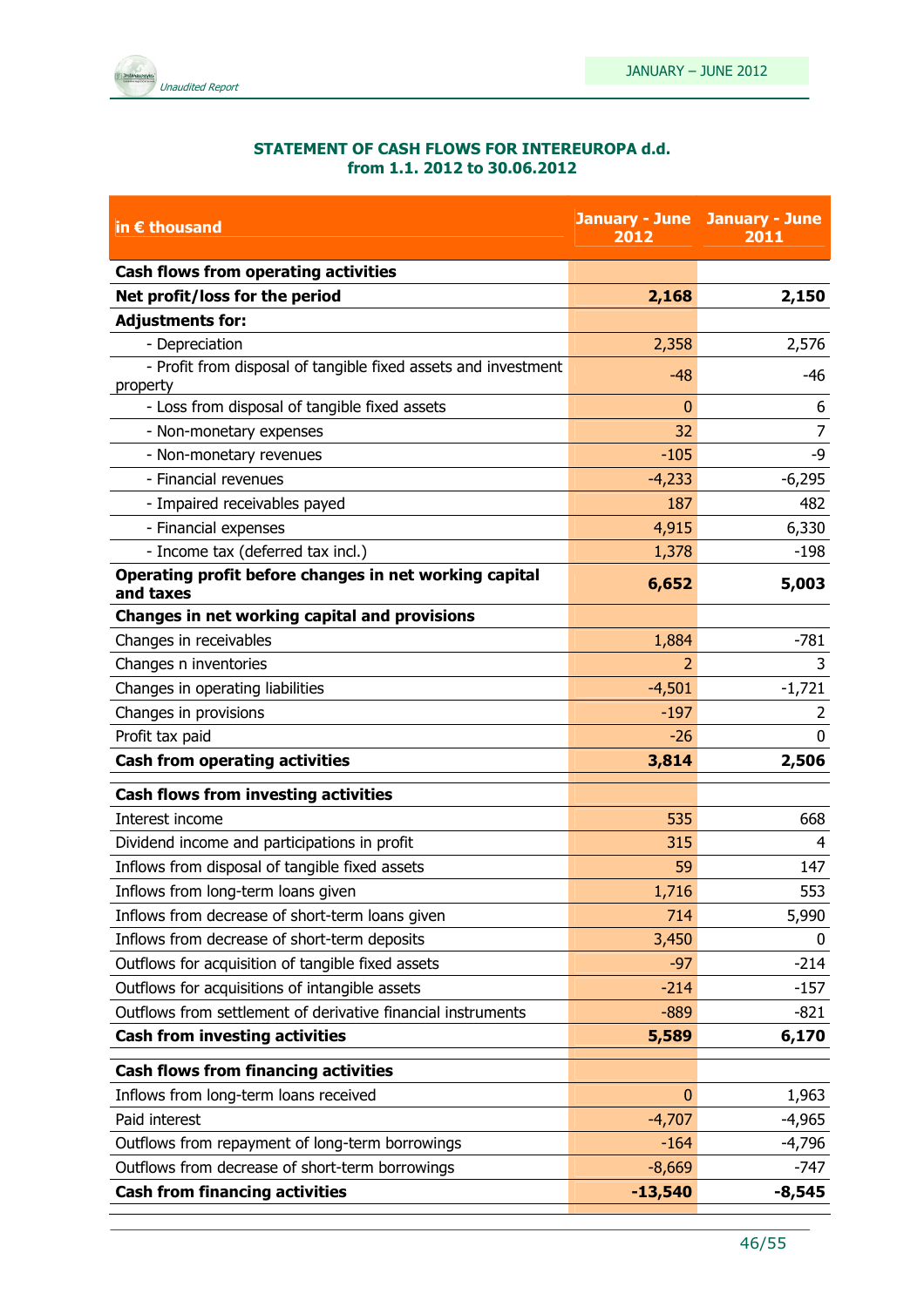### STATEMENT OF CASH FLOWS FOR INTEREUROPA d.d.
### from 1.1. 2012 to 30.06.2012

| in € thousand | January - June 2012 | January - June 2011 |
|---|---|---|
| **Cash flows from operating activities** | | |
| **Net profit/loss for the period** | **2,168** | **2,150** |
| **Adjustments for:** | | |
| - Depreciation | 2,358 | 2,576 |
| - Profit from disposal of tangible fixed assets and investment property | -48 | -46 |
| - Loss from disposal of tangible fixed assets | 0 | 6 |
| - Non-monetary expenses | 32 | 7 |
| - Non-monetary revenues | -105 | -9 |
| - Financial revenues | -4,233 | -6,295 |
| - Impaired receivables payed | 187 | 482 |
| - Financial expenses | 4,915 | 6,330 |
| - Income tax (deferred tax incl.) | 1,378 | -198 |
| **Operating profit before changes in net working capital and taxes** | **6,652** | **5,003** |
| **Changes in net working capital and provisions** | | |
| Changes in receivables | 1,884 | -781 |
| Changes n inventories | 2 | 3 |
| Changes in operating liabilities | -4,501 | -1,721 |
| Changes in provisions | -197 | 2 |
| Profit tax paid | -26 | 0 |
| **Cash from operating activities** | **3,814** | **2,506** |
| **Cash flows from investing activities** | | |
| Interest income | 535 | 668 |
| Dividend income and participations in profit | 315 | 4 |
| Inflows from disposal of tangible fixed assets | 59 | 147 |
| Inflows from long-term loans given | 1,716 | 553 |
| Inflows from decrease of short-term loans given | 714 | 5,990 |
| Inflows from decrease of short-term deposits | 3,450 | 0 |
| Outflows for acquisition of tangible fixed assets | -97 | -214 |
| Outflows for acquisitions of intangible assets | -214 | -157 |
| Outflows from settlement of derivative financial instruments | -889 | -821 |
| **Cash from investing activities** | **5,589** | **6,170** |
| **Cash flows from financing activities** | | |
| Inflows from long-term loans received | 0 | 1,963 |
| Paid interest | -4,707 | -4,965 |
| Outflows from repayment of long-term borrowings | -164 | -4,796 |
| Outflows from decrease of short-term borrowings | -8,669 | -747 |
| **Cash from financing activities** | **-13,540** | **-8,545** |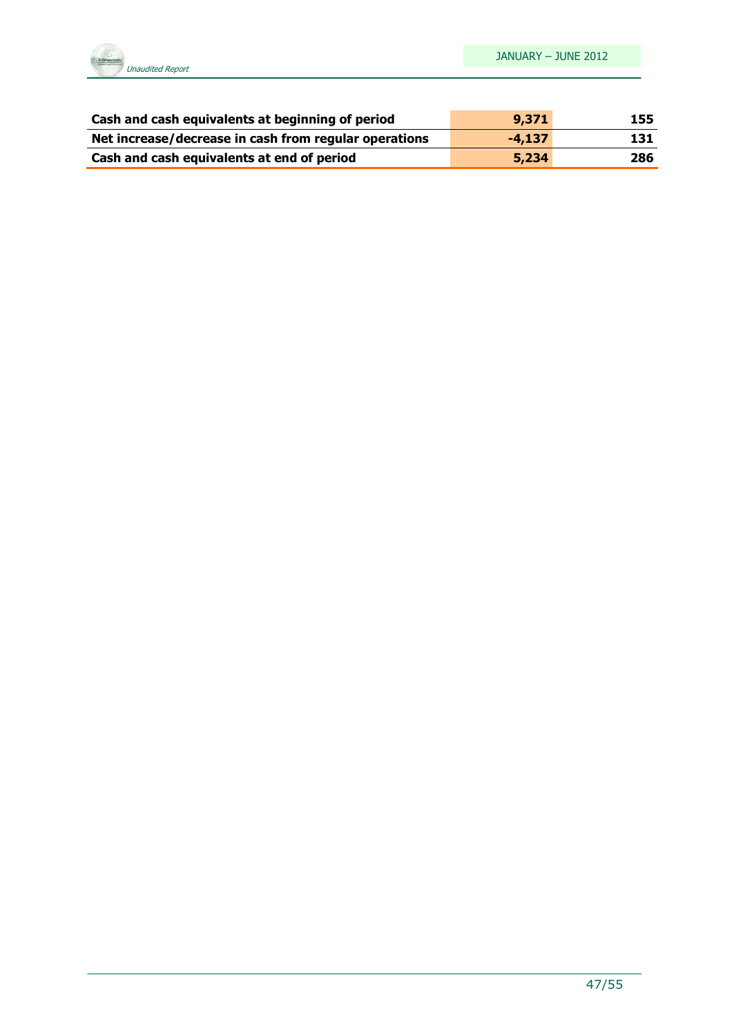| | | |
|---|---|---|
| **Cash and cash equivalents at beginning of period** | **9,371** | **155** |
| **Net increase/decrease in cash from regular operations** | **-4,137** | **131** |
| **Cash and cash equivalents at end of period** | **5,234** | **286** |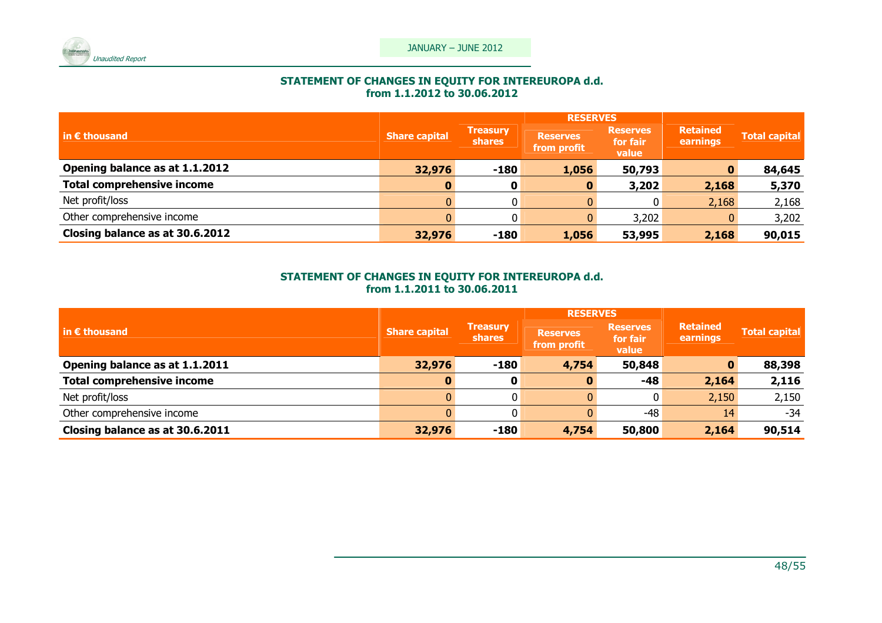**STATEMENT OF CHANGES IN EQUITY FOR INTEREUROPA d.d.**
**from 1.1.2012 to 30.06.2012**

| in € thousand | Share capital | Treasury shares | RESERVES | | Retained earnings | Total capital |
|---|---|---|---|---|---|---|
| | | | Reserves from profit | Reserves for fair value | | |
| **Opening balance as at 1.1.2012** | **32,976** | **-180** | **1,056** | **50,793** | **0** | **84,645** |
| **Total comprehensive income** | **0** | **0** | **0** | **3,202** | **2,168** | **5,370** |
| Net profit/loss | 0 | 0 | 0 | 0 | 2,168 | 2,168 |
| Other comprehensive income | 0 | 0 | 0 | 3,202 | 0 | 3,202 |
| **Closing balance as at 30.6.2012** | **32,976** | **-180** | **1,056** | **53,995** | **2,168** | **90,015** |

**STATEMENT OF CHANGES IN EQUITY FOR INTEREUROPA d.d.**
**from 1.1.2011 to 30.06.2011**

| in € thousand | Share capital | Treasury shares | RESERVES | | Retained earnings | Total capital |
|---|---|---|---|---|---|---|
| | | | Reserves from profit | Reserves for fair value | | |
| **Opening balance as at 1.1.2011** | **32,976** | **-180** | **4,754** | **50,848** | **0** | **88,398** |
| **Total comprehensive income** | **0** | **0** | **0** | **-48** | **2,164** | **2,116** |
| Net profit/loss | 0 | 0 | 0 | 0 | 2,150 | 2,150 |
| Other comprehensive income | 0 | 0 | 0 | -48 | 14 | -34 |
| **Closing balance as at 30.6.2011** | **32,976** | **-180** | **4,754** | **50,800** | **2,164** | **90,514** |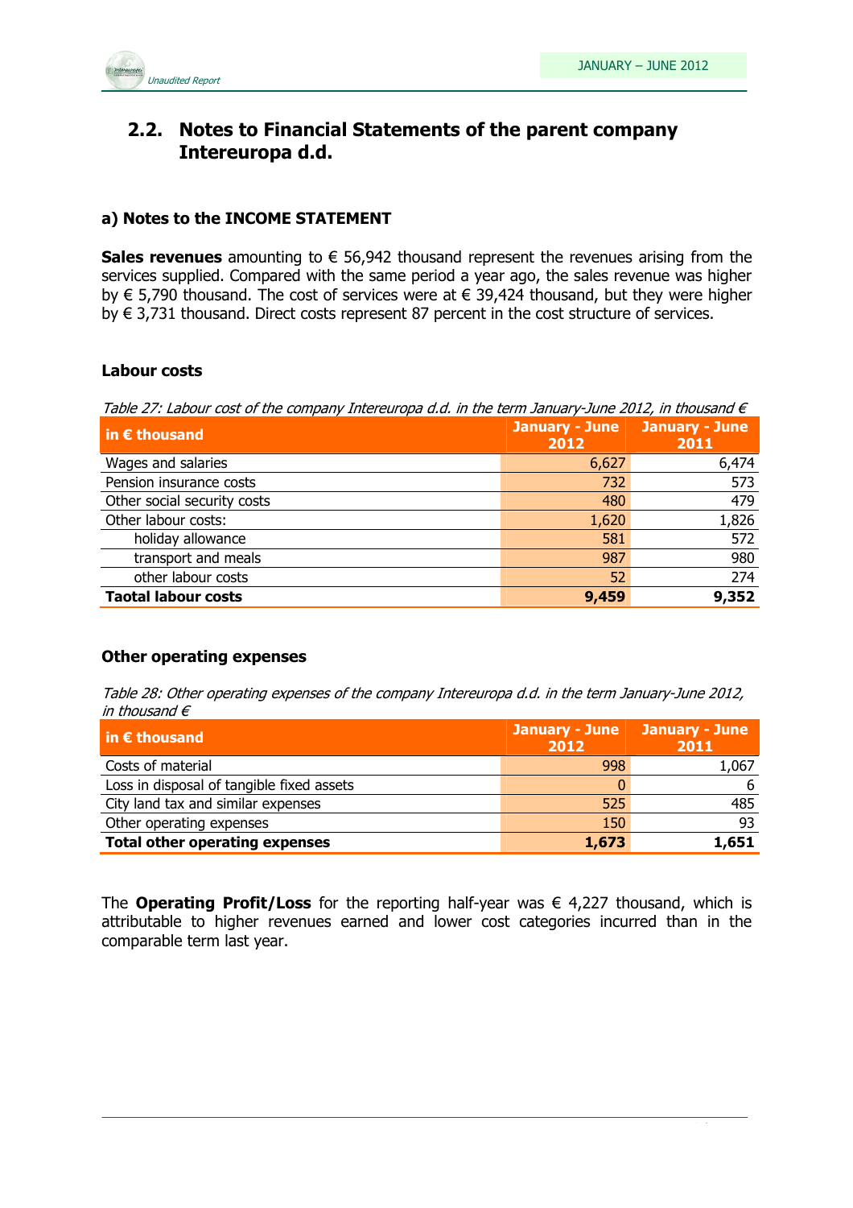## 2.2. Notes to Financial Statements of the parent company Intereuropa d.d.

### a) Notes to the INCOME STATEMENT

**Sales revenues** amounting to € 56,942 thousand represent the revenues arising from the services supplied. Compared with the same period a year ago, the sales revenue was higher by € 5,790 thousand. The cost of services were at € 39,424 thousand, but they were higher by € 3,731 thousand. Direct costs represent 87 percent in the cost structure of services.

#### Labour costs

*Table 27: Labour cost of the company Intereuropa d.d. in the term January-June 2012, in thousand €*

| in € thousand | January - June 2012 | January - June 2011 |
|---|---|---|
| Wages and salaries | 6,627 | 6,474 |
| Pension insurance costs | 732 | 573 |
| Other social security costs | 480 | 479 |
| Other labour costs: | 1,620 | 1,826 |
| holiday allowance | 581 | 572 |
| transport and meals | 987 | 980 |
| other labour costs | 52 | 274 |
| **Taotal labour costs** | **9,459** | **9,352** |

#### Other operating expenses

*Table 28: Other operating expenses of the company Intereuropa d.d. in the term January-June 2012, in thousand €*

| in € thousand | January - June 2012 | January - June 2011 |
|---|---|---|
| Costs of material | 998 | 1,067 |
| Loss in disposal of tangible fixed assets | 0 | 6 |
| City land tax and similar expenses | 525 | 485 |
| Other operating expenses | 150 | 93 |
| **Total other operating expenses** | **1,673** | **1,651** |

The **Operating Profit/Loss** for the reporting half-year was € 4,227 thousand, which is attributable to higher revenues earned and lower cost categories incurred than in the comparable term last year.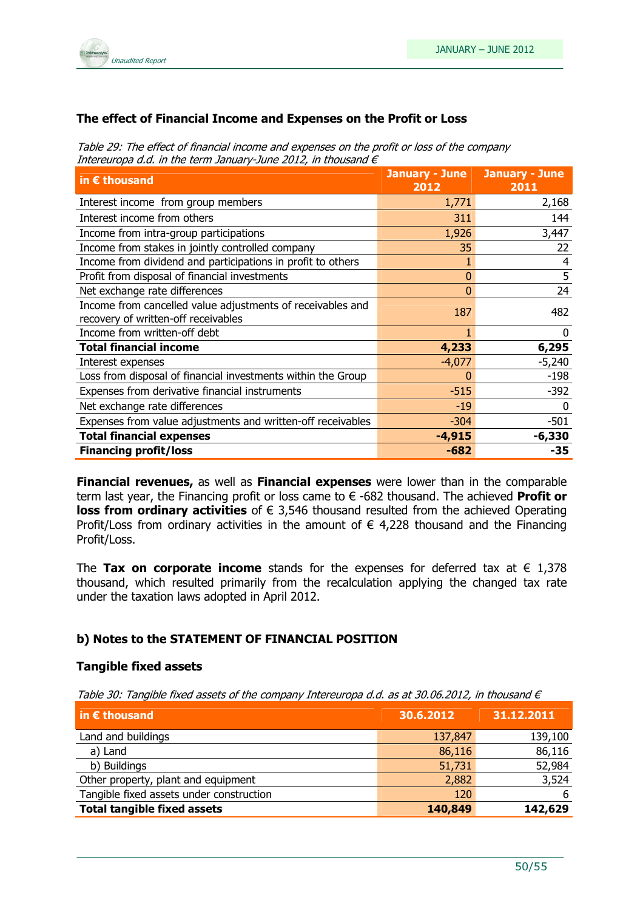### The effect of Financial Income and Expenses on the Profit or Loss

*Table 29: The effect of financial income and expenses on the profit or loss of the company Intereuropa d.d. in the term January-June 2012, in thousand €*

| in € thousand | January - June 2012 | January - June 2011 |
|---|---|---|
| Interest income from group members | 1,771 | 2,168 |
| Interest income from others | 311 | 144 |
| Income from intra-group participations | 1,926 | 3,447 |
| Income from stakes in jointly controlled company | 35 | 22 |
| Income from dividend and participations in profit to others | 1 | 4 |
| Profit from disposal of financial investments | 0 | 5 |
| Net exchange rate differences | 0 | 24 |
| Income from cancelled value adjustments of receivables and recovery of written-off receivables | 187 | 482 |
| Income from written-off debt | 1 | 0 |
| **Total financial income** | **4,233** | **6,295** |
| Interest expenses | -4,077 | -5,240 |
| Loss from disposal of financial investments within the Group | 0 | -198 |
| Expenses from derivative financial instruments | -515 | -392 |
| Net exchange rate differences | -19 | 0 |
| Expenses from value adjustments and written-off receivables | -304 | -501 |
| **Total financial expenses** | **-4,915** | **-6,330** |
| **Financing profit/loss** | **-682** | **-35** |

**Financial revenues,** as well as **Financial expenses** were lower than in the comparable term last year, the Financing profit or loss came to € -682 thousand. The achieved **Profit or loss from ordinary activities** of € 3,546 thousand resulted from the achieved Operating Profit/Loss from ordinary activities in the amount of € 4,228 thousand and the Financing Profit/Loss.

The **Tax on corporate income** stands for the expenses for deferred tax at € 1,378 thousand, which resulted primarily from the recalculation applying the changed tax rate under the taxation laws adopted in April 2012.

### b) Notes to the STATEMENT OF FINANCIAL POSITION

### Tangible fixed assets

*Table 30: Tangible fixed assets of the company Intereuropa d.d. as at 30.06.2012, in thousand €*

| in € thousand | 30.6.2012 | 31.12.2011 |
|---|---|---|
| Land and buildings | 137,847 | 139,100 |
| a) Land | 86,116 | 86,116 |
| b) Buildings | 51,731 | 52,984 |
| Other property, plant and equipment | 2,882 | 3,524 |
| Tangible fixed assets under construction | 120 | 6 |
| **Total tangible fixed assets** | **140,849** | **142,629** |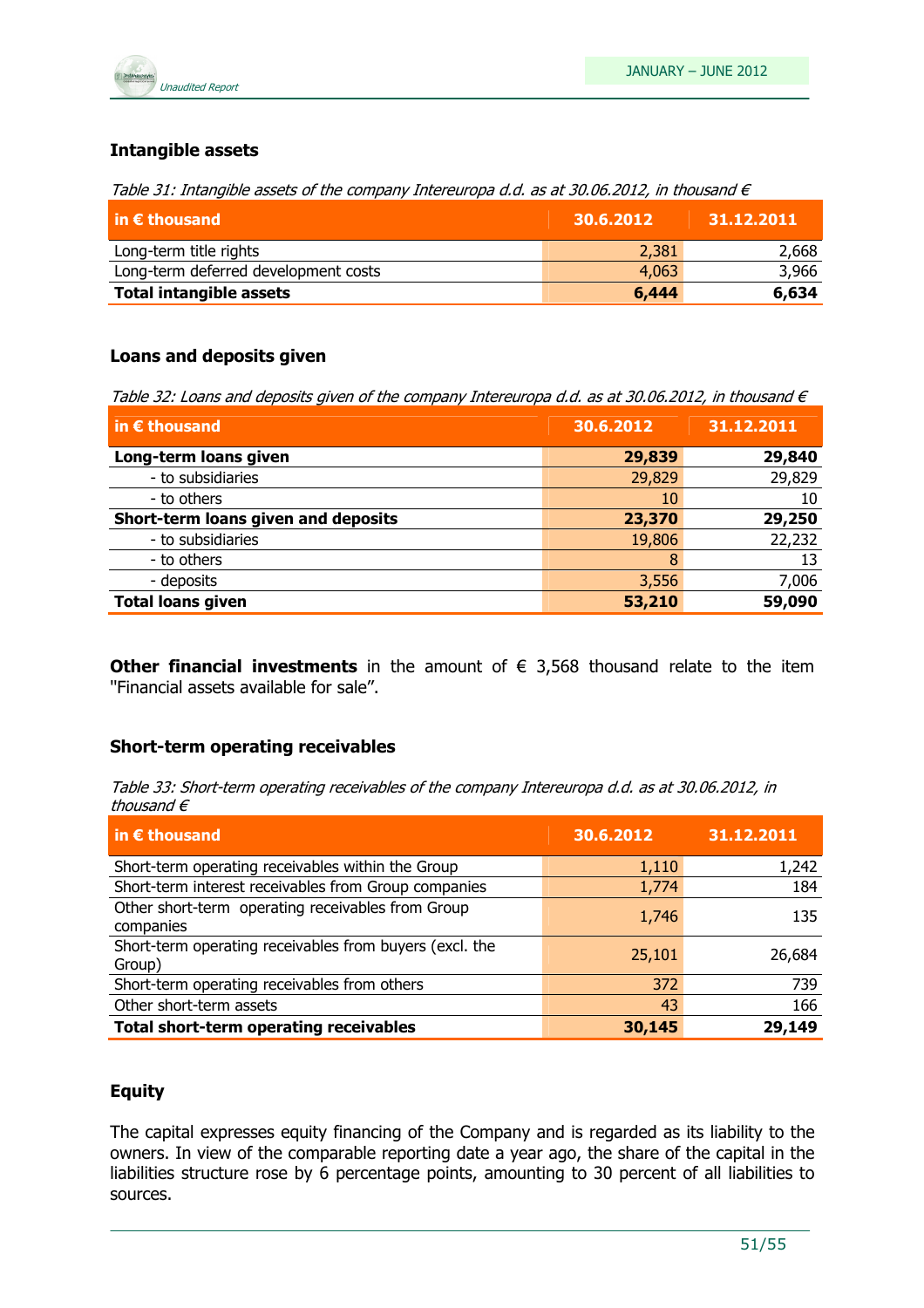### Intangible assets

*Table 31: Intangible assets of the company Intereuropa d.d. as at 30.06.2012, in thousand €*

| in € thousand | 30.6.2012 | 31.12.2011 |
|---|---|---|
| Long-term title rights | 2,381 | 2,668 |
| Long-term deferred development costs | 4,063 | 3,966 |
| **Total intangible assets** | **6,444** | **6,634** |

### Loans and deposits given

*Table 32: Loans and deposits given of the company Intereuropa d.d. as at 30.06.2012, in thousand €*

| in € thousand | 30.6.2012 | 31.12.2011 |
|---|---|---|
| **Long-term loans given** | **29,839** | **29,840** |
| - to subsidiaries | 29,829 | 29,829 |
| - to others | 10 | 10 |
| **Short-term loans given and deposits** | **23,370** | **29,250** |
| - to subsidiaries | 19,806 | 22,232 |
| - to others | 8 | 13 |
| - deposits | 3,556 | 7,006 |
| **Total loans given** | **53,210** | **59,090** |

**Other financial investments** in the amount of € 3,568 thousand relate to the item "Financial assets available for sale".

### Short-term operating receivables

*Table 33: Short-term operating receivables of the company Intereuropa d.d. as at 30.06.2012, in thousand €*

| in € thousand | 30.6.2012 | 31.12.2011 |
|---|---|---|
| Short-term operating receivables within the Group | 1,110 | 1,242 |
| Short-term interest receivables from Group companies | 1,774 | 184 |
| Other short-term operating receivables from Group companies | 1,746 | 135 |
| Short-term operating receivables from buyers (excl. the Group) | 25,101 | 26,684 |
| Short-term operating receivables from others | 372 | 739 |
| Other short-term assets | 43 | 166 |
| **Total short-term operating receivables** | **30,145** | **29,149** |

### Equity

The capital expresses equity financing of the Company and is regarded as its liability to the owners. In view of the comparable reporting date a year ago, the share of the capital in the liabilities structure rose by 6 percentage points, amounting to 30 percent of all liabilities to sources.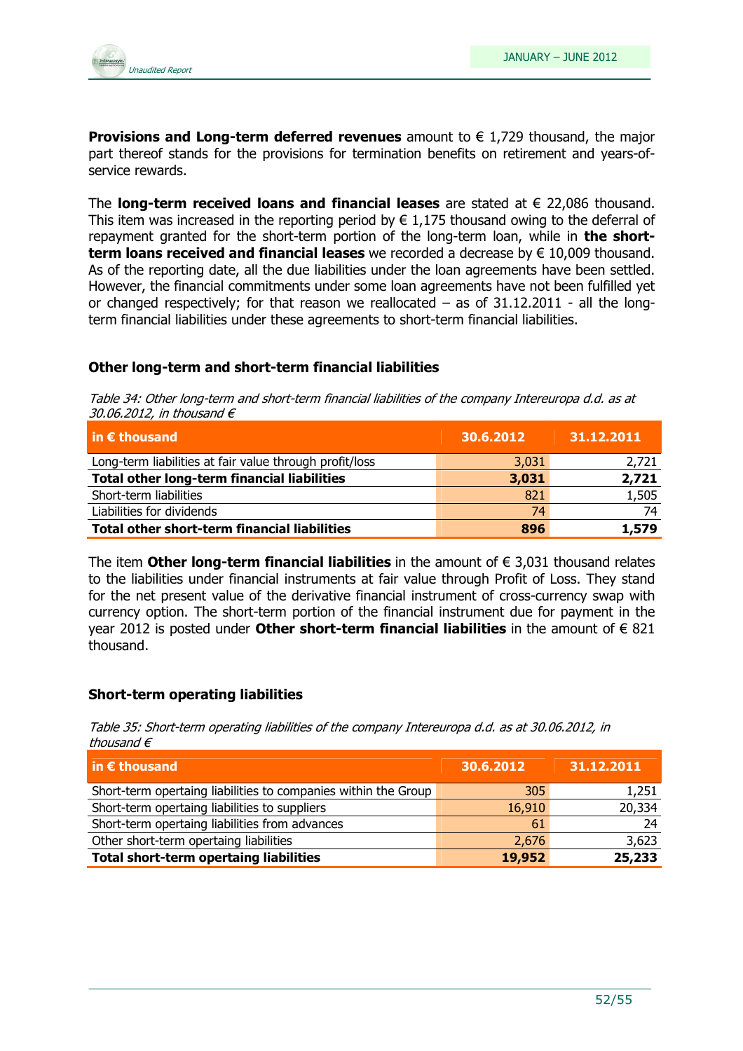**Provisions and Long-term deferred revenues** amount to € 1,729 thousand, the major part thereof stands for the provisions for termination benefits on retirement and years-of-service rewards.

The **long-term received loans and financial leases** are stated at € 22,086 thousand. This item was increased in the reporting period by € 1,175 thousand owing to the deferral of repayment granted for the short-term portion of the long-term loan, while in **the short-term loans received and financial leases** we recorded a decrease by € 10,009 thousand. As of the reporting date, all the due liabilities under the loan agreements have been settled. However, the financial commitments under some loan agreements have not been fulfilled yet or changed respectively; for that reason we reallocated – as of 31.12.2011 - all the long-term financial liabilities under these agreements to short-term financial liabilities.

### Other long-term and short-term financial liabilities

*Table 34: Other long-term and short-term financial liabilities of the company Intereuropa d.d. as at 30.06.2012, in thousand €*

| in € thousand | 30.6.2012 | 31.12.2011 |
|---|---|---|
| Long-term liabilities at fair value through profit/loss | 3,031 | 2,721 |
| **Total other long-term financial liabilities** | **3,031** | **2,721** |
| Short-term liabilities | 821 | 1,505 |
| Liabilities for dividends | 74 | 74 |
| **Total other short-term financial liabilities** | **896** | **1,579** |

The item **Other long-term financial liabilities** in the amount of € 3,031 thousand relates to the liabilities under financial instruments at fair value through Profit of Loss. They stand for the net present value of the derivative financial instrument of cross-currency swap with currency option. The short-term portion of the financial instrument due for payment in the year 2012 is posted under **Other short-term financial liabilities** in the amount of € 821 thousand.

### Short-term operating liabilities

*Table 35: Short-term operating liabilities of the company Intereuropa d.d. as at 30.06.2012, in thousand €*

| in € thousand | 30.6.2012 | 31.12.2011 |
|---|---|---|
| Short-term opertaing liabilities to companies within the Group | 305 | 1,251 |
| Short-term opertaing liabilities to suppliers | 16,910 | 20,334 |
| Short-term opertaing liabilities from advances | 61 | 24 |
| Other short-term opertaing liabilities | 2,676 | 3,623 |
| **Total short-term opertaing liabilities** | **19,952** | **25,233** |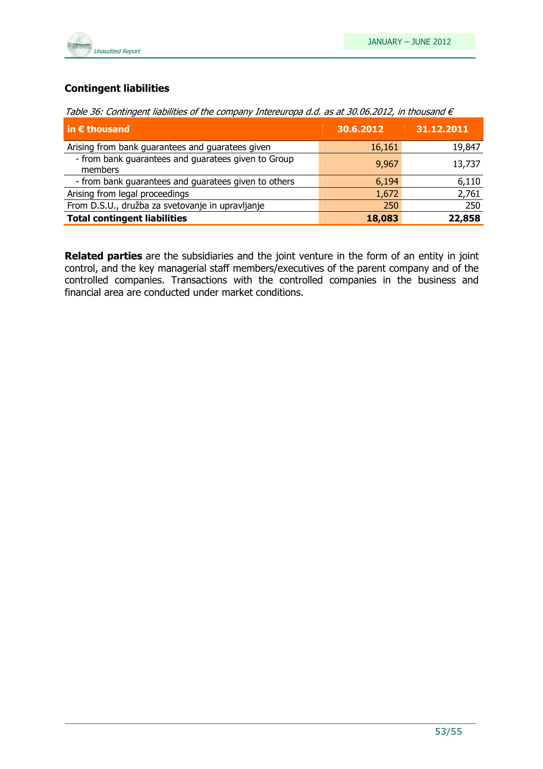## Contingent liabilities

*Table 36: Contingent liabilities of the company Intereuropa d.d. as at 30.06.2012, in thousand €*

| in € thousand | 30.6.2012 | 31.12.2011 |
|---|---|---|
| Arising from bank guarantees and guaratees given | 16,161 | 19,847 |
| - from bank guarantees and guaratees given to Group members | 9,967 | 13,737 |
| - from bank guarantees and guaratees given to others | 6,194 | 6,110 |
| Arising from legal proceedings | 1,672 | 2,761 |
| From D.S.U., družba za svetovanje in upravljanje | 250 | 250 |
| **Total contingent liabilities** | **18,083** | **22,858** |

**Related parties** are the subsidiaries and the joint venture in the form of an entity in joint control, and the key managerial staff members/executives of the parent company and of the controlled companies. Transactions with the controlled companies in the business and financial area are conducted under market conditions.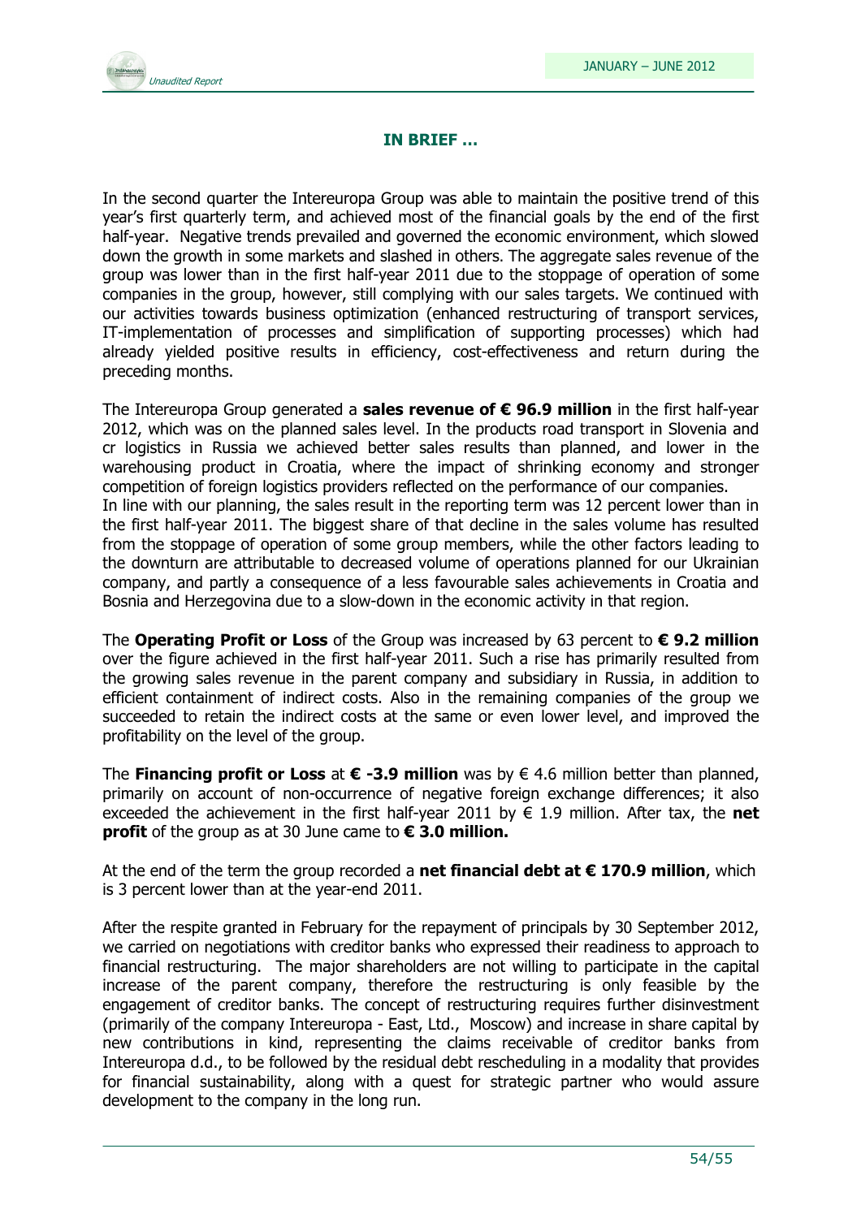## IN BRIEF …

In the second quarter the Intereuropa Group was able to maintain the positive trend of this year's first quarterly term, and achieved most of the financial goals by the end of the first half-year. Negative trends prevailed and governed the economic environment, which slowed down the growth in some markets and slashed in others. The aggregate sales revenue of the group was lower than in the first half-year 2011 due to the stoppage of operation of some companies in the group, however, still complying with our sales targets. We continued with our activities towards business optimization (enhanced restructuring of transport services, IT-implementation of processes and simplification of supporting processes) which had already yielded positive results in efficiency, cost-effectiveness and return during the preceding months.

The Intereuropa Group generated a **sales revenue of € 96.9 million** in the first half-year 2012, which was on the planned sales level. In the products road transport in Slovenia and cr logistics in Russia we achieved better sales results than planned, and lower in the warehousing product in Croatia, where the impact of shrinking economy and stronger competition of foreign logistics providers reflected on the performance of our companies.
In line with our planning, the sales result in the reporting term was 12 percent lower than in the first half-year 2011. The biggest share of that decline in the sales volume has resulted from the stoppage of operation of some group members, while the other factors leading to the downturn are attributable to decreased volume of operations planned for our Ukrainian company, and partly a consequence of a less favourable sales achievements in Croatia and Bosnia and Herzegovina due to a slow-down in the economic activity in that region.

The **Operating Profit or Loss** of the Group was increased by 63 percent to **€ 9.2 million** over the figure achieved in the first half-year 2011. Such a rise has primarily resulted from the growing sales revenue in the parent company and subsidiary in Russia, in addition to efficient containment of indirect costs. Also in the remaining companies of the group we succeeded to retain the indirect costs at the same or even lower level, and improved the profitability on the level of the group.

The **Financing profit or Loss** at **€ -3.9 million** was by € 4.6 million better than planned, primarily on account of non-occurrence of negative foreign exchange differences; it also exceeded the achievement in the first half-year 2011 by € 1.9 million. After tax, the **net profit** of the group as at 30 June came to **€ 3.0 million.**

At the end of the term the group recorded a **net financial debt at € 170.9 million**, which is 3 percent lower than at the year-end 2011.

After the respite granted in February for the repayment of principals by 30 September 2012, we carried on negotiations with creditor banks who expressed their readiness to approach to financial restructuring. The major shareholders are not willing to participate in the capital increase of the parent company, therefore the restructuring is only feasible by the engagement of creditor banks. The concept of restructuring requires further disinvestment (primarily of the company Intereuropa - East, Ltd., Moscow) and increase in share capital by new contributions in kind, representing the claims receivable of creditor banks from Intereuropa d.d., to be followed by the residual debt rescheduling in a modality that provides for financial sustainability, along with a quest for strategic partner who would assure development to the company in the long run.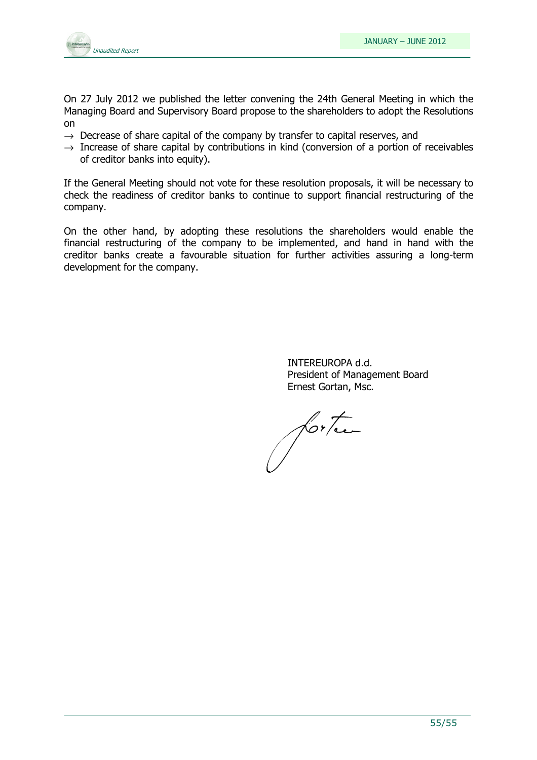On 27 July 2012 we published the letter convening the 24th General Meeting in which the Managing Board and Supervisory Board propose to the shareholders to adopt the Resolutions on

- → Decrease of share capital of the company by transfer to capital reserves, and
- → Increase of share capital by contributions in kind (conversion of a portion of receivables of creditor banks into equity).

If the General Meeting should not vote for these resolution proposals, it will be necessary to check the readiness of creditor banks to continue to support financial restructuring of the company.

On the other hand, by adopting these resolutions the shareholders would enable the financial restructuring of the company to be implemented, and hand in hand with the creditor banks create a favourable situation for further activities assuring a long-term development for the company.

INTEREUROPA d.d.
President of Management Board
Ernest Gortan, Msc.